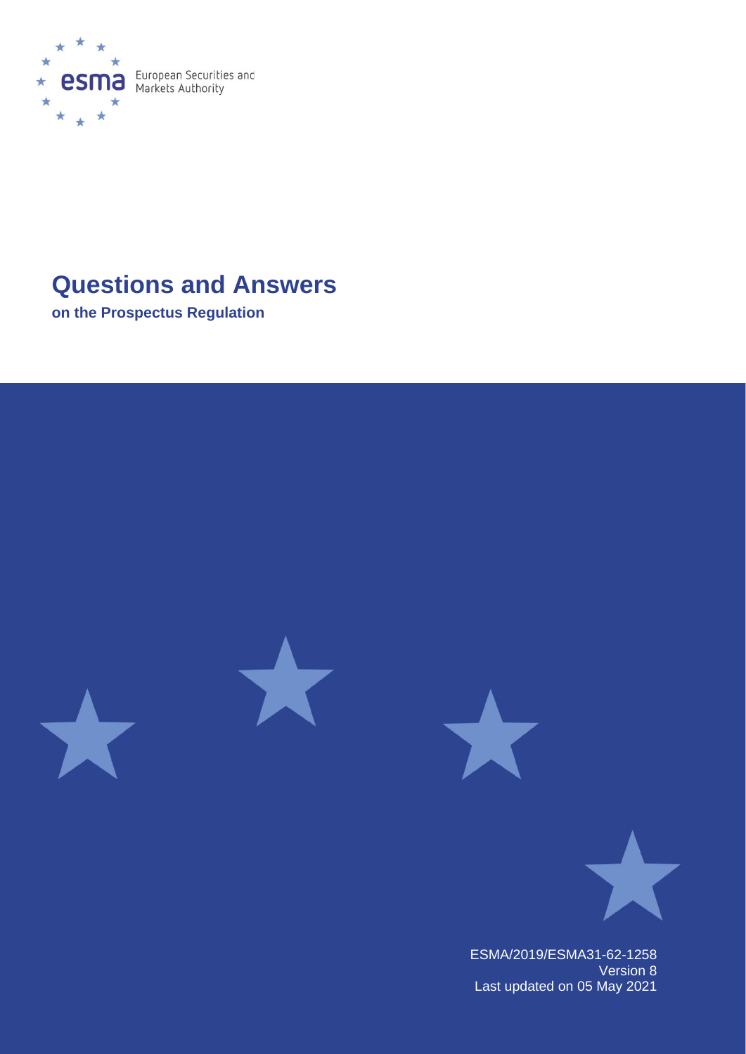European Securities and Markets Authority

# Questions and Answers

**on the Prospectus Regulation**

ESMA/2019/ESMA31-62-1258
Version 8
Last updated on 05 May 2021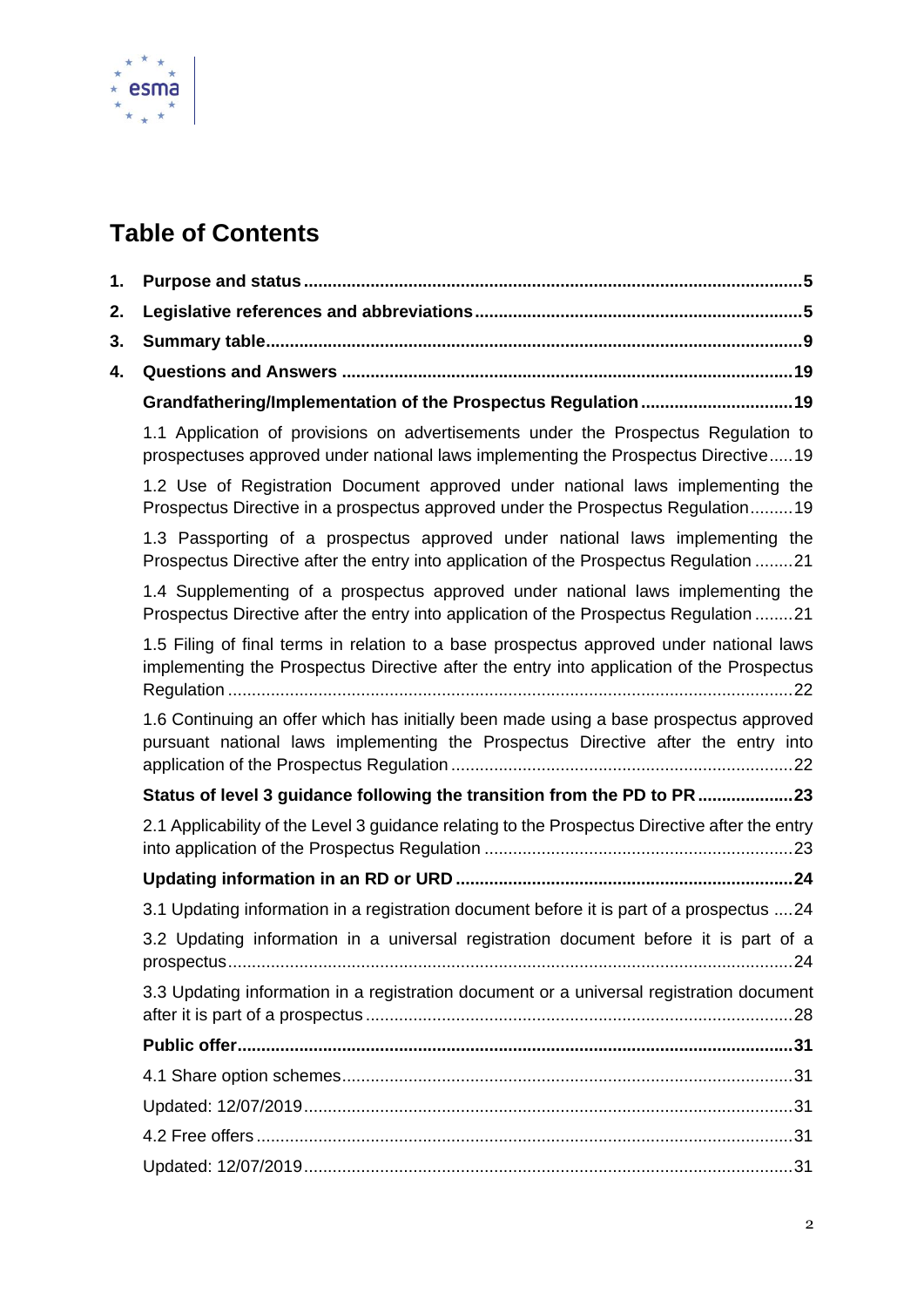# Table of Contents

1. **Purpose and status** ........................................................................................................5
2. **Legislative references and abbreviations** .....................................................................5
3. **Summary table** ...............................................................................................................9
4. **Questions and Answers** ..............................................................................................19

**Grandfathering/Implementation of the Prospectus Regulation** ................................19

1.1 Application of provisions on advertisements under the Prospectus Regulation to prospectuses approved under national laws implementing the Prospectus Directive .....19

1.2 Use of Registration Document approved under national laws implementing the Prospectus Directive in a prospectus approved under the Prospectus Regulation .........19

1.3 Passporting of a prospectus approved under national laws implementing the Prospectus Directive after the entry into application of the Prospectus Regulation ........21

1.4 Supplementing of a prospectus approved under national laws implementing the Prospectus Directive after the entry into application of the Prospectus Regulation ........21

1.5 Filing of final terms in relation to a base prospectus approved under national laws implementing the Prospectus Directive after the entry into application of the Prospectus Regulation .......................................................................................................................22

1.6 Continuing an offer which has initially been made using a base prospectus approved pursuant national laws implementing the Prospectus Directive after the entry into application of the Prospectus Regulation ........................................................................22

**Status of level 3 guidance following the transition from the PD to PR** ....................23

2.1 Applicability of the Level 3 guidance relating to the Prospectus Directive after the entry into application of the Prospectus Regulation .................................................................23

**Updating information in an RD or URD** .......................................................................24

3.1 Updating information in a registration document before it is part of a prospectus ....24

3.2 Updating information in a universal registration document before it is part of a prospectus......................................................................................................................24

3.3 Updating information in a registration document or a universal registration document after it is part of a prospectus .........................................................................................28

**Public offer** .....................................................................................................................31

4.1 Share option schemes...............................................................................................31

Updated: 12/07/2019.......................................................................................................31

4.2 Free offers .................................................................................................................31

Updated: 12/07/2019.......................................................................................................31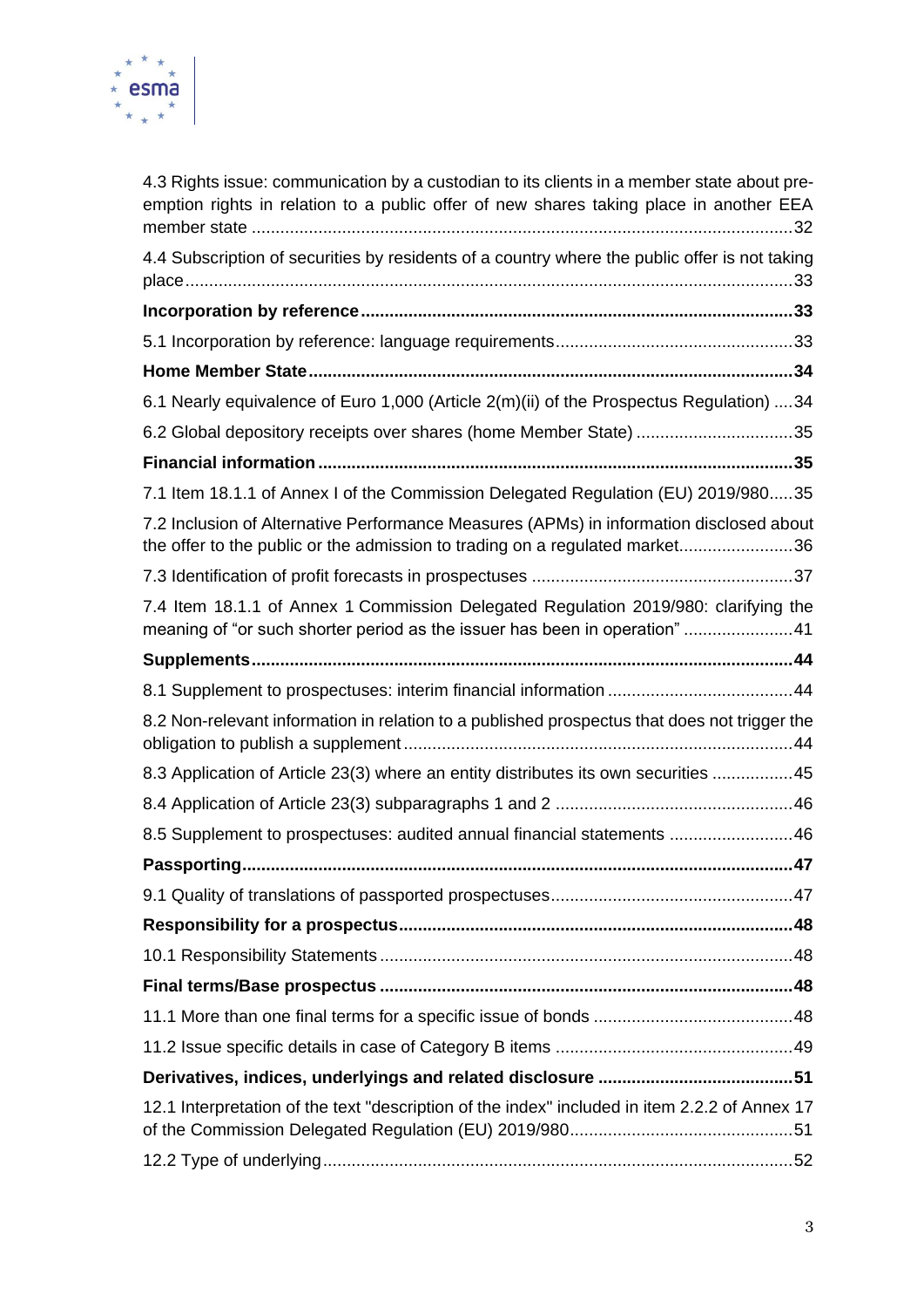4.3 Rights issue: communication by a custodian to its clients in a member state about pre-emption rights in relation to a public offer of new shares taking place in another EEA member state ....................................................................................................................32

4.4 Subscription of securities by residents of a country where the public offer is not taking place ....................................................................................................................33

**Incorporation by reference ....................................................................................33**

5.1 Incorporation by reference: language requirements..................................................33

**Home Member State ................................................................................................34**

6.1 Nearly equivalence of Euro 1,000 (Article 2(m)(ii) of the Prospectus Regulation) ....34

6.2 Global depository receipts over shares (home Member State) .................................35

**Financial information ..............................................................................................35**

7.1 Item 18.1.1 of Annex I of the Commission Delegated Regulation (EU) 2019/980.....35

7.2 Inclusion of Alternative Performance Measures (APMs) in information disclosed about the offer to the public or the admission to trading on a regulated market........................36

7.3 Identification of profit forecasts in prospectuses ......................................................37

7.4 Item 18.1.1 of Annex 1 Commission Delegated Regulation 2019/980: clarifying the meaning of "or such shorter period as the issuer has been in operation" .......................41

**Supplements ...........................................................................................................44**

8.1 Supplement to prospectuses: interim financial information .......................................44

8.2 Non-relevant information in relation to a published prospectus that does not trigger the obligation to publish a supplement ...............................................................................44

8.3 Application of Article 23(3) where an entity distributes its own securities .................45

8.4 Application of Article 23(3) subparagraphs 1 and 2 .................................................46

8.5 Supplement to prospectuses: audited annual financial statements ..........................46

**Passporting .............................................................................................................47**

9.1 Quality of translations of passported prospectuses ..................................................47

**Responsibility for a prospectus ..............................................................................48**

10.1 Responsibility Statements ......................................................................................48

**Final terms/Base prospectus ..................................................................................48**

11.1 More than one final terms for a specific issue of bonds ..........................................48

11.2 Issue specific details in case of Category B items .................................................49

**Derivatives, indices, underlyings and related disclosure .........................................51**

12.1 Interpretation of the text "description of the index" included in item 2.2.2 of Annex 17 of the Commission Delegated Regulation (EU) 2019/980...............................................51

12.2 Type of underlying ..................................................................................................52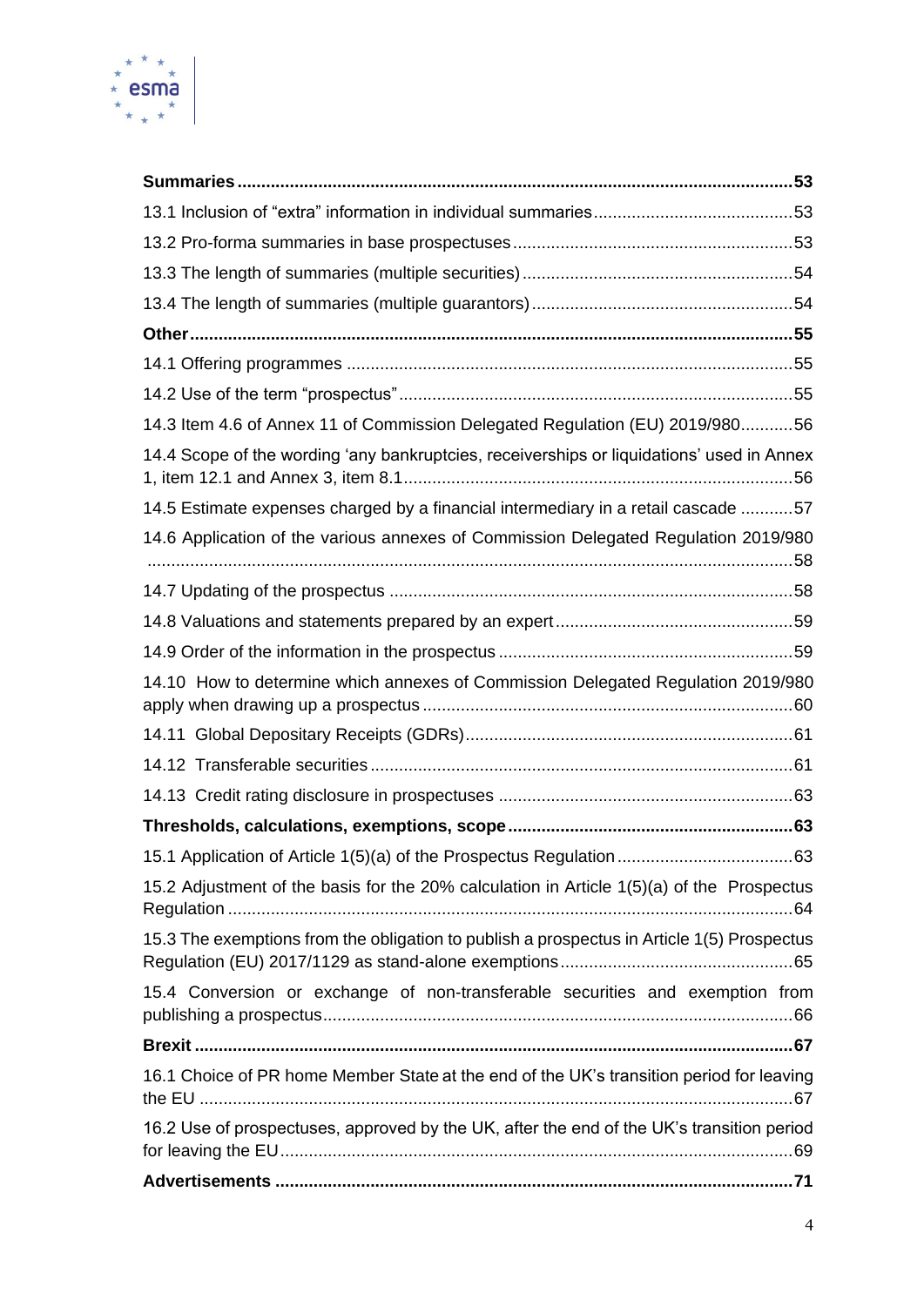**Summaries** **53**

13.1 Inclusion of "extra" information in individual summaries 53

13.2 Pro-forma summaries in base prospectuses 53

13.3 The length of summaries (multiple securities) 54

13.4 The length of summaries (multiple guarantors) 54

**Other** **55**

14.1 Offering programmes 55

14.2 Use of the term "prospectus" 55

14.3 Item 4.6 of Annex 11 of Commission Delegated Regulation (EU) 2019/980 56

14.4 Scope of the wording 'any bankruptcies, receiverships or liquidations' used in Annex 1, item 12.1 and Annex 3, item 8.1 56

14.5 Estimate expenses charged by a financial intermediary in a retail cascade 57

14.6 Application of the various annexes of Commission Delegated Regulation 2019/980 58

14.7 Updating of the prospectus 58

14.8 Valuations and statements prepared by an expert 59

14.9 Order of the information in the prospectus 59

14.10 How to determine which annexes of Commission Delegated Regulation 2019/980 apply when drawing up a prospectus 60

14.11 Global Depositary Receipts (GDRs) 61

14.12 Transferable securities 61

14.13 Credit rating disclosure in prospectuses 63

**Thresholds, calculations, exemptions, scope** **63**

15.1 Application of Article 1(5)(a) of the Prospectus Regulation 63

15.2 Adjustment of the basis for the 20% calculation in Article 1(5)(a) of the Prospectus Regulation 64

15.3 The exemptions from the obligation to publish a prospectus in Article 1(5) Prospectus Regulation (EU) 2017/1129 as stand-alone exemptions 65

15.4 Conversion or exchange of non-transferable securities and exemption from publishing a prospectus 66

**Brexit** **67**

16.1 Choice of PR home Member State at the end of the UK's transition period for leaving the EU 67

16.2 Use of prospectuses, approved by the UK, after the end of the UK's transition period for leaving the EU 69

**Advertisements** **71**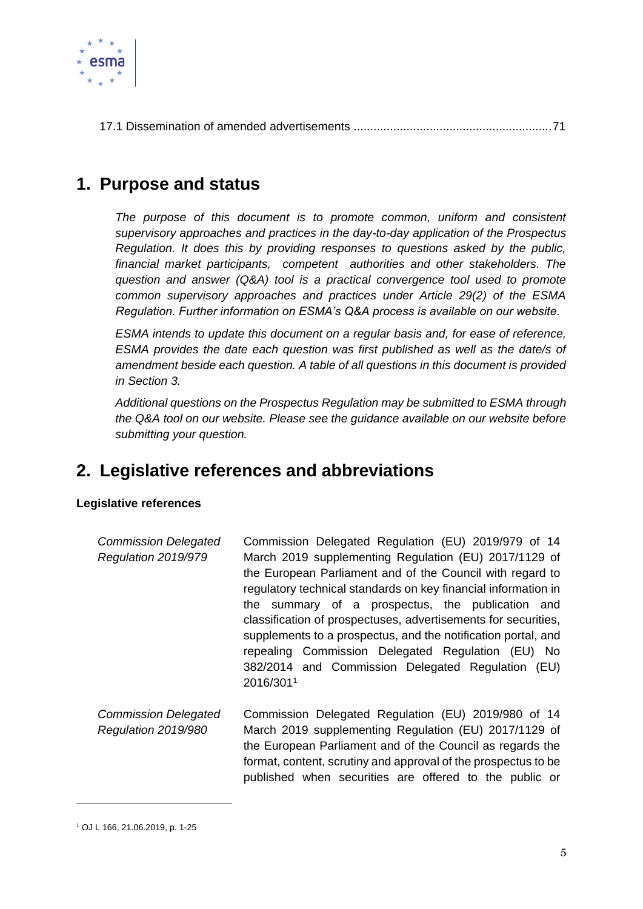17.1 Dissemination of amended advertisements ............................................................71

# 1. Purpose and status

*The purpose of this document is to promote common, uniform and consistent supervisory approaches and practices in the day-to-day application of the Prospectus Regulation. It does this by providing responses to questions asked by the public, financial market participants, competent authorities and other stakeholders. The question and answer (Q&A) tool is a practical convergence tool used to promote common supervisory approaches and practices under Article 29(2) of the ESMA Regulation. Further information on ESMA's Q&A process is available on our website.*

*ESMA intends to update this document on a regular basis and, for ease of reference, ESMA provides the date each question was first published as well as the date/s of amendment beside each question. A table of all questions in this document is provided in Section 3.*

*Additional questions on the Prospectus Regulation may be submitted to ESMA through the Q&A tool on our website. Please see the guidance available on our website before submitting your question.*

# 2. Legislative references and abbreviations

**Legislative references**

| | |
|---|---|
| *Commission Delegated Regulation 2019/979* | Commission Delegated Regulation (EU) 2019/979 of 14 March 2019 supplementing Regulation (EU) 2017/1129 of the European Parliament and of the Council with regard to regulatory technical standards on key financial information in the summary of a prospectus, the publication and classification of prospectuses, advertisements for securities, supplements to a prospectus, and the notification portal, and repealing Commission Delegated Regulation (EU) No 382/2014 and Commission Delegated Regulation (EU) 2016/301[1] |
| *Commission Delegated Regulation 2019/980* | Commission Delegated Regulation (EU) 2019/980 of 14 March 2019 supplementing Regulation (EU) 2017/1129 of the European Parliament and of the Council as regards the format, content, scrutiny and approval of the prospectus to be published when securities are offered to the public or |

[1] OJ L 166, 21.06.2019, p. 1-25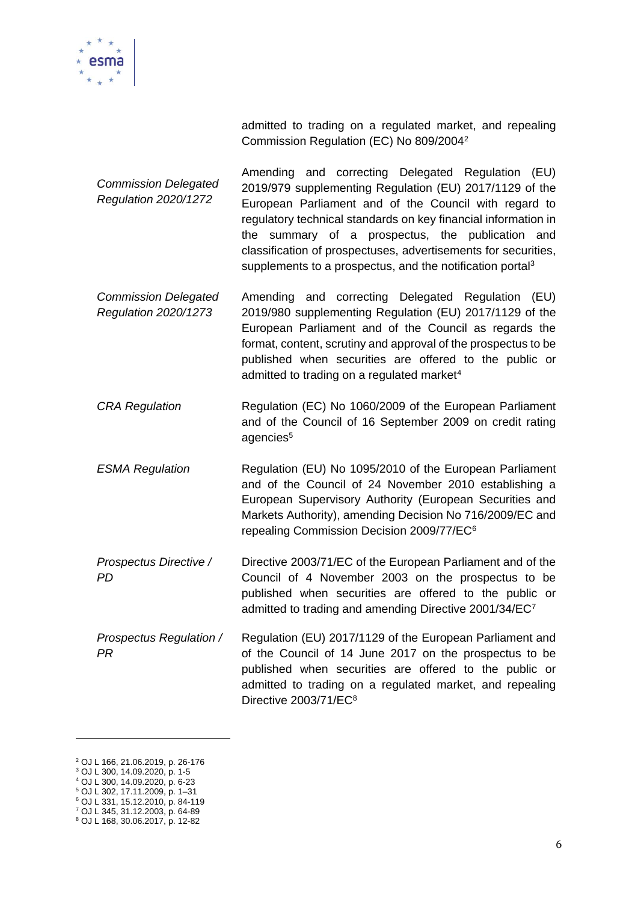| | |
|---|---|
| | admitted to trading on a regulated market, and repealing Commission Regulation (EC) No 809/2004[2] |
| *Commission Delegated Regulation 2020/1272* | Amending and correcting Delegated Regulation (EU) 2019/979 supplementing Regulation (EU) 2017/1129 of the European Parliament and of the Council with regard to regulatory technical standards on key financial information in the summary of a prospectus, the publication and classification of prospectuses, advertisements for securities, supplements to a prospectus, and the notification portal[3] |
| *Commission Delegated Regulation 2020/1273* | Amending and correcting Delegated Regulation (EU) 2019/980 supplementing Regulation (EU) 2017/1129 of the European Parliament and of the Council as regards the format, content, scrutiny and approval of the prospectus to be published when securities are offered to the public or admitted to trading on a regulated market[4] |
| *CRA Regulation* | Regulation (EC) No 1060/2009 of the European Parliament and of the Council of 16 September 2009 on credit rating agencies[5] |
| *ESMA Regulation* | Regulation (EU) No 1095/2010 of the European Parliament and of the Council of 24 November 2010 establishing a European Supervisory Authority (European Securities and Markets Authority), amending Decision No 716/2009/EC and repealing Commission Decision 2009/77/EC[6] |
| *Prospectus Directive / PD* | Directive 2003/71/EC of the European Parliament and of the Council of 4 November 2003 on the prospectus to be published when securities are offered to the public or admitted to trading and amending Directive 2001/34/EC[7] |
| *Prospectus Regulation / PR* | Regulation (EU) 2017/1129 of the European Parliament and of the Council of 14 June 2017 on the prospectus to be published when securities are offered to the public or admitted to trading on a regulated market, and repealing Directive 2003/71/EC[8] |

[2] OJ L 166, 21.06.2019, p. 26-176
[3] OJ L 300, 14.09.2020, p. 1-5
[4] OJ L 300, 14.09.2020, p. 6-23
[5] OJ L 302, 17.11.2009, p. 1–31
[6] OJ L 331, 15.12.2010, p. 84-119
[7] OJ L 345, 31.12.2003, p. 64-89
[8] OJ L 168, 30.06.2017, p. 12-82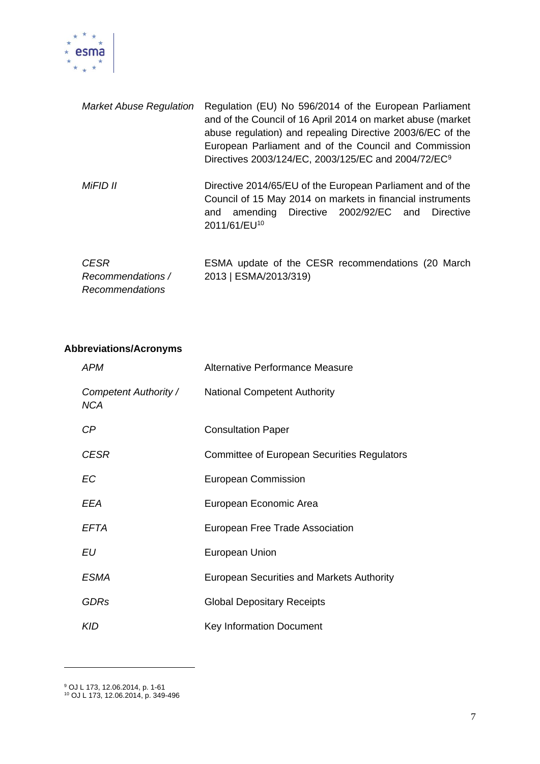| | |
|---|---|
| *Market Abuse Regulation* | Regulation (EU) No 596/2014 of the European Parliament and of the Council of 16 April 2014 on market abuse (market abuse regulation) and repealing Directive 2003/6/EC of the European Parliament and of the Council and Commission Directives 2003/124/EC, 2003/125/EC and 2004/72/EC[9] |
| *MiFID II* | Directive 2014/65/EU of the European Parliament and of the Council of 15 May 2014 on markets in financial instruments and amending Directive 2002/92/EC and Directive 2011/61/EU[10] |
| *CESR Recommendations / Recommendations* | ESMA update of the CESR recommendations (20 March 2013 \| ESMA/2013/319) |

**Abbreviations/Acronyms**

| | |
|---|---|
| *APM* | Alternative Performance Measure |
| *Competent Authority / NCA* | National Competent Authority |
| *CP* | Consultation Paper |
| *CESR* | Committee of European Securities Regulators |
| *EC* | European Commission |
| *EEA* | European Economic Area |
| *EFTA* | European Free Trade Association |
| *EU* | European Union |
| *ESMA* | European Securities and Markets Authority |
| *GDRs* | Global Depositary Receipts |
| *KID* | Key Information Document |

[9] OJ L 173, 12.06.2014, p. 1-61

[10] OJ L 173, 12.06.2014, p. 349-496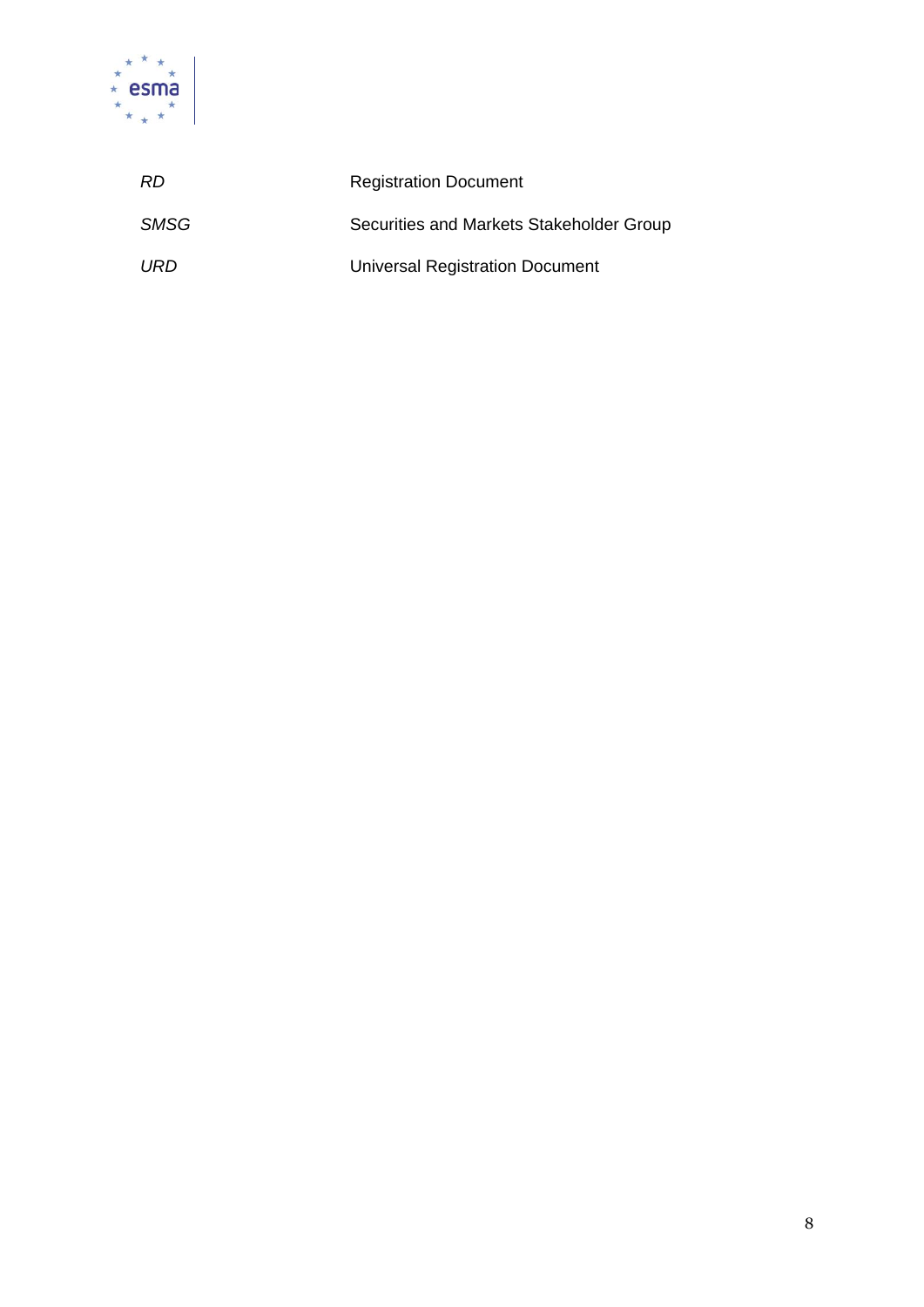| | |
|---|---|
| *RD* | Registration Document |
| *SMSG* | Securities and Markets Stakeholder Group |
| *URD* | Universal Registration Document |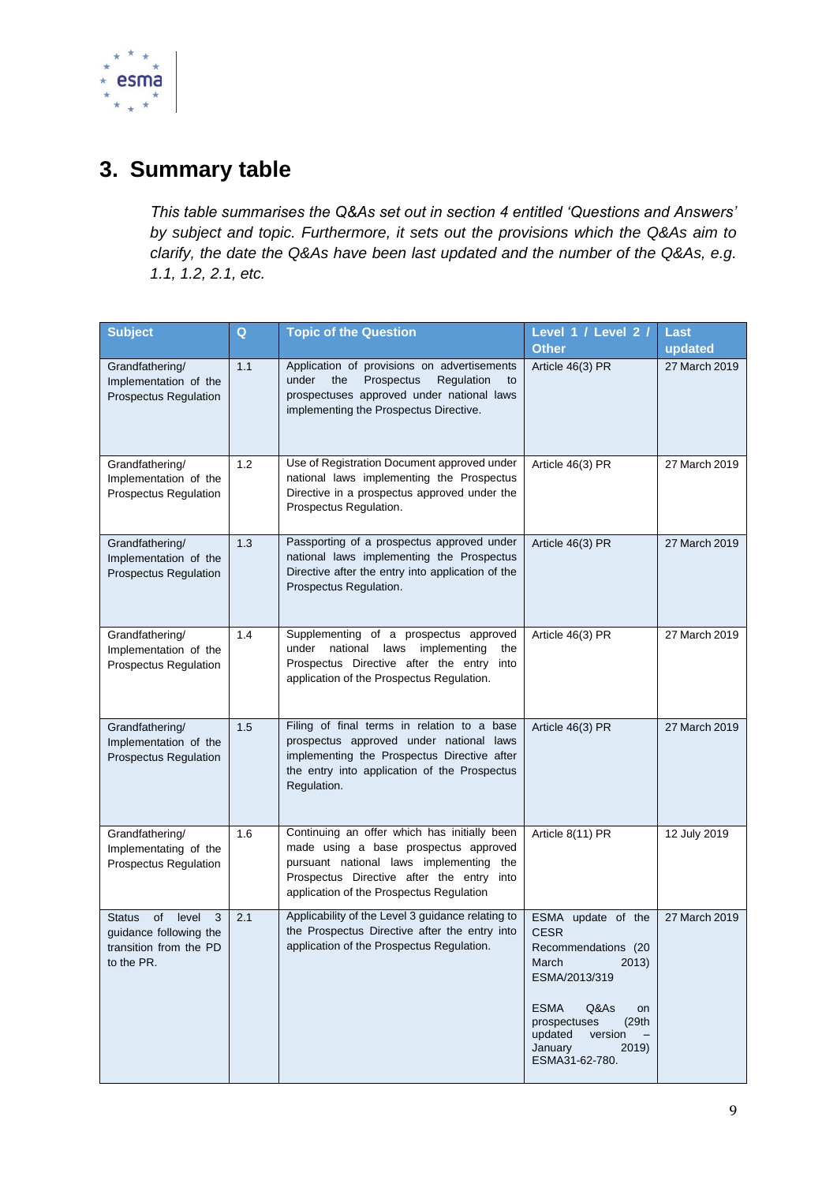# 3. Summary table

*This table summarises the Q&As set out in section 4 entitled 'Questions and Answers' by subject and topic. Furthermore, it sets out the provisions which the Q&As aim to clarify, the date the Q&As have been last updated and the number of the Q&As, e.g. 1.1, 1.2, 2.1, etc.*

| Subject | Q | Topic of the Question | Level 1 / Level 2 / Other | Last updated |
|---|---|---|---|---|
| Grandfathering/ Implementation of the Prospectus Regulation | 1.1 | Application of provisions on advertisements under the Prospectus Regulation to prospectuses approved under national laws implementing the Prospectus Directive. | Article 46(3) PR | 27 March 2019 |
| Grandfathering/ Implementation of the Prospectus Regulation | 1.2 | Use of Registration Document approved under national laws implementing the Prospectus Directive in a prospectus approved under the Prospectus Regulation. | Article 46(3) PR | 27 March 2019 |
| Grandfathering/ Implementation of the Prospectus Regulation | 1.3 | Passporting of a prospectus approved under national laws implementing the Prospectus Directive after the entry into application of the Prospectus Regulation. | Article 46(3) PR | 27 March 2019 |
| Grandfathering/ Implementation of the Prospectus Regulation | 1.4 | Supplementing of a prospectus approved under national laws implementing the Prospectus Directive after the entry into application of the Prospectus Regulation. | Article 46(3) PR | 27 March 2019 |
| Grandfathering/ Implementation of the Prospectus Regulation | 1.5 | Filing of final terms in relation to a base prospectus approved under national laws implementing the Prospectus Directive after the entry into application of the Prospectus Regulation. | Article 46(3) PR | 27 March 2019 |
| Grandfathering/ Implementing of the Prospectus Regulation | 1.6 | Continuing an offer which has initially been made using a base prospectus approved pursuant national laws implementing the Prospectus Directive after the entry into application of the Prospectus Regulation | Article 8(11) PR | 12 July 2019 |
| Status of level 3 guidance following the transition from the PD to the PR. | 2.1 | Applicability of the Level 3 guidance relating to the Prospectus Directive after the entry into application of the Prospectus Regulation. | ESMA update of the CESR Recommendations (20 March 2013) ESMA/2013/319<br><br>ESMA Q&As on prospectuses (29th updated version – January 2019) ESMA31-62-780. | 27 March 2019 |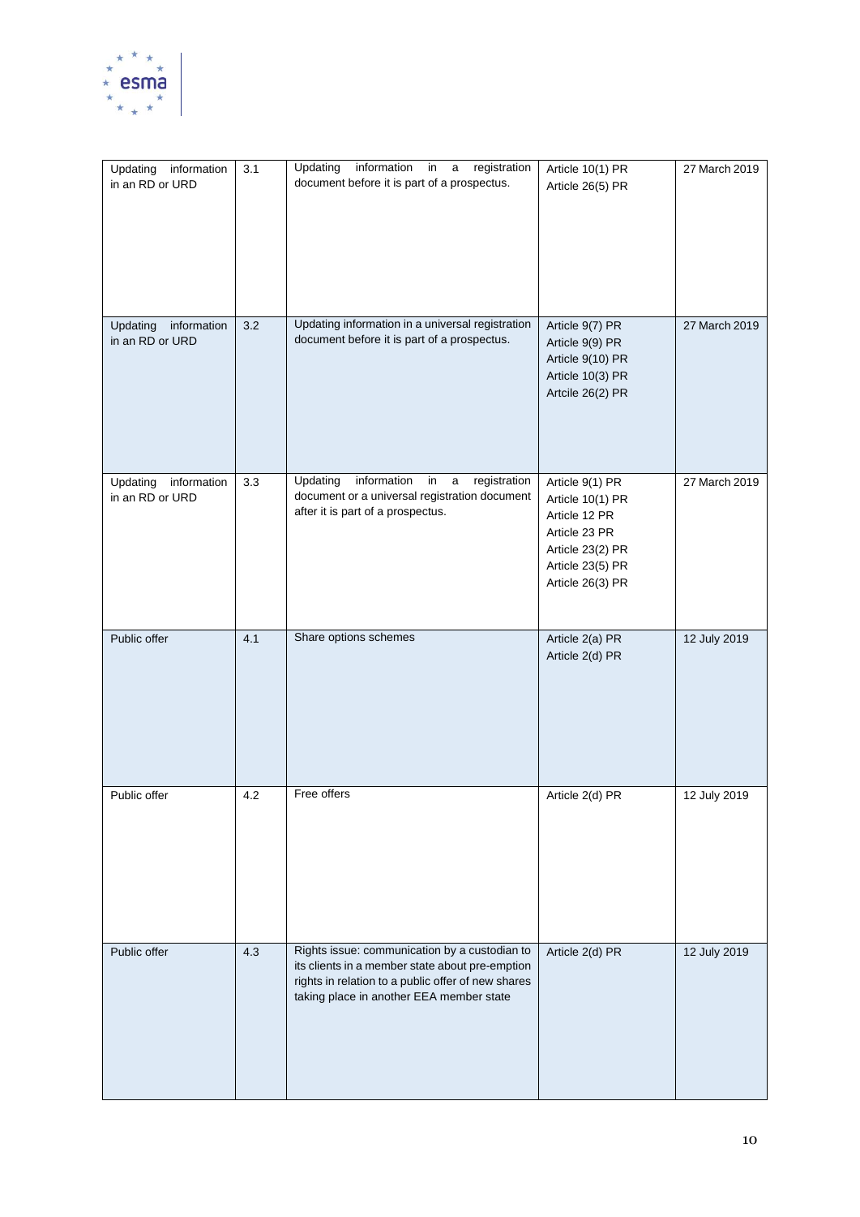| Updating information in an RD or URD | 3.1 | Updating information in a registration document before it is part of a prospectus. | Article 10(1) PR<br>Article 26(5) PR | 27 March 2019 |
|---|---|---|---|---|
| Updating information in an RD or URD | 3.2 | Updating information in a universal registration document before it is part of a prospectus. | Article 9(7) PR<br>Article 9(9) PR<br>Article 9(10) PR<br>Article 10(3) PR<br>Article 26(2) PR | 27 March 2019 |
| Updating information in an RD or URD | 3.3 | Updating information in a registration document or a universal registration document after it is part of a prospectus. | Article 9(1) PR<br>Article 10(1) PR<br>Article 12 PR<br>Article 23 PR<br>Article 23(2) PR<br>Article 23(5) PR<br>Article 26(3) PR | 27 March 2019 |
| Public offer | 4.1 | Share options schemes | Article 2(a) PR<br>Article 2(d) PR | 12 July 2019 |
| Public offer | 4.2 | Free offers | Article 2(d) PR | 12 July 2019 |
| Public offer | 4.3 | Rights issue: communication by a custodian to its clients in a member state about pre-emption rights in relation to a public offer of new shares taking place in another EEA member state | Article 2(d) PR | 12 July 2019 |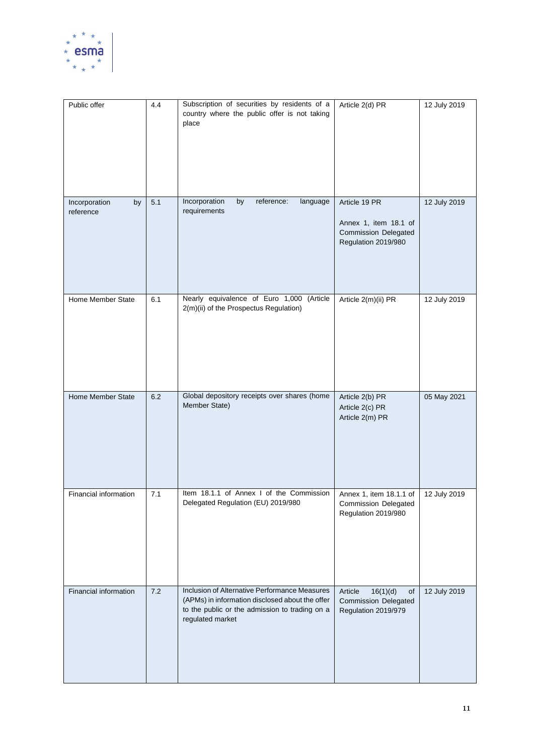| Public offer | 4.4 | Subscription of securities by residents of a country where the public offer is not taking place | Article 2(d) PR | 12 July 2019 |
|---|---|---|---|---|
| Incorporation by reference | 5.1 | Incorporation by reference: language requirements | Article 19 PR<br><br>Annex 1, item 18.1 of Commission Delegated Regulation 2019/980 | 12 July 2019 |
| Home Member State | 6.1 | Nearly equivalence of Euro 1,000 (Article 2(m)(ii) of the Prospectus Regulation) | Article 2(m)(ii) PR | 12 July 2019 |
| Home Member State | 6.2 | Global depository receipts over shares (home Member State) | Article 2(b) PR<br>Article 2(c) PR<br>Article 2(m) PR | 05 May 2021 |
| Financial information | 7.1 | Item 18.1.1 of Annex I of the Commission Delegated Regulation (EU) 2019/980 | Annex 1, item 18.1.1 of Commission Delegated Regulation 2019/980 | 12 July 2019 |
| Financial information | 7.2 | Inclusion of Alternative Performance Measures (APMs) in information disclosed about the offer to the public or the admission to trading on a regulated market | Article 16(1)(d) of Commission Delegated Regulation 2019/979 | 12 July 2019 |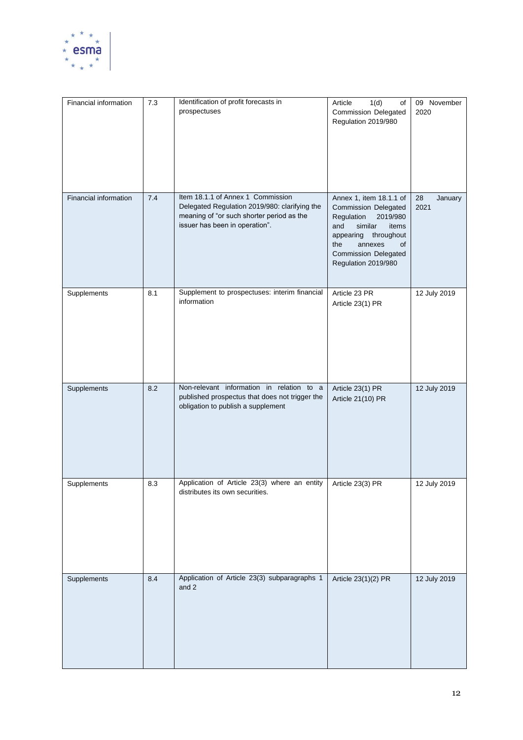| Financial information | 7.3 | Identification of profit forecasts in prospectuses | Article 1(d) of Commission Delegated Regulation 2019/980 | 09 November 2020 |
|---|---|---|---|---|
| Financial information | 7.4 | Item 18.1.1 of Annex 1 Commission Delegated Regulation 2019/980: clarifying the meaning of "or such shorter period as the issuer has been in operation". | Annex 1, item 18.1.1 of Commission Delegated Regulation 2019/980 and similar items appearing throughout the annexes of Commission Delegated Regulation 2019/980 | 28 January 2021 |
| Supplements | 8.1 | Supplement to prospectuses: interim financial information | Article 23 PR<br>Article 23(1) PR | 12 July 2019 |
| Supplements | 8.2 | Non-relevant information in relation to a published prospectus that does not trigger the obligation to publish a supplement | Article 23(1) PR<br>Article 21(10) PR | 12 July 2019 |
| Supplements | 8.3 | Application of Article 23(3) where an entity distributes its own securities. | Article 23(3) PR | 12 July 2019 |
| Supplements | 8.4 | Application of Article 23(3) subparagraphs 1 and 2 | Article 23(1)(2) PR | 12 July 2019 |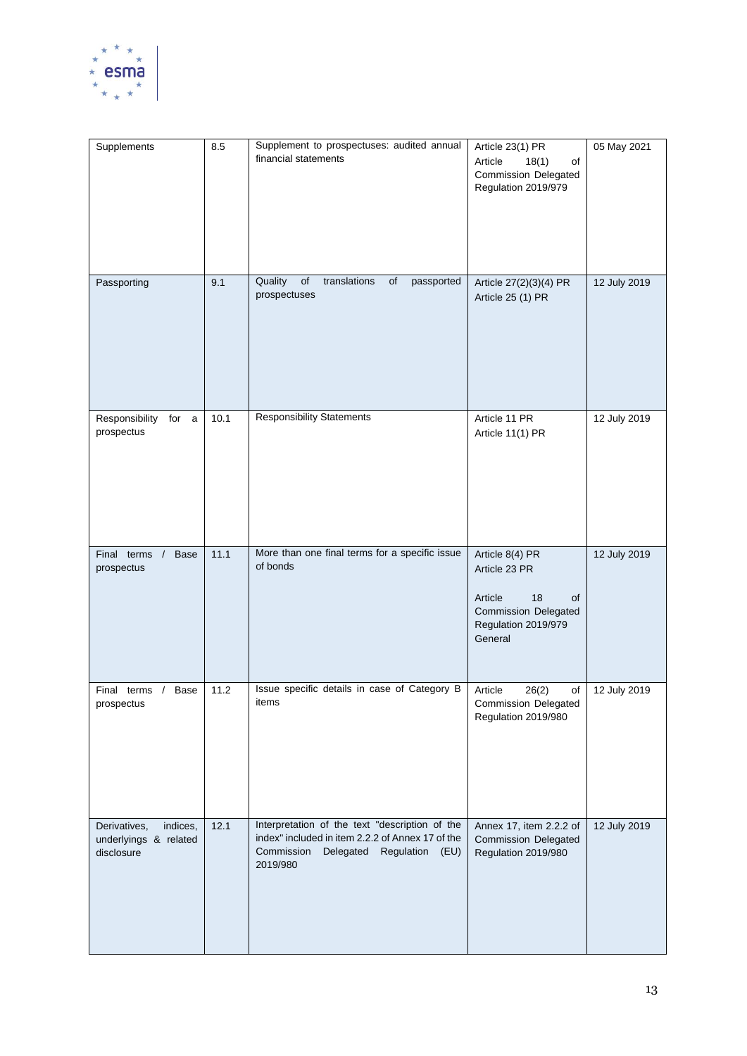| Supplements | 8.5 | Supplement to prospectuses: audited annual financial statements | Article 23(1) PR<br>Article 18(1) of Commission Delegated Regulation 2019/979 | 05 May 2021 |
|---|---|---|---|---|
| Passporting | 9.1 | Quality of translations of passported prospectuses | Article 27(2)(3)(4) PR<br>Article 25 (1) PR | 12 July 2019 |
| Responsibility for a prospectus | 10.1 | Responsibility Statements | Article 11 PR<br>Article 11(1) PR | 12 July 2019 |
| Final terms / Base prospectus | 11.1 | More than one final terms for a specific issue of bonds | Article 8(4) PR<br>Article 23 PR<br><br>Article 18 of Commission Delegated Regulation 2019/979<br>General | 12 July 2019 |
| Final terms / Base prospectus | 11.2 | Issue specific details in case of Category B items | Article 26(2) of Commission Delegated Regulation 2019/980 | 12 July 2019 |
| Derivatives, indices, underlyings & related disclosure | 12.1 | Interpretation of the text "description of the index" included in item 2.2.2 of Annex 17 of the Commission Delegated Regulation (EU) 2019/980 | Annex 17, item 2.2.2 of Commission Delegated Regulation 2019/980 | 12 July 2019 |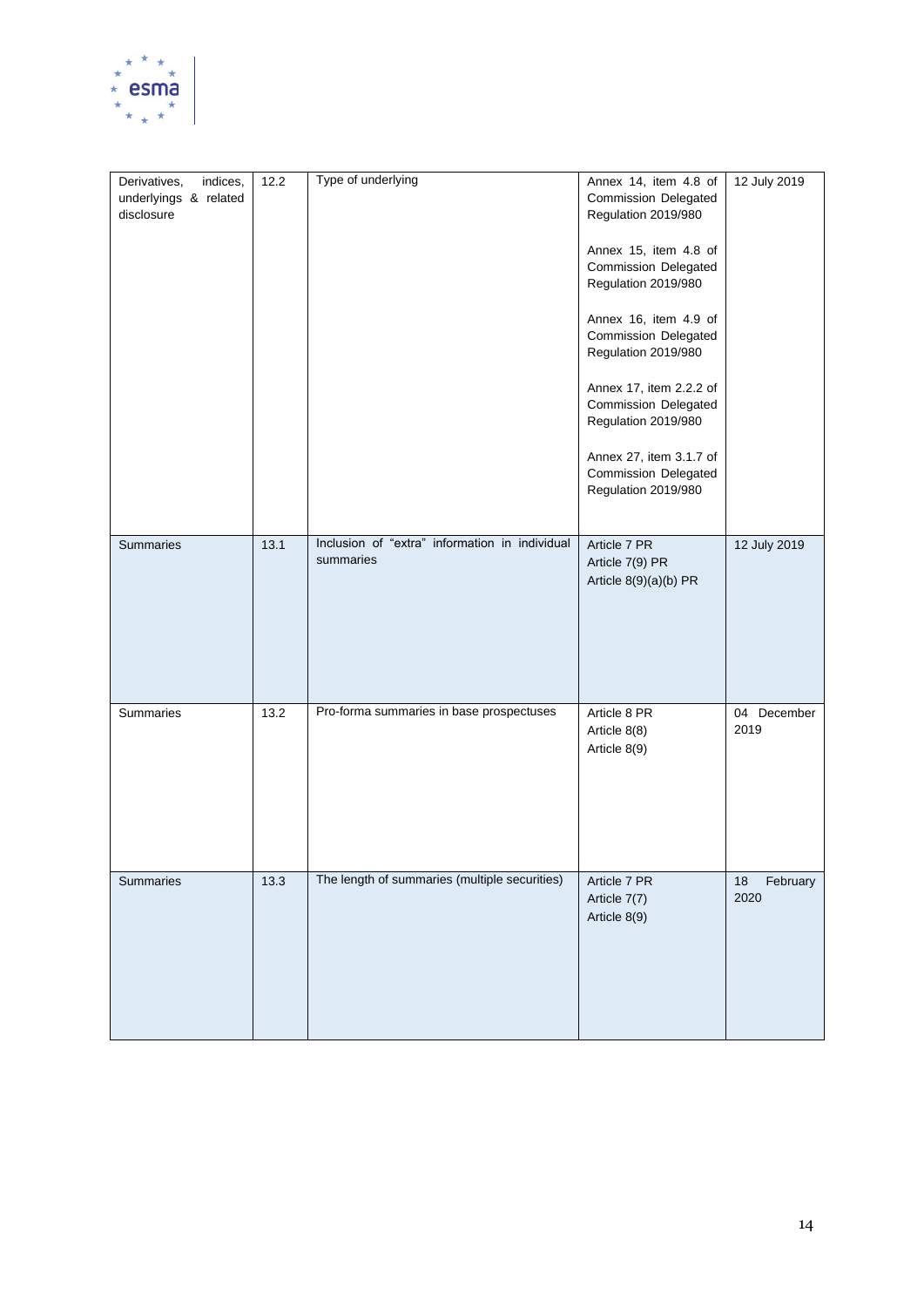| Derivatives, indices, underlyings & related disclosure | 12.2 | Type of underlying | Annex 14, item 4.8 of Commission Delegated Regulation 2019/980<br><br>Annex 15, item 4.8 of Commission Delegated Regulation 2019/980<br><br>Annex 16, item 4.9 of Commission Delegated Regulation 2019/980<br><br>Annex 17, item 2.2.2 of Commission Delegated Regulation 2019/980<br><br>Annex 27, item 3.1.7 of Commission Delegated Regulation 2019/980 | 12 July 2019 |
|---|---|---|---|---|
| Summaries | 13.1 | Inclusion of "extra" information in individual summaries | Article 7 PR<br>Article 7(9) PR<br>Article 8(9)(a)(b) PR | 12 July 2019 |
| Summaries | 13.2 | Pro-forma summaries in base prospectuses | Article 8 PR<br>Article 8(8)<br>Article 8(9) | 04 December 2019 |
| Summaries | 13.3 | The length of summaries (multiple securities) | Article 7 PR<br>Article 7(7)<br>Article 8(9) | 18 February 2020 |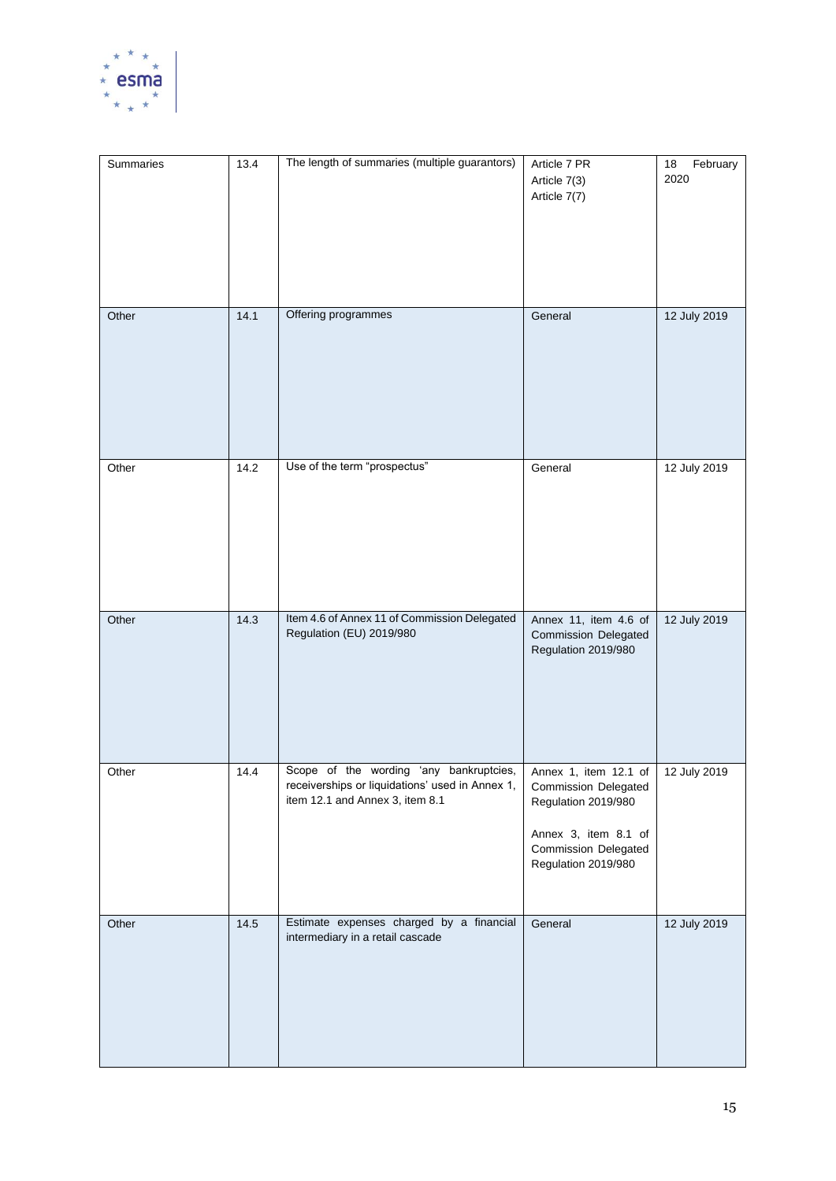| Summaries | 13.4 | The length of summaries (multiple guarantors) | Article 7 PR<br>Article 7(3)<br>Article 7(7) | 18 February 2020 |
|---|---|---|---|---|
| Other | 14.1 | Offering programmes | General | 12 July 2019 |
| Other | 14.2 | Use of the term "prospectus" | General | 12 July 2019 |
| Other | 14.3 | Item 4.6 of Annex 11 of Commission Delegated Regulation (EU) 2019/980 | Annex 11, item 4.6 of Commission Delegated Regulation 2019/980 | 12 July 2019 |
| Other | 14.4 | Scope of the wording 'any bankruptcies, receiverships or liquidations' used in Annex 1, item 12.1 and Annex 3, item 8.1 | Annex 1, item 12.1 of Commission Delegated Regulation 2019/980<br><br>Annex 3, item 8.1 of Commission Delegated Regulation 2019/980 | 12 July 2019 |
| Other | 14.5 | Estimate expenses charged by a financial intermediary in a retail cascade | General | 12 July 2019 |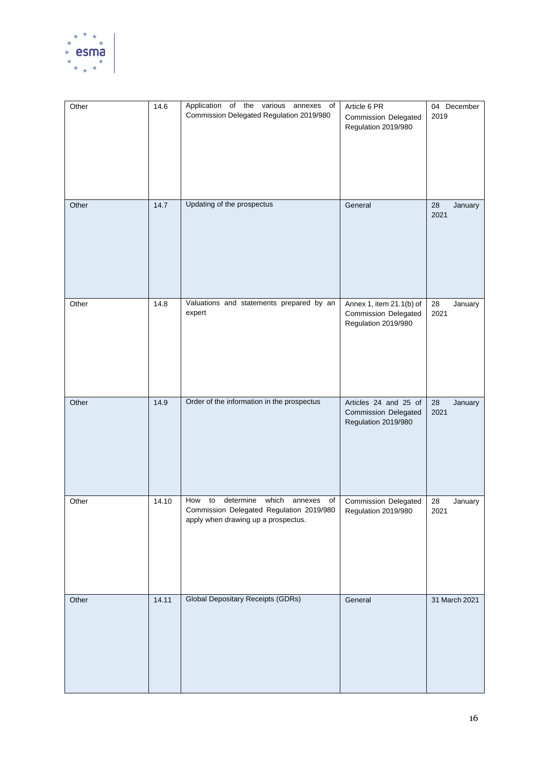| Other | 14.6 | Application of the various annexes of Commission Delegated Regulation 2019/980 | Article 6 PR Commission Delegated Regulation 2019/980 | 04 December 2019 |
|---|---|---|---|---|
| Other | 14.7 | Updating of the prospectus | General | 28 January 2021 |
| Other | 14.8 | Valuations and statements prepared by an expert | Annex 1, item 21.1(b) of Commission Delegated Regulation 2019/980 | 28 January 2021 |
| Other | 14.9 | Order of the information in the prospectus | Articles 24 and 25 of Commission Delegated Regulation 2019/980 | 28 January 2021 |
| Other | 14.10 | How to determine which annexes of Commission Delegated Regulation 2019/980 apply when drawing up a prospectus. | Commission Delegated Regulation 2019/980 | 28 January 2021 |
| Other | 14.11 | Global Depositary Receipts (GDRs) | General | 31 March 2021 |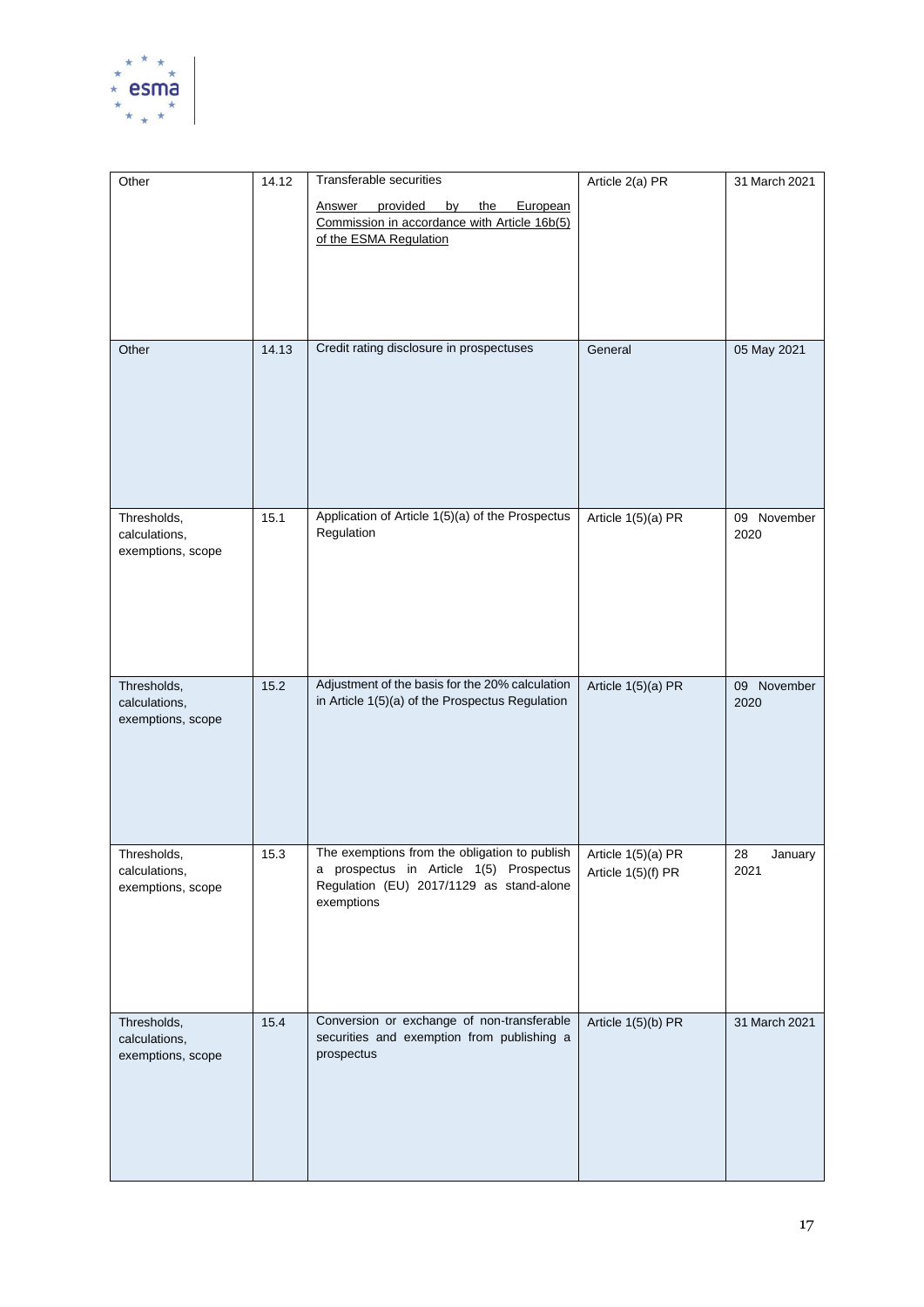| Other | 14.12 | Transferable securities<br><br>Answer provided by the European Commission in accordance with Article 16b(5) of the ESMA Regulation | Article 2(a) PR | 31 March 2021 |
|---|---|---|---|---|
| Other | 14.13 | Credit rating disclosure in prospectuses | General | 05 May 2021 |
| Thresholds, calculations, exemptions, scope | 15.1 | Application of Article 1(5)(a) of the Prospectus Regulation | Article 1(5)(a) PR | 09 November 2020 |
| Thresholds, calculations, exemptions, scope | 15.2 | Adjustment of the basis for the 20% calculation in Article 1(5)(a) of the Prospectus Regulation | Article 1(5)(a) PR | 09 November 2020 |
| Thresholds, calculations, exemptions, scope | 15.3 | The exemptions from the obligation to publish a prospectus in Article 1(5) Prospectus Regulation (EU) 2017/1129 as stand-alone exemptions | Article 1(5)(a) PR<br>Article 1(5)(f) PR | 28 January 2021 |
| Thresholds, calculations, exemptions, scope | 15.4 | Conversion or exchange of non-transferable securities and exemption from publishing a prospectus | Article 1(5)(b) PR | 31 March 2021 |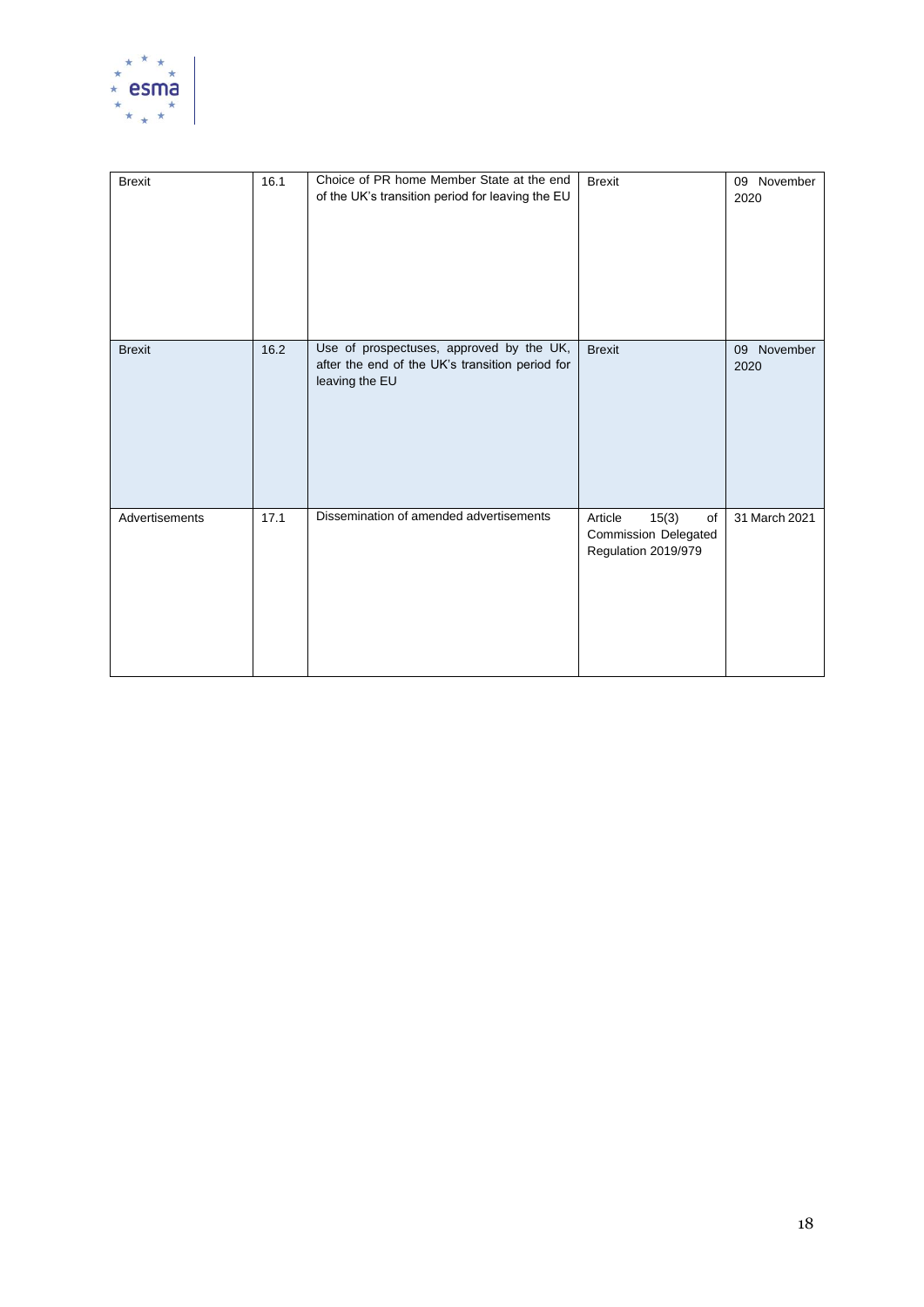| Brexit | 16.1 | Choice of PR home Member State at the end of the UK's transition period for leaving the EU | Brexit | 09 November 2020 |
|---|---|---|---|---|
| Brexit | 16.2 | Use of prospectuses, approved by the UK, after the end of the UK's transition period for leaving the EU | Brexit | 09 November 2020 |
| Advertisements | 17.1 | Dissemination of amended advertisements | Article 15(3) of Commission Delegated Regulation 2019/979 | 31 March 2021 |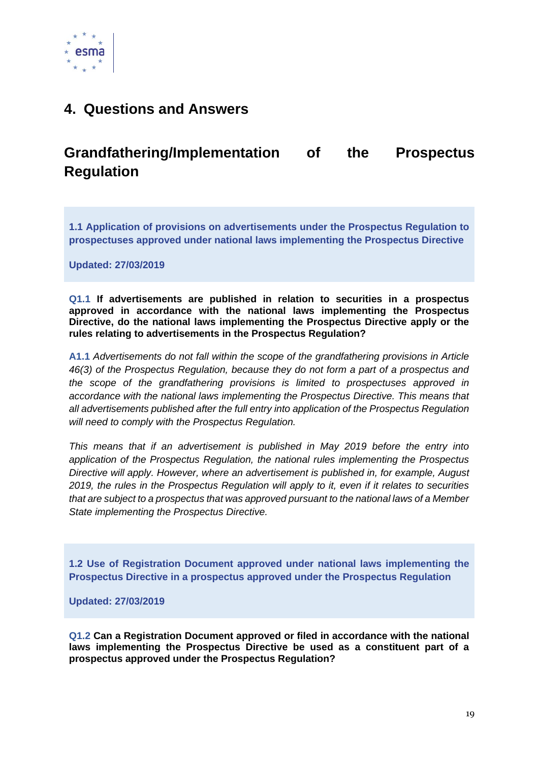# 4. Questions and Answers

## Grandfathering/Implementation of the Prospectus Regulation

**1.1 Application of provisions on advertisements under the Prospectus Regulation to prospectuses approved under national laws implementing the Prospectus Directive**

**Updated: 27/03/2019**

**Q1.1 If advertisements are published in relation to securities in a prospectus approved in accordance with the national laws implementing the Prospectus Directive, do the national laws implementing the Prospectus Directive apply or the rules relating to advertisements in the Prospectus Regulation?**

**A1.1** *Advertisements do not fall within the scope of the grandfathering provisions in Article 46(3) of the Prospectus Regulation, because they do not form a part of a prospectus and the scope of the grandfathering provisions is limited to prospectuses approved in accordance with the national laws implementing the Prospectus Directive. This means that all advertisements published after the full entry into application of the Prospectus Regulation will need to comply with the Prospectus Regulation.*

*This means that if an advertisement is published in May 2019 before the entry into application of the Prospectus Regulation, the national rules implementing the Prospectus Directive will apply. However, where an advertisement is published in, for example, August 2019, the rules in the Prospectus Regulation will apply to it, even if it relates to securities that are subject to a prospectus that was approved pursuant to the national laws of a Member State implementing the Prospectus Directive.*

**1.2 Use of Registration Document approved under national laws implementing the Prospectus Directive in a prospectus approved under the Prospectus Regulation**

**Updated: 27/03/2019**

**Q1.2 Can a Registration Document approved or filed in accordance with the national laws implementing the Prospectus Directive be used as a constituent part of a prospectus approved under the Prospectus Regulation?**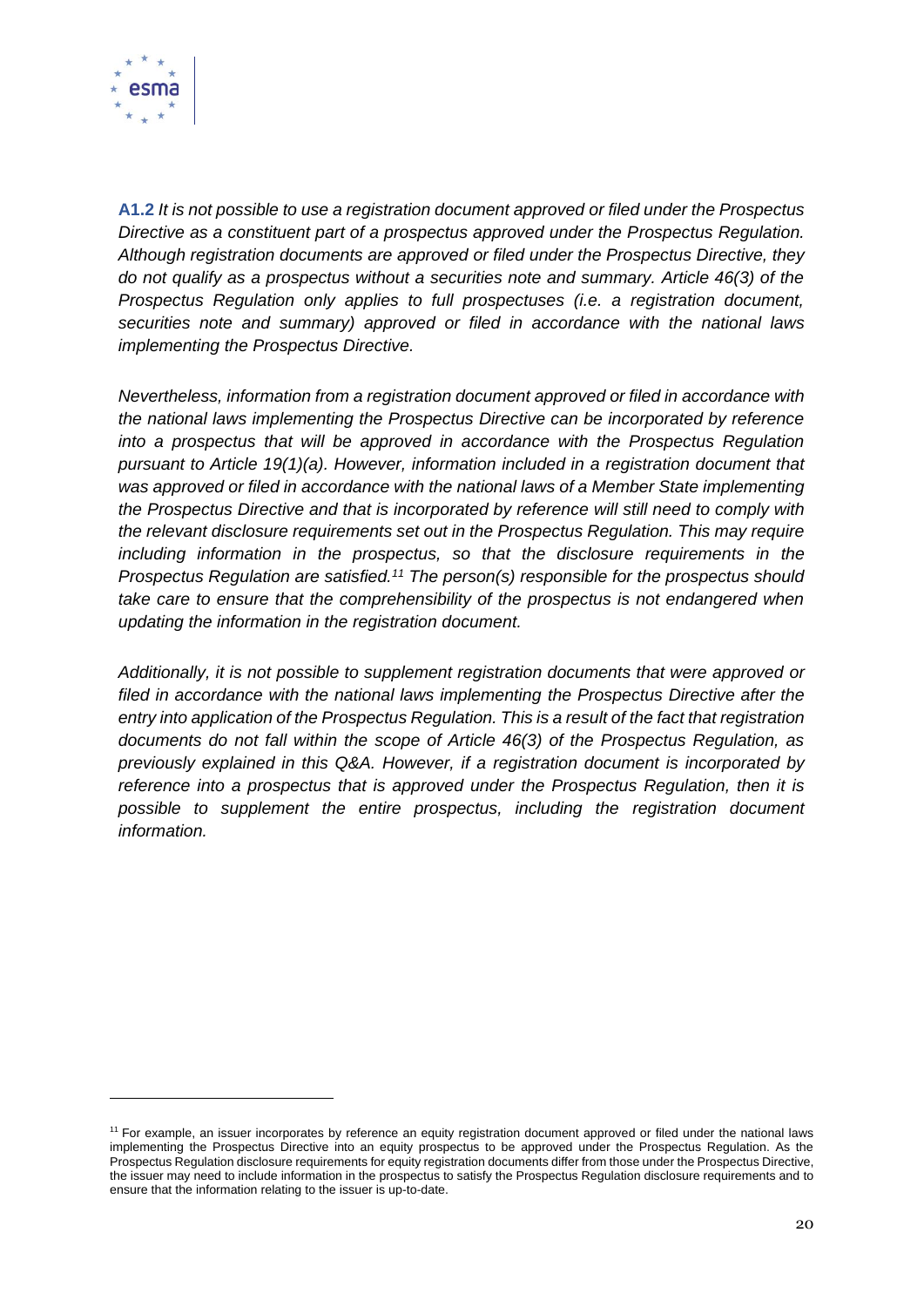**A1.2** *It is not possible to use a registration document approved or filed under the Prospectus Directive as a constituent part of a prospectus approved under the Prospectus Regulation. Although registration documents are approved or filed under the Prospectus Directive, they do not qualify as a prospectus without a securities note and summary. Article 46(3) of the Prospectus Regulation only applies to full prospectuses (i.e. a registration document, securities note and summary) approved or filed in accordance with the national laws implementing the Prospectus Directive.*

*Nevertheless, information from a registration document approved or filed in accordance with the national laws implementing the Prospectus Directive can be incorporated by reference into a prospectus that will be approved in accordance with the Prospectus Regulation pursuant to Article 19(1)(a). However, information included in a registration document that was approved or filed in accordance with the national laws of a Member State implementing the Prospectus Directive and that is incorporated by reference will still need to comply with the relevant disclosure requirements set out in the Prospectus Regulation. This may require including information in the prospectus, so that the disclosure requirements in the Prospectus Regulation are satisfied.*[11] *The person(s) responsible for the prospectus should take care to ensure that the comprehensibility of the prospectus is not endangered when updating the information in the registration document.*

*Additionally, it is not possible to supplement registration documents that were approved or filed in accordance with the national laws implementing the Prospectus Directive after the entry into application of the Prospectus Regulation. This is a result of the fact that registration documents do not fall within the scope of Article 46(3) of the Prospectus Regulation, as previously explained in this Q&A. However, if a registration document is incorporated by reference into a prospectus that is approved under the Prospectus Regulation, then it is possible to supplement the entire prospectus, including the registration document information.*

---

[11] For example, an issuer incorporates by reference an equity registration document approved or filed under the national laws implementing the Prospectus Directive into an equity prospectus to be approved under the Prospectus Regulation. As the Prospectus Regulation disclosure requirements for equity registration documents differ from those under the Prospectus Directive, the issuer may need to include information in the prospectus to satisfy the Prospectus Regulation disclosure requirements and to ensure that the information relating to the issuer is up-to-date.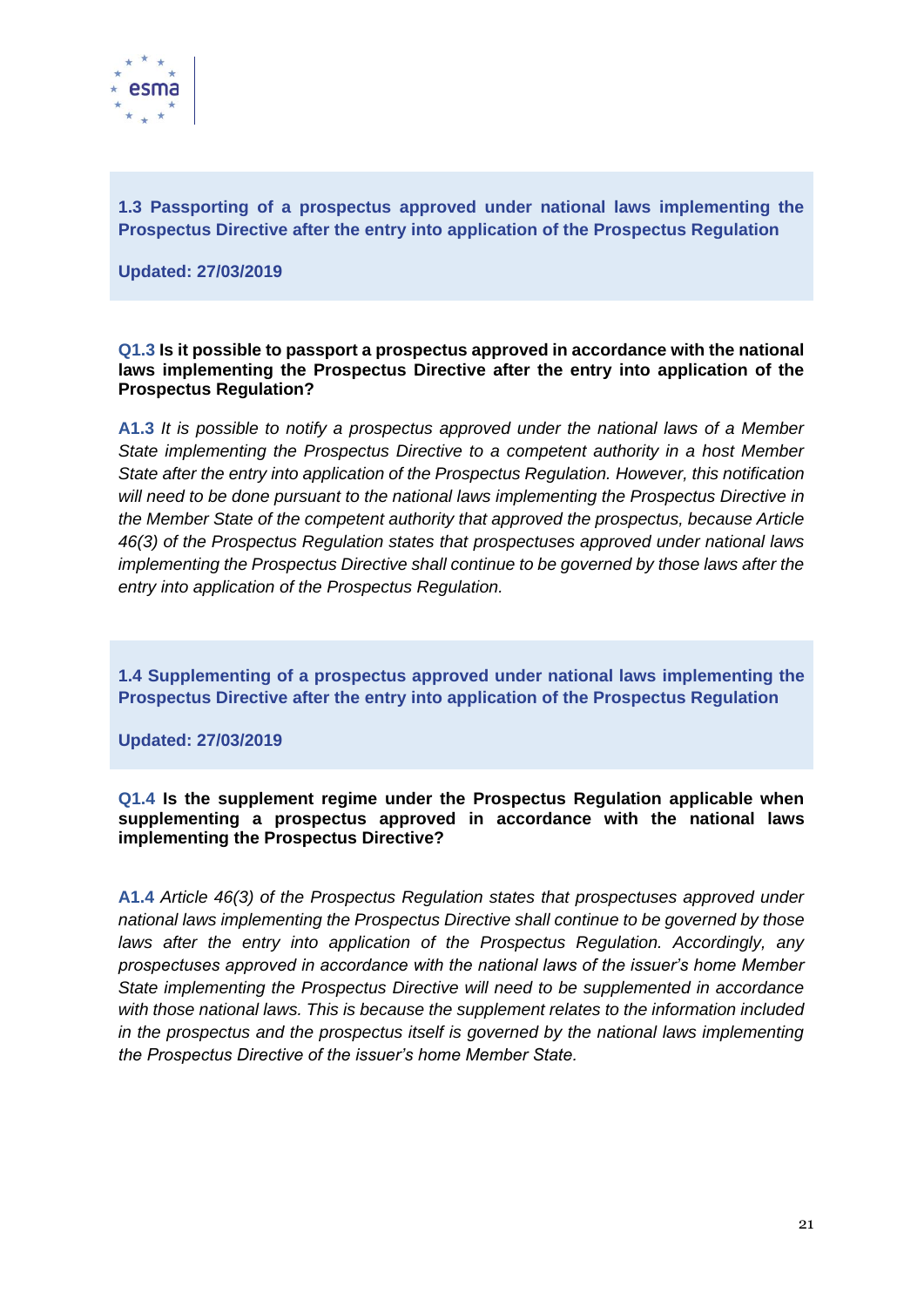## 1.3 Passporting of a prospectus approved under national laws implementing the Prospectus Directive after the entry into application of the Prospectus Regulation

**Updated: 27/03/2019**

**Q1.3 Is it possible to passport a prospectus approved in accordance with the national laws implementing the Prospectus Directive after the entry into application of the Prospectus Regulation?**

**A1.3** *It is possible to notify a prospectus approved under the national laws of a Member State implementing the Prospectus Directive to a competent authority in a host Member State after the entry into application of the Prospectus Regulation. However, this notification will need to be done pursuant to the national laws implementing the Prospectus Directive in the Member State of the competent authority that approved the prospectus, because Article 46(3) of the Prospectus Regulation states that prospectuses approved under national laws implementing the Prospectus Directive shall continue to be governed by those laws after the entry into application of the Prospectus Regulation.*

## 1.4 Supplementing of a prospectus approved under national laws implementing the Prospectus Directive after the entry into application of the Prospectus Regulation

**Updated: 27/03/2019**

**Q1.4 Is the supplement regime under the Prospectus Regulation applicable when supplementing a prospectus approved in accordance with the national laws implementing the Prospectus Directive?**

**A1.4** *Article 46(3) of the Prospectus Regulation states that prospectuses approved under national laws implementing the Prospectus Directive shall continue to be governed by those laws after the entry into application of the Prospectus Regulation. Accordingly, any prospectuses approved in accordance with the national laws of the issuer's home Member State implementing the Prospectus Directive will need to be supplemented in accordance with those national laws. This is because the supplement relates to the information included in the prospectus and the prospectus itself is governed by the national laws implementing the Prospectus Directive of the issuer's home Member State.*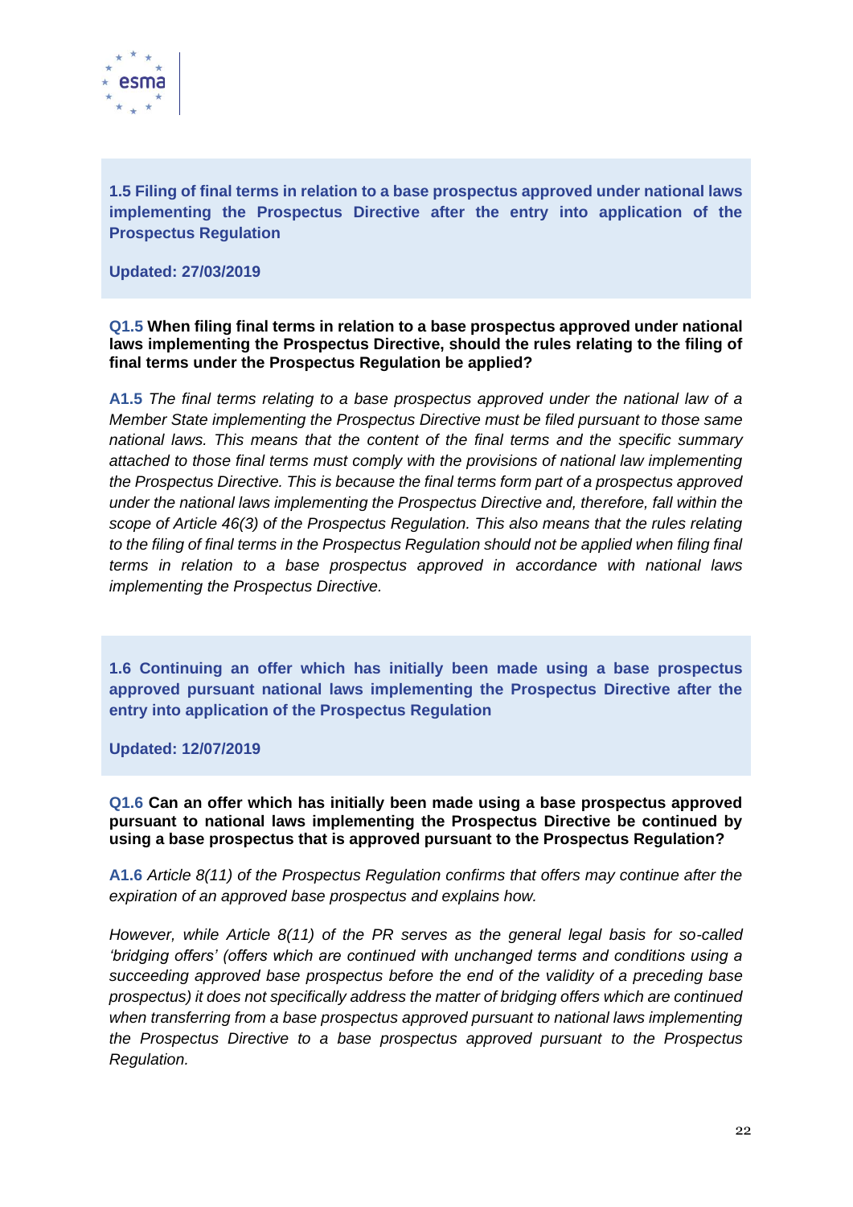## 1.5 Filing of final terms in relation to a base prospectus approved under national laws implementing the Prospectus Directive after the entry into application of the Prospectus Regulation

**Updated: 27/03/2019**

**Q1.5 When filing final terms in relation to a base prospectus approved under national laws implementing the Prospectus Directive, should the rules relating to the filing of final terms under the Prospectus Regulation be applied?**

**A1.5** *The final terms relating to a base prospectus approved under the national law of a Member State implementing the Prospectus Directive must be filed pursuant to those same national laws. This means that the content of the final terms and the specific summary attached to those final terms must comply with the provisions of national law implementing the Prospectus Directive. This is because the final terms form part of a prospectus approved under the national laws implementing the Prospectus Directive and, therefore, fall within the scope of Article 46(3) of the Prospectus Regulation. This also means that the rules relating to the filing of final terms in the Prospectus Regulation should not be applied when filing final terms in relation to a base prospectus approved in accordance with national laws implementing the Prospectus Directive.*

## 1.6 Continuing an offer which has initially been made using a base prospectus approved pursuant national laws implementing the Prospectus Directive after the entry into application of the Prospectus Regulation

**Updated: 12/07/2019**

**Q1.6 Can an offer which has initially been made using a base prospectus approved pursuant to national laws implementing the Prospectus Directive be continued by using a base prospectus that is approved pursuant to the Prospectus Regulation?**

**A1.6** *Article 8(11) of the Prospectus Regulation confirms that offers may continue after the expiration of an approved base prospectus and explains how.*

*However, while Article 8(11) of the PR serves as the general legal basis for so-called 'bridging offers' (offers which are continued with unchanged terms and conditions using a succeeding approved base prospectus before the end of the validity of a preceding base prospectus) it does not specifically address the matter of bridging offers which are continued when transferring from a base prospectus approved pursuant to national laws implementing the Prospectus Directive to a base prospectus approved pursuant to the Prospectus Regulation.*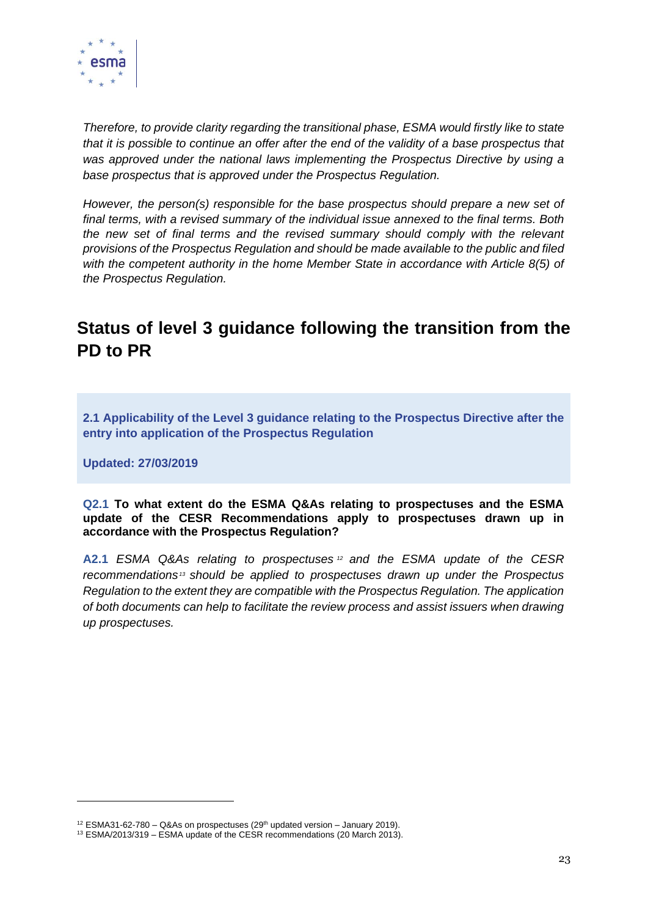*Therefore, to provide clarity regarding the transitional phase, ESMA would firstly like to state that it is possible to continue an offer after the end of the validity of a base prospectus that was approved under the national laws implementing the Prospectus Directive by using a base prospectus that is approved under the Prospectus Regulation.*

*However, the person(s) responsible for the base prospectus should prepare a new set of final terms, with a revised summary of the individual issue annexed to the final terms. Both the new set of final terms and the revised summary should comply with the relevant provisions of the Prospectus Regulation and should be made available to the public and filed with the competent authority in the home Member State in accordance with Article 8(5) of the Prospectus Regulation.*

# Status of level 3 guidance following the transition from the PD to PR

**2.1 Applicability of the Level 3 guidance relating to the Prospectus Directive after the entry into application of the Prospectus Regulation**

**Updated: 27/03/2019**

**Q2.1 To what extent do the ESMA Q&As relating to prospectuses and the ESMA update of the CESR Recommendations apply to prospectuses drawn up in accordance with the Prospectus Regulation?**

**A2.1** *ESMA Q&As relating to prospectuses*[12] *and the ESMA update of the CESR recommendations*[13] *should be applied to prospectuses drawn up under the Prospectus Regulation to the extent they are compatible with the Prospectus Regulation. The application of both documents can help to facilitate the review process and assist issuers when drawing up prospectuses.*

---

[12] ESMA31-62-780 – Q&As on prospectuses (29th updated version – January 2019).

[13] ESMA/2013/319 – ESMA update of the CESR recommendations (20 March 2013).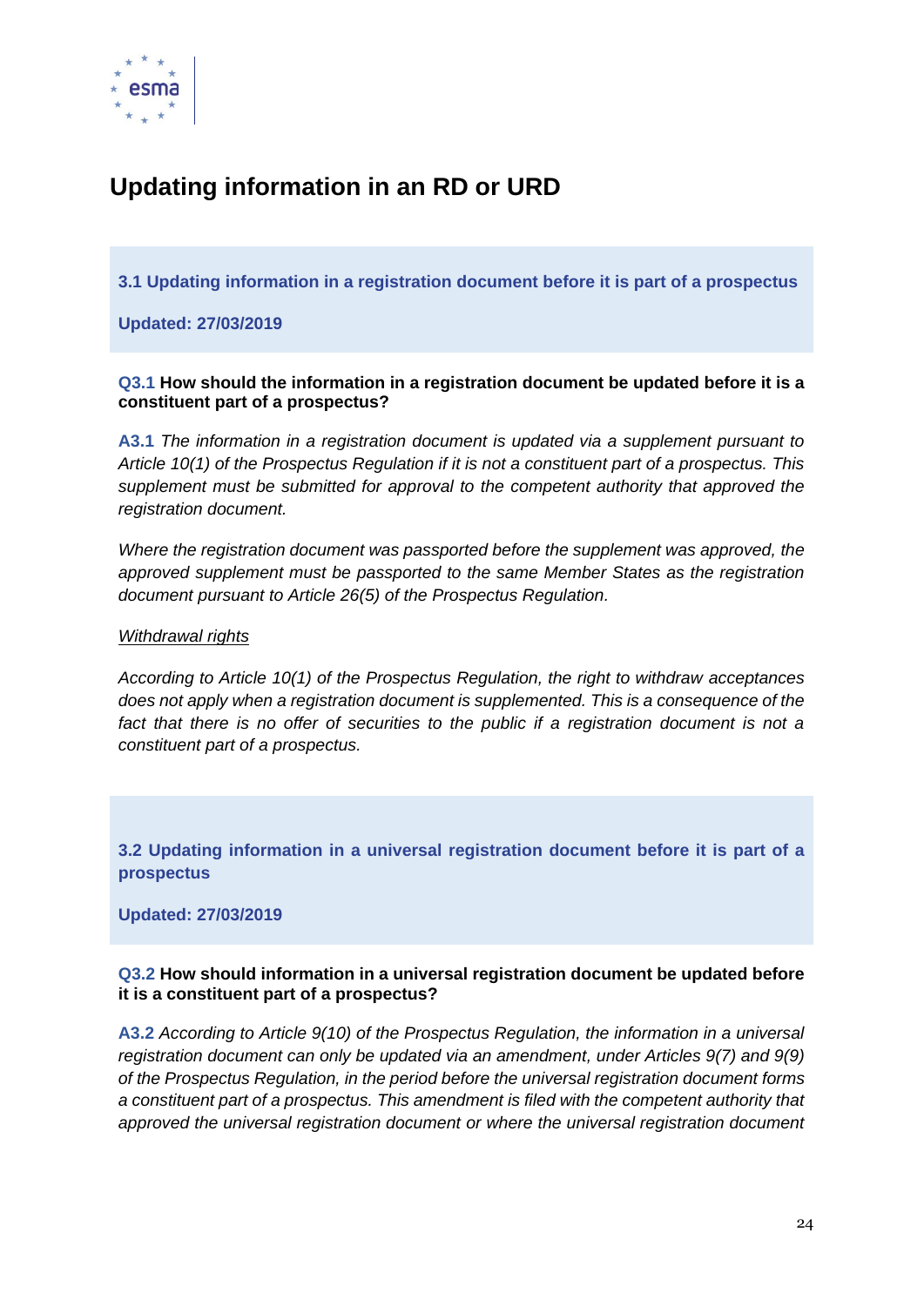# Updating information in an RD or URD

**3.1 Updating information in a registration document before it is part of a prospectus**

**Updated: 27/03/2019**

**Q3.1 How should the information in a registration document be updated before it is a constituent part of a prospectus?**

**A3.1** *The information in a registration document is updated via a supplement pursuant to Article 10(1) of the Prospectus Regulation if it is not a constituent part of a prospectus. This supplement must be submitted for approval to the competent authority that approved the registration document.*

*Where the registration document was passported before the supplement was approved, the approved supplement must be passported to the same Member States as the registration document pursuant to Article 26(5) of the Prospectus Regulation.*

*Withdrawal rights*

*According to Article 10(1) of the Prospectus Regulation, the right to withdraw acceptances does not apply when a registration document is supplemented. This is a consequence of the fact that there is no offer of securities to the public if a registration document is not a constituent part of a prospectus.*

**3.2 Updating information in a universal registration document before it is part of a prospectus**

**Updated: 27/03/2019**

**Q3.2 How should information in a universal registration document be updated before it is a constituent part of a prospectus?**

**A3.2** *According to Article 9(10) of the Prospectus Regulation, the information in a universal registration document can only be updated via an amendment, under Articles 9(7) and 9(9) of the Prospectus Regulation, in the period before the universal registration document forms a constituent part of a prospectus. This amendment is filed with the competent authority that approved the universal registration document or where the universal registration document*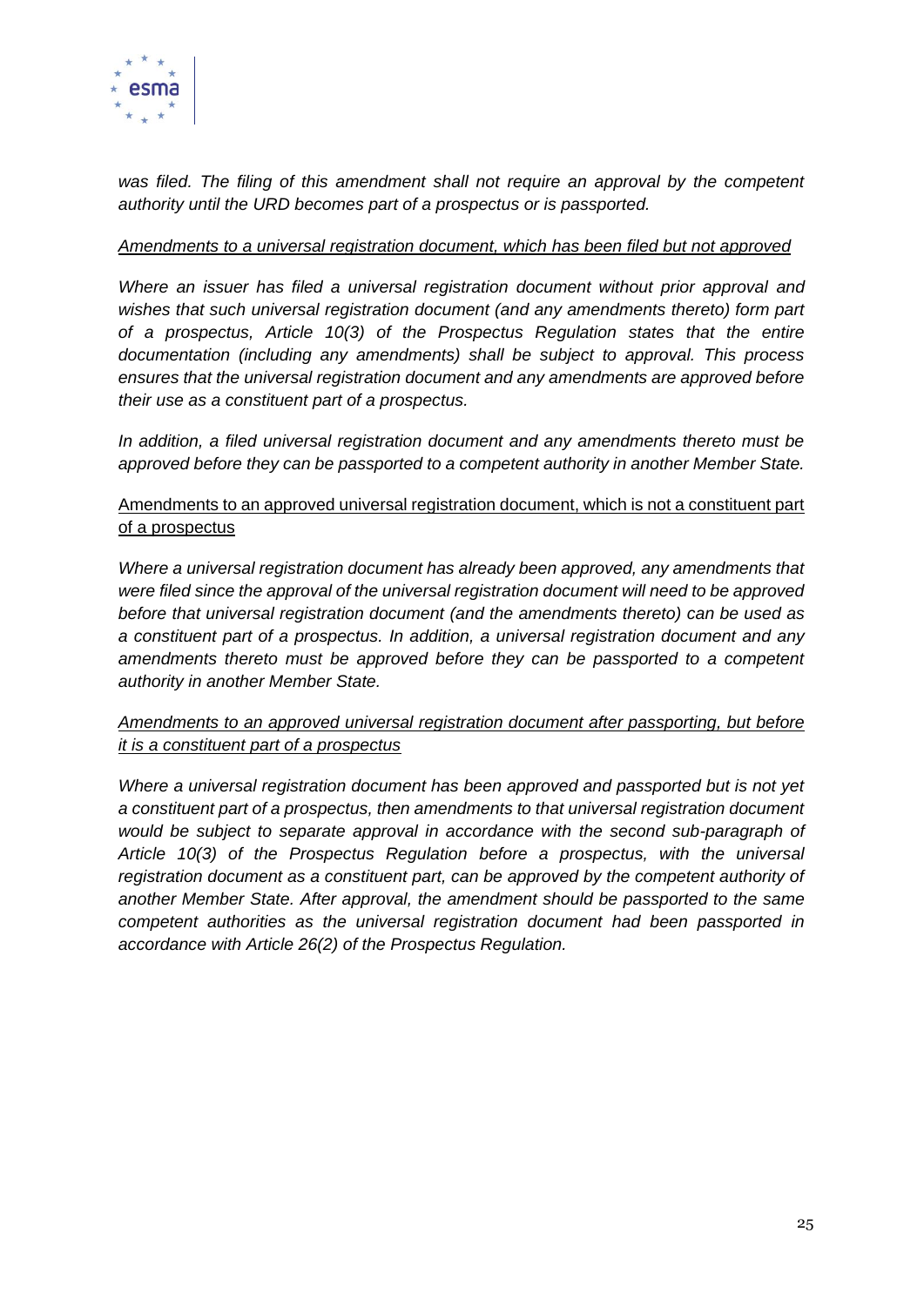*was filed. The filing of this amendment shall not require an approval by the competent authority until the URD becomes part of a prospectus or is passported.*

*Amendments to a universal registration document, which has been filed but not approved*

*Where an issuer has filed a universal registration document without prior approval and wishes that such universal registration document (and any amendments thereto) form part of a prospectus, Article 10(3) of the Prospectus Regulation states that the entire documentation (including any amendments) shall be subject to approval. This process ensures that the universal registration document and any amendments are approved before their use as a constituent part of a prospectus.*

*In addition, a filed universal registration document and any amendments thereto must be approved before they can be passported to a competent authority in another Member State.*

Amendments to an approved universal registration document, which is not a constituent part of a prospectus

*Where a universal registration document has already been approved, any amendments that were filed since the approval of the universal registration document will need to be approved before that universal registration document (and the amendments thereto) can be used as a constituent part of a prospectus. In addition, a universal registration document and any amendments thereto must be approved before they can be passported to a competent authority in another Member State.*

*Amendments to an approved universal registration document after passporting, but before it is a constituent part of a prospectus*

*Where a universal registration document has been approved and passported but is not yet a constituent part of a prospectus, then amendments to that universal registration document would be subject to separate approval in accordance with the second sub-paragraph of Article 10(3) of the Prospectus Regulation before a prospectus, with the universal registration document as a constituent part, can be approved by the competent authority of another Member State. After approval, the amendment should be passported to the same competent authorities as the universal registration document had been passported in accordance with Article 26(2) of the Prospectus Regulation.*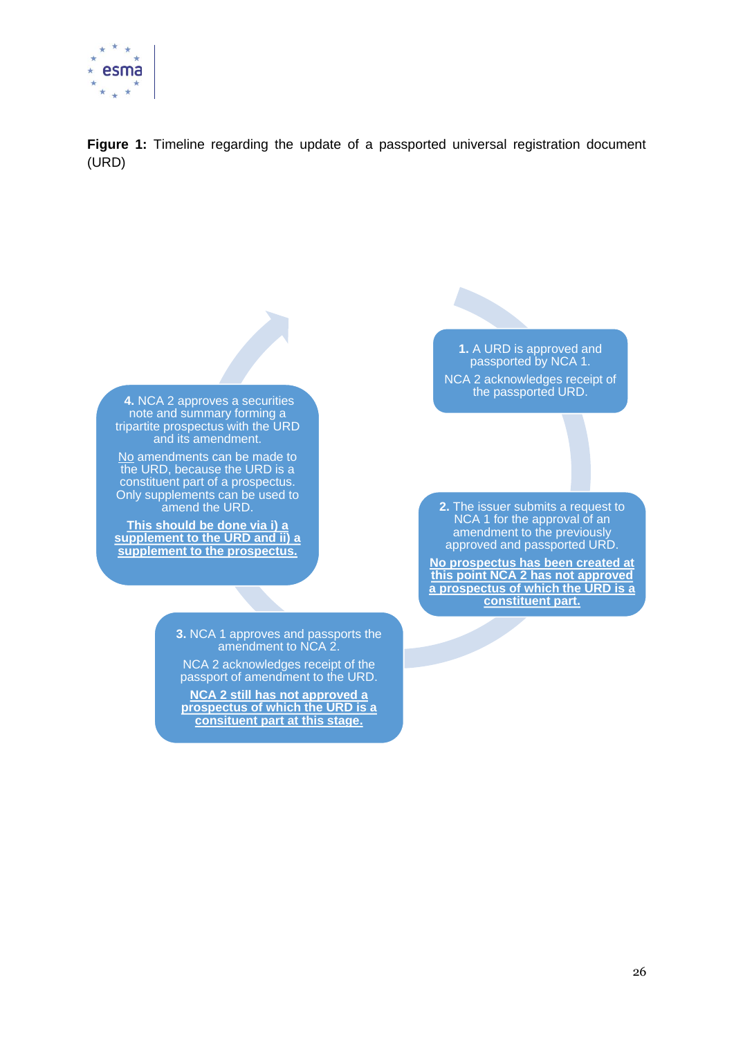**Figure 1:** Timeline regarding the update of a passported universal registration document (URD)

**1.** A URD is approved and passported by NCA 1.

NCA 2 acknowledges receipt of the passported URD.

**2.** The issuer submits a request to NCA 1 for the approval of an amendment to the previously approved and passported URD.

**No prospectus has been created at this point NCA 2 has not approved a prospectus of which the URD is a constituent part.**

**3.** NCA 1 approves and passports the amendment to NCA 2.

NCA 2 acknowledges receipt of the passport of amendment to the URD.

**NCA 2 still has not approved a prospectus of which the URD is a consituent part at this stage.**

**4.** NCA 2 approves a securities note and summary forming a tripartite prospectus with the URD and its amendment.

No amendments can be made to the URD, because the URD is a constituent part of a prospectus. Only supplements can be used to amend the URD.

**This should be done via i) a supplement to the URD and ii) a supplement to the prospectus.**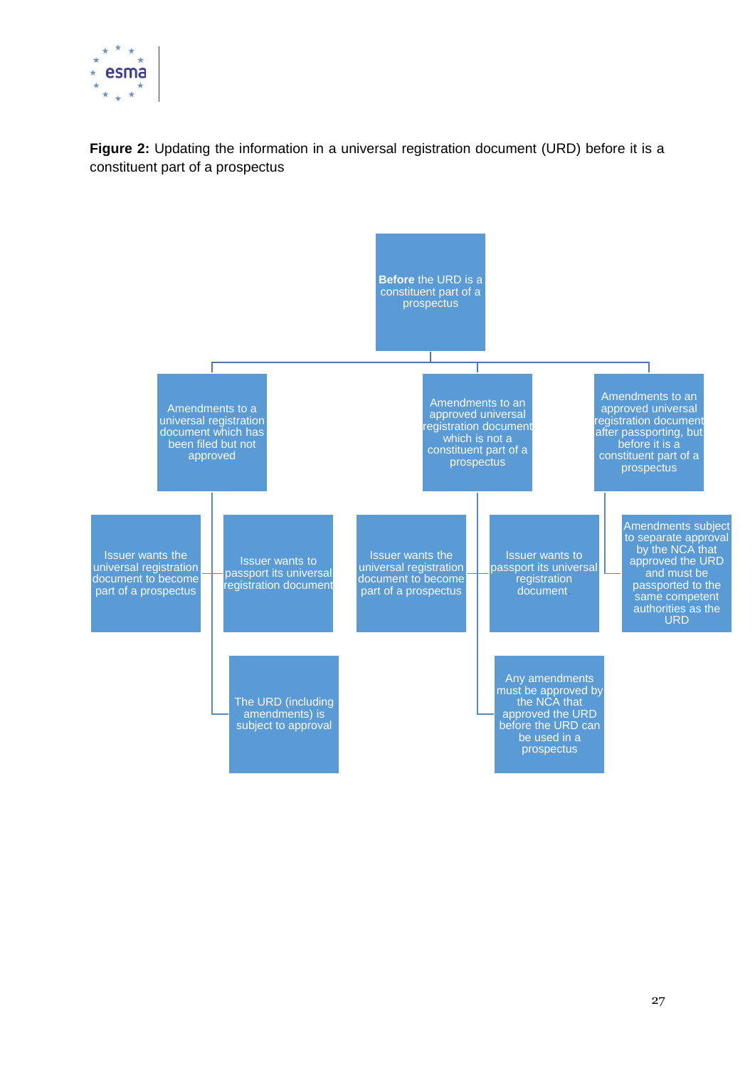**Figure 2:** Updating the information in a universal registration document (URD) before it is a constituent part of a prospectus

- **Before** the URD is a constituent part of a prospectus
  - Amendments to a universal registration document which has been filed but not approved
    - Issuer wants the universal registration document to become part of a prospectus
    - Issuer wants to passport its universal registration document
    - The URD (including amendments) is subject to approval
  - Amendments to an approved universal registration document which is not a constituent part of a prospectus
    - Issuer wants the universal registration document to become part of a prospectus
    - Issuer wants to passport its universal registration document.
    - Any amendments must be approved by the NCA that approved the URD before the URD can be used in a prospectus
  - Amendments to an approved universal registration document after passporting, but before it is a constituent part of a prospectus
    - Amendments subject to separate approval by the NCA that approved the URD and must be passported to the same competent authorities as the URD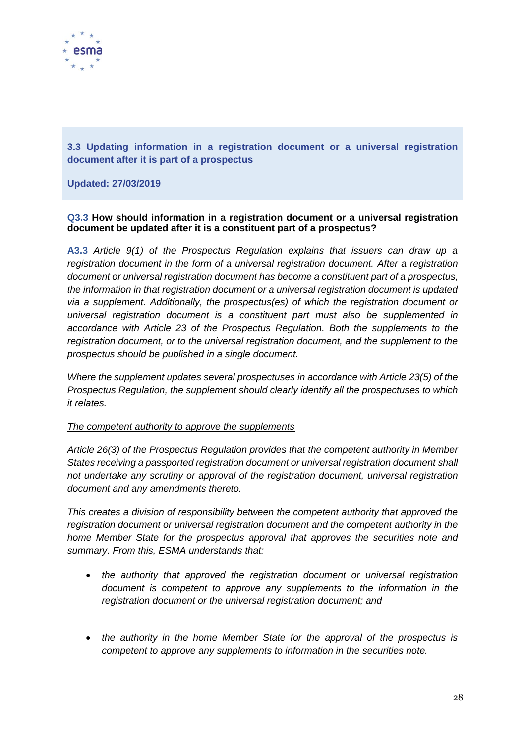## 3.3 Updating information in a registration document or a universal registration document after it is part of a prospectus

**Updated: 27/03/2019**

**Q3.3 How should information in a registration document or a universal registration document be updated after it is a constituent part of a prospectus?**

**A3.3** *Article 9(1) of the Prospectus Regulation explains that issuers can draw up a registration document in the form of a universal registration document. After a registration document or universal registration document has become a constituent part of a prospectus, the information in that registration document or a universal registration document is updated via a supplement. Additionally, the prospectus(es) of which the registration document or universal registration document is a constituent part must also be supplemented in accordance with Article 23 of the Prospectus Regulation. Both the supplements to the registration document, or to the universal registration document, and the supplement to the prospectus should be published in a single document.*

*Where the supplement updates several prospectuses in accordance with Article 23(5) of the Prospectus Regulation, the supplement should clearly identify all the prospectuses to which it relates.*

*<u>The competent authority to approve the supplements</u>*

*Article 26(3) of the Prospectus Regulation provides that the competent authority in Member States receiving a passported registration document or universal registration document shall not undertake any scrutiny or approval of the registration document, universal registration document and any amendments thereto.*

*This creates a division of responsibility between the competent authority that approved the registration document or universal registration document and the competent authority in the home Member State for the prospectus approval that approves the securities note and summary. From this, ESMA understands that:*

- *the authority that approved the registration document or universal registration document is competent to approve any supplements to the information in the registration document or the universal registration document; and*
- *the authority in the home Member State for the approval of the prospectus is competent to approve any supplements to information in the securities note.*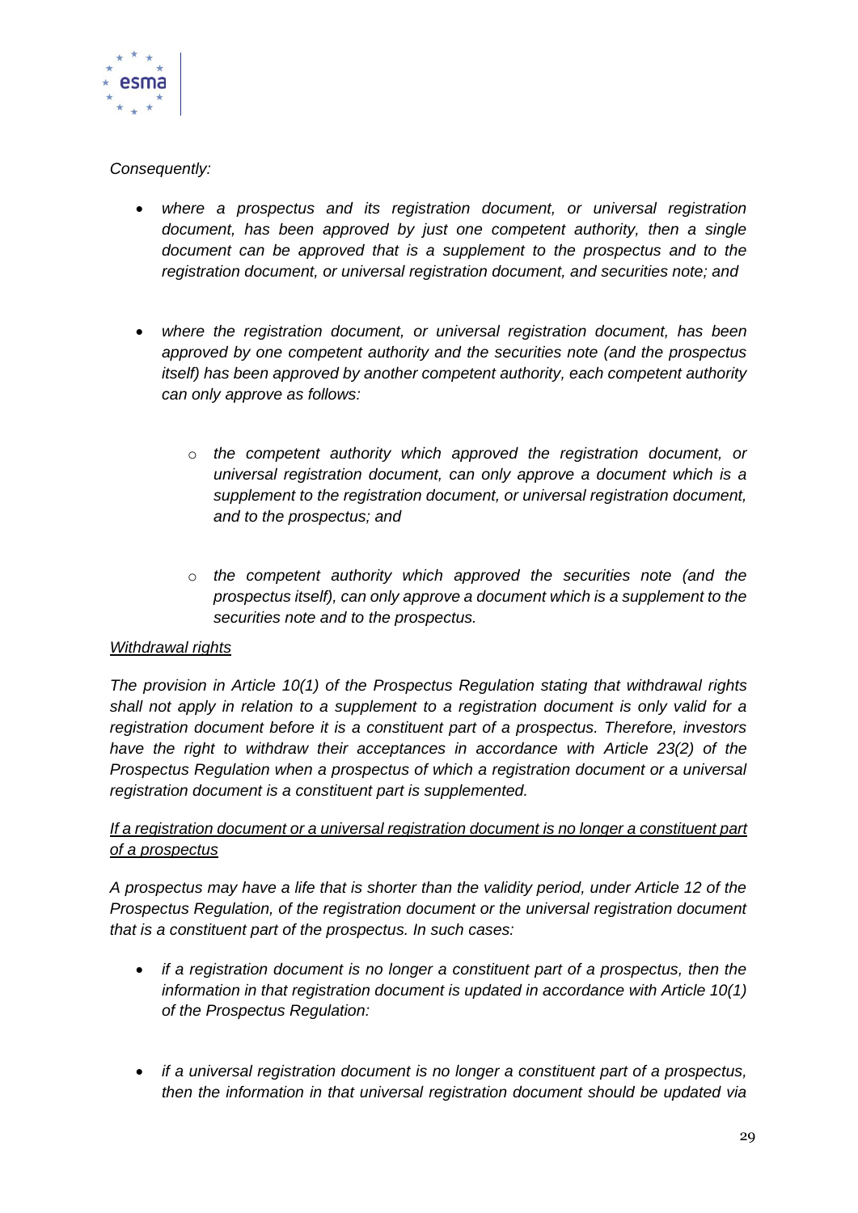*Consequently:*

- *where a prospectus and its registration document, or universal registration document, has been approved by just one competent authority, then a single document can be approved that is a supplement to the prospectus and to the registration document, or universal registration document, and securities note; and*

- *where the registration document, or universal registration document, has been approved by one competent authority and the securities note (and the prospectus itself) has been approved by another competent authority, each competent authority can only approve as follows:*

    - *the competent authority which approved the registration document, or universal registration document, can only approve a document which is a supplement to the registration document, or universal registration document, and to the prospectus; and*

    - *the competent authority which approved the securities note (and the prospectus itself), can only approve a document which is a supplement to the securities note and to the prospectus.*

*Withdrawal rights*

*The provision in Article 10(1) of the Prospectus Regulation stating that withdrawal rights shall not apply in relation to a supplement to a registration document is only valid for a registration document before it is a constituent part of a prospectus. Therefore, investors have the right to withdraw their acceptances in accordance with Article 23(2) of the Prospectus Regulation when a prospectus of which a registration document or a universal registration document is a constituent part is supplemented.*

*If a registration document or a universal registration document is no longer a constituent part of a prospectus*

*A prospectus may have a life that is shorter than the validity period, under Article 12 of the Prospectus Regulation, of the registration document or the universal registration document that is a constituent part of the prospectus. In such cases:*

- *if a registration document is no longer a constituent part of a prospectus, then the information in that registration document is updated in accordance with Article 10(1) of the Prospectus Regulation:*

- *if a universal registration document is no longer a constituent part of a prospectus, then the information in that universal registration document should be updated via*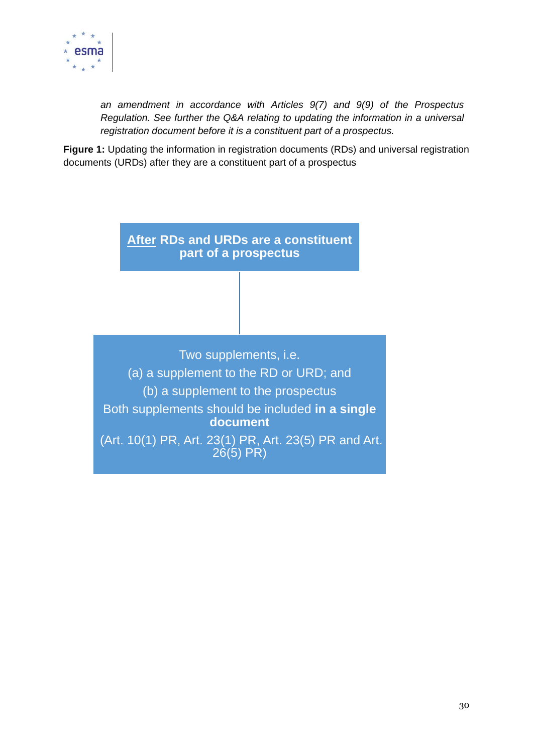*an amendment in accordance with Articles 9(7) and 9(9) of the Prospectus Regulation. See further the Q&A relating to updating the information in a universal registration document before it is a constituent part of a prospectus.*

**Figure 1:** Updating the information in registration documents (RDs) and universal registration documents (URDs) after they are a constituent part of a prospectus

**After RDs and URDs are a constituent part of a prospectus**

Two supplements, i.e.

(a) a supplement to the RD or URD; and

(b) a supplement to the prospectus

Both supplements should be included **in a single document**

(Art. 10(1) PR, Art. 23(1) PR, Art. 23(5) PR and Art. 26(5) PR)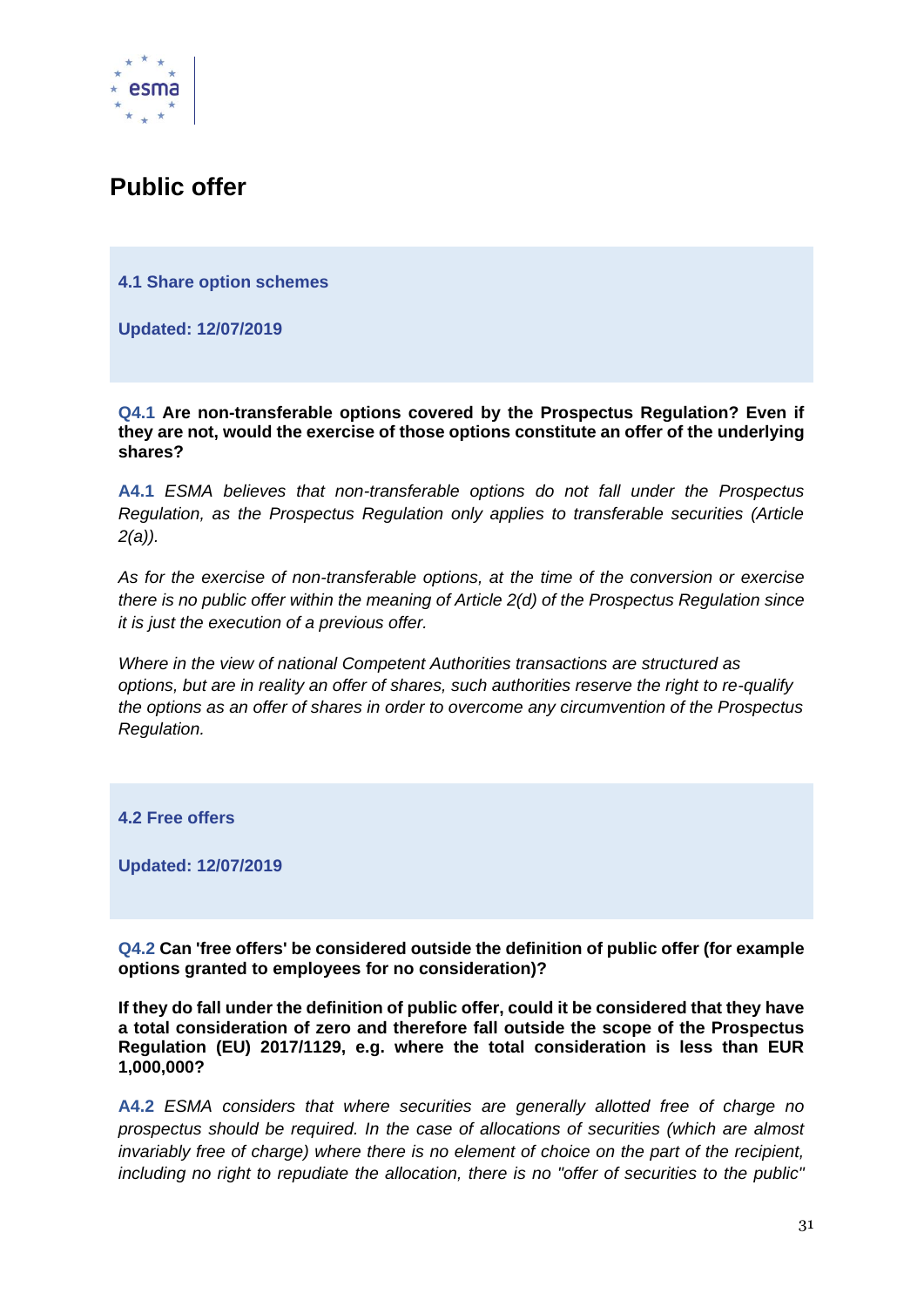# Public offer

**4.1 Share option schemes**

**Updated: 12/07/2019**

**Q4.1 Are non-transferable options covered by the Prospectus Regulation? Even if they are not, would the exercise of those options constitute an offer of the underlying shares?**

**A4.1** *ESMA believes that non-transferable options do not fall under the Prospectus Regulation, as the Prospectus Regulation only applies to transferable securities (Article 2(a)).*

*As for the exercise of non-transferable options, at the time of the conversion or exercise there is no public offer within the meaning of Article 2(d) of the Prospectus Regulation since it is just the execution of a previous offer.*

*Where in the view of national Competent Authorities transactions are structured as options, but are in reality an offer of shares, such authorities reserve the right to re-qualify the options as an offer of shares in order to overcome any circumvention of the Prospectus Regulation.*

**4.2 Free offers**

**Updated: 12/07/2019**

**Q4.2 Can 'free offers' be considered outside the definition of public offer (for example options granted to employees for no consideration)?**

**If they do fall under the definition of public offer, could it be considered that they have a total consideration of zero and therefore fall outside the scope of the Prospectus Regulation (EU) 2017/1129, e.g. where the total consideration is less than EUR 1,000,000?**

**A4.2** *ESMA considers that where securities are generally allotted free of charge no prospectus should be required. In the case of allocations of securities (which are almost invariably free of charge) where there is no element of choice on the part of the recipient, including no right to repudiate the allocation, there is no "offer of securities to the public"*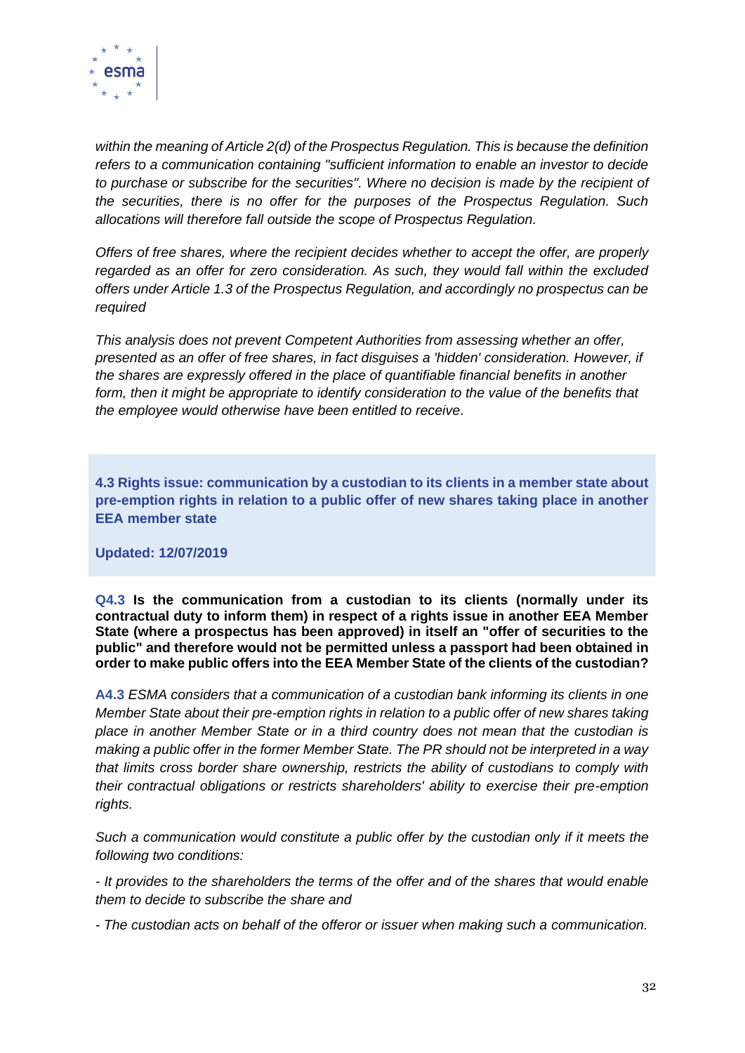*within the meaning of Article 2(d) of the Prospectus Regulation. This is because the definition refers to a communication containing "sufficient information to enable an investor to decide to purchase or subscribe for the securities". Where no decision is made by the recipient of the securities, there is no offer for the purposes of the Prospectus Regulation. Such allocations will therefore fall outside the scope of Prospectus Regulation.*

*Offers of free shares, where the recipient decides whether to accept the offer, are properly regarded as an offer for zero consideration. As such, they would fall within the excluded offers under Article 1.3 of the Prospectus Regulation, and accordingly no prospectus can be required*

*This analysis does not prevent Competent Authorities from assessing whether an offer, presented as an offer of free shares, in fact disguises a 'hidden' consideration. However, if the shares are expressly offered in the place of quantifiable financial benefits in another form, then it might be appropriate to identify consideration to the value of the benefits that the employee would otherwise have been entitled to receive.*

### 4.3 Rights issue: communication by a custodian to its clients in a member state about pre-emption rights in relation to a public offer of new shares taking place in another EEA member state

**Updated: 12/07/2019**

**Q4.3 Is the communication from a custodian to its clients (normally under its contractual duty to inform them) in respect of a rights issue in another EEA Member State (where a prospectus has been approved) in itself an "offer of securities to the public" and therefore would not be permitted unless a passport had been obtained in order to make public offers into the EEA Member State of the clients of the custodian?**

**A4.3** *ESMA considers that a communication of a custodian bank informing its clients in one Member State about their pre-emption rights in relation to a public offer of new shares taking place in another Member State or in a third country does not mean that the custodian is making a public offer in the former Member State. The PR should not be interpreted in a way that limits cross border share ownership, restricts the ability of custodians to comply with their contractual obligations or restricts shareholders' ability to exercise their pre-emption rights.*

*Such a communication would constitute a public offer by the custodian only if it meets the following two conditions:*

*- It provides to the shareholders the terms of the offer and of the shares that would enable them to decide to subscribe the share and*

*- The custodian acts on behalf of the offeror or issuer when making such a communication.*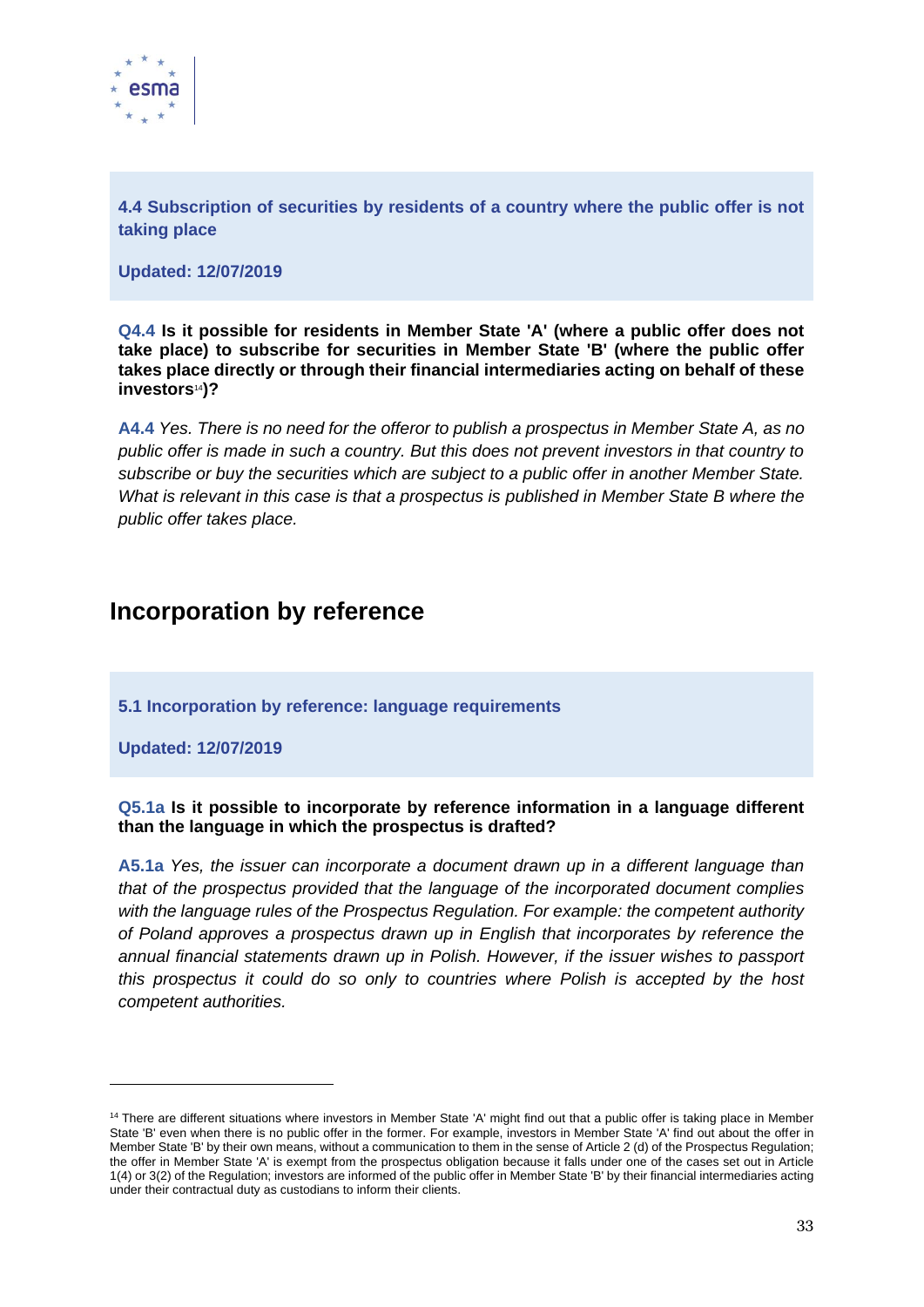### 4.4 Subscription of securities by residents of a country where the public offer is not taking place

**Updated: 12/07/2019**

**Q4.4 Is it possible for residents in Member State 'A' (where a public offer does not take place) to subscribe for securities in Member State 'B' (where the public offer takes place directly or through their financial intermediaries acting on behalf of these investors[14])?**

**A4.4** *Yes. There is no need for the offeror to publish a prospectus in Member State A, as no public offer is made in such a country. But this does not prevent investors in that country to subscribe or buy the securities which are subject to a public offer in another Member State. What is relevant in this case is that a prospectus is published in Member State B where the public offer takes place.*

## Incorporation by reference

### 5.1 Incorporation by reference: language requirements

**Updated: 12/07/2019**

**Q5.1a Is it possible to incorporate by reference information in a language different than the language in which the prospectus is drafted?**

**A5.1a** *Yes, the issuer can incorporate a document drawn up in a different language than that of the prospectus provided that the language of the incorporated document complies with the language rules of the Prospectus Regulation. For example: the competent authority of Poland approves a prospectus drawn up in English that incorporates by reference the annual financial statements drawn up in Polish. However, if the issuer wishes to passport this prospectus it could do so only to countries where Polish is accepted by the host competent authorities.*

---

[14] There are different situations where investors in Member State 'A' might find out that a public offer is taking place in Member State 'B' even when there is no public offer in the former. For example, investors in Member State 'A' find out about the offer in Member State 'B' by their own means, without a communication to them in the sense of Article 2 (d) of the Prospectus Regulation; the offer in Member State 'A' is exempt from the prospectus obligation because it falls under one of the cases set out in Article 1(4) or 3(2) of the Regulation; investors are informed of the public offer in Member State 'B' by their financial intermediaries acting under their contractual duty as custodians to inform their clients.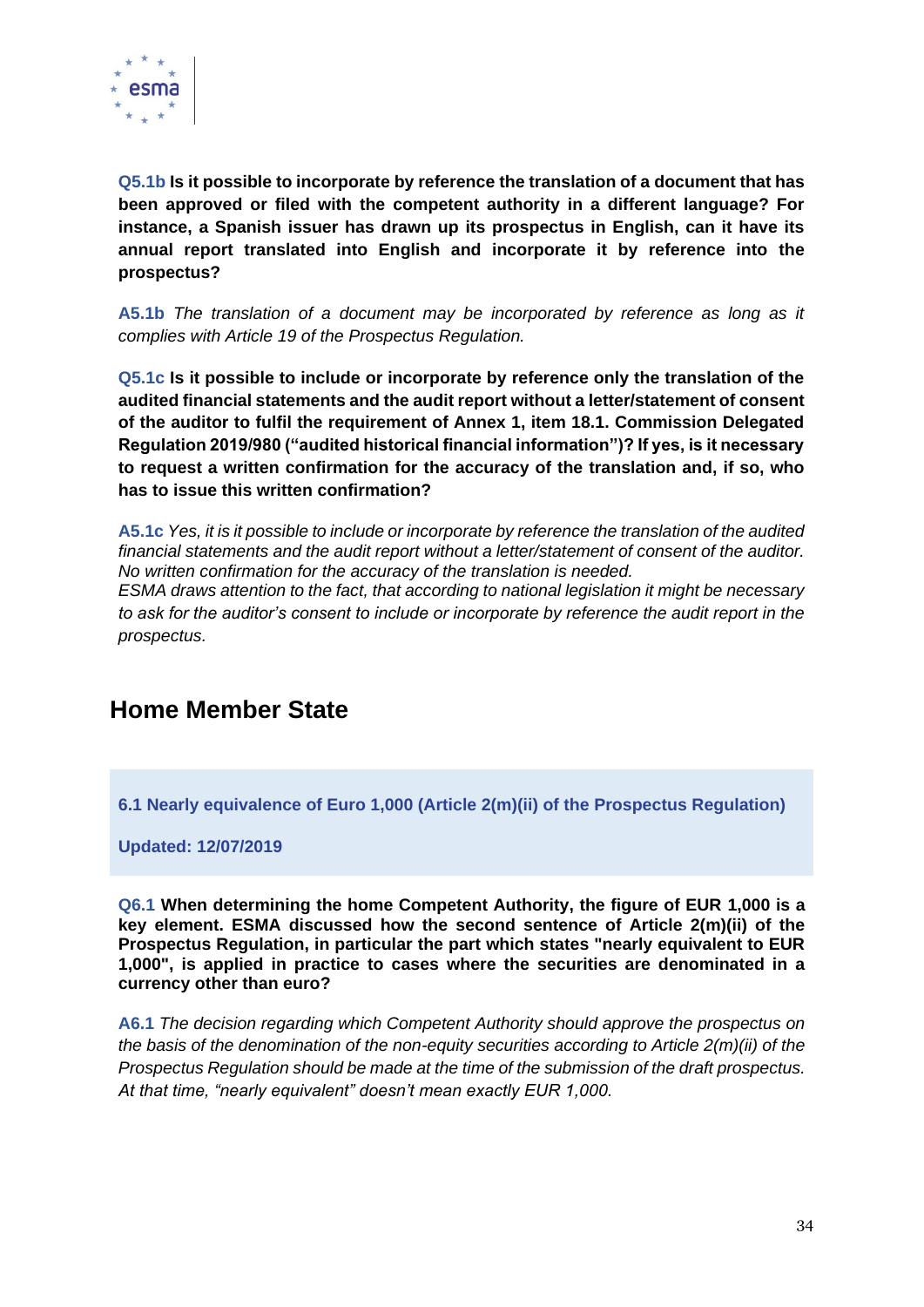**Q5.1b Is it possible to incorporate by reference the translation of a document that has been approved or filed with the competent authority in a different language? For instance, a Spanish issuer has drawn up its prospectus in English, can it have its annual report translated into English and incorporate it by reference into the prospectus?**

**A5.1b** *The translation of a document may be incorporated by reference as long as it complies with Article 19 of the Prospectus Regulation.*

**Q5.1c Is it possible to include or incorporate by reference only the translation of the audited financial statements and the audit report without a letter/statement of consent of the auditor to fulfil the requirement of Annex 1, item 18.1. Commission Delegated Regulation 2019/980 ("audited historical financial information")? If yes, is it necessary to request a written confirmation for the accuracy of the translation and, if so, who has to issue this written confirmation?**

**A5.1c** *Yes, it is it possible to include or incorporate by reference the translation of the audited financial statements and the audit report without a letter/statement of consent of the auditor. No written confirmation for the accuracy of the translation is needed.*
*ESMA draws attention to the fact, that according to national legislation it might be necessary to ask for the auditor's consent to include or incorporate by reference the audit report in the prospectus.*

# Home Member State

### 6.1 Nearly equivalence of Euro 1,000 (Article 2(m)(ii) of the Prospectus Regulation)

**Updated: 12/07/2019**

**Q6.1 When determining the home Competent Authority, the figure of EUR 1,000 is a key element. ESMA discussed how the second sentence of Article 2(m)(ii) of the Prospectus Regulation, in particular the part which states "nearly equivalent to EUR 1,000", is applied in practice to cases where the securities are denominated in a currency other than euro?**

**A6.1** *The decision regarding which Competent Authority should approve the prospectus on the basis of the denomination of the non-equity securities according to Article 2(m)(ii) of the Prospectus Regulation should be made at the time of the submission of the draft prospectus. At that time, "nearly equivalent" doesn't mean exactly EUR 1,000.*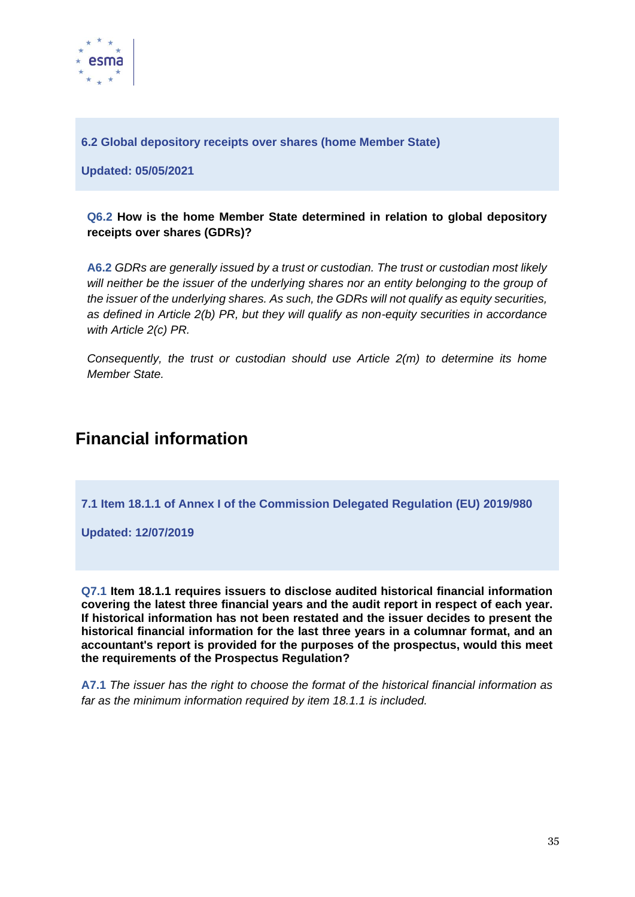### 6.2 Global depository receipts over shares (home Member State)

**Updated: 05/05/2021**

**Q6.2 How is the home Member State determined in relation to global depository receipts over shares (GDRs)?**

**A6.2** *GDRs are generally issued by a trust or custodian. The trust or custodian most likely will neither be the issuer of the underlying shares nor an entity belonging to the group of the issuer of the underlying shares. As such, the GDRs will not qualify as equity securities, as defined in Article 2(b) PR, but they will qualify as non-equity securities in accordance with Article 2(c) PR.*

*Consequently, the trust or custodian should use Article 2(m) to determine its home Member State.*

## Financial information

### 7.1 Item 18.1.1 of Annex I of the Commission Delegated Regulation (EU) 2019/980

**Updated: 12/07/2019**

**Q7.1 Item 18.1.1 requires issuers to disclose audited historical financial information covering the latest three financial years and the audit report in respect of each year. If historical information has not been restated and the issuer decides to present the historical financial information for the last three years in a columnar format, and an accountant's report is provided for the purposes of the prospectus, would this meet the requirements of the Prospectus Regulation?**

**A7.1** *The issuer has the right to choose the format of the historical financial information as far as the minimum information required by item 18.1.1 is included.*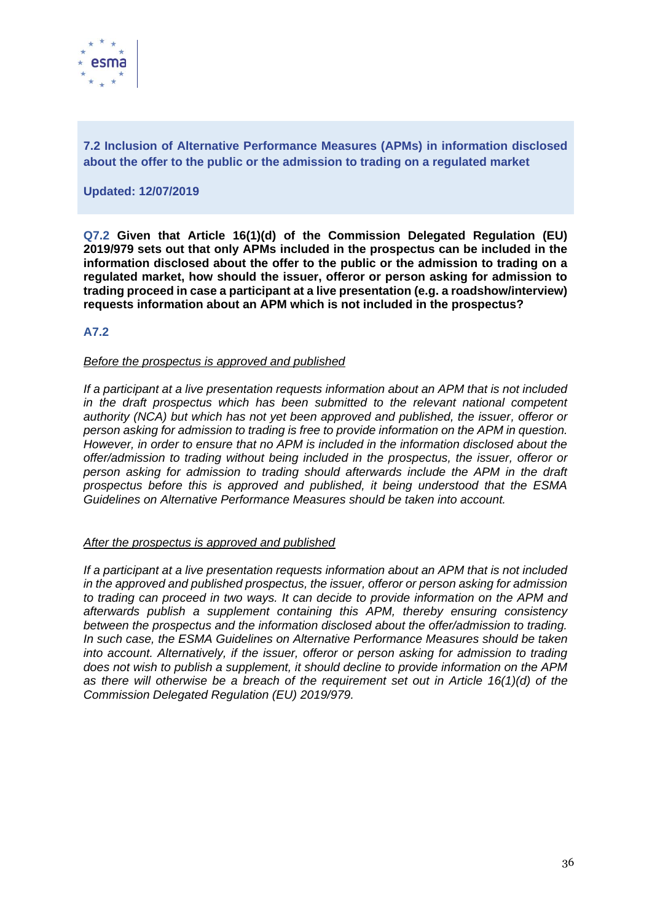## 7.2 Inclusion of Alternative Performance Measures (APMs) in information disclosed about the offer to the public or the admission to trading on a regulated market

**Updated: 12/07/2019**

**Q7.2 Given that Article 16(1)(d) of the Commission Delegated Regulation (EU) 2019/979 sets out that only APMs included in the prospectus can be included in the information disclosed about the offer to the public or the admission to trading on a regulated market, how should the issuer, offeror or person asking for admission to trading proceed in case a participant at a live presentation (e.g. a roadshow/interview) requests information about an APM which is not included in the prospectus?**

**A7.2**

*__Before the prospectus is approved and published__*

*If a participant at a live presentation requests information about an APM that is not included in the draft prospectus which has been submitted to the relevant national competent authority (NCA) but which has not yet been approved and published, the issuer, offeror or person asking for admission to trading is free to provide information on the APM in question. However, in order to ensure that no APM is included in the information disclosed about the offer/admission to trading without being included in the prospectus, the issuer, offeror or person asking for admission to trading should afterwards include the APM in the draft prospectus before this is approved and published, it being understood that the ESMA Guidelines on Alternative Performance Measures should be taken into account.*

*__After the prospectus is approved and published__*

*If a participant at a live presentation requests information about an APM that is not included in the approved and published prospectus, the issuer, offeror or person asking for admission to trading can proceed in two ways. It can decide to provide information on the APM and afterwards publish a supplement containing this APM, thereby ensuring consistency between the prospectus and the information disclosed about the offer/admission to trading. In such case, the ESMA Guidelines on Alternative Performance Measures should be taken into account. Alternatively, if the issuer, offeror or person asking for admission to trading does not wish to publish a supplement, it should decline to provide information on the APM as there will otherwise be a breach of the requirement set out in Article 16(1)(d) of the Commission Delegated Regulation (EU) 2019/979.*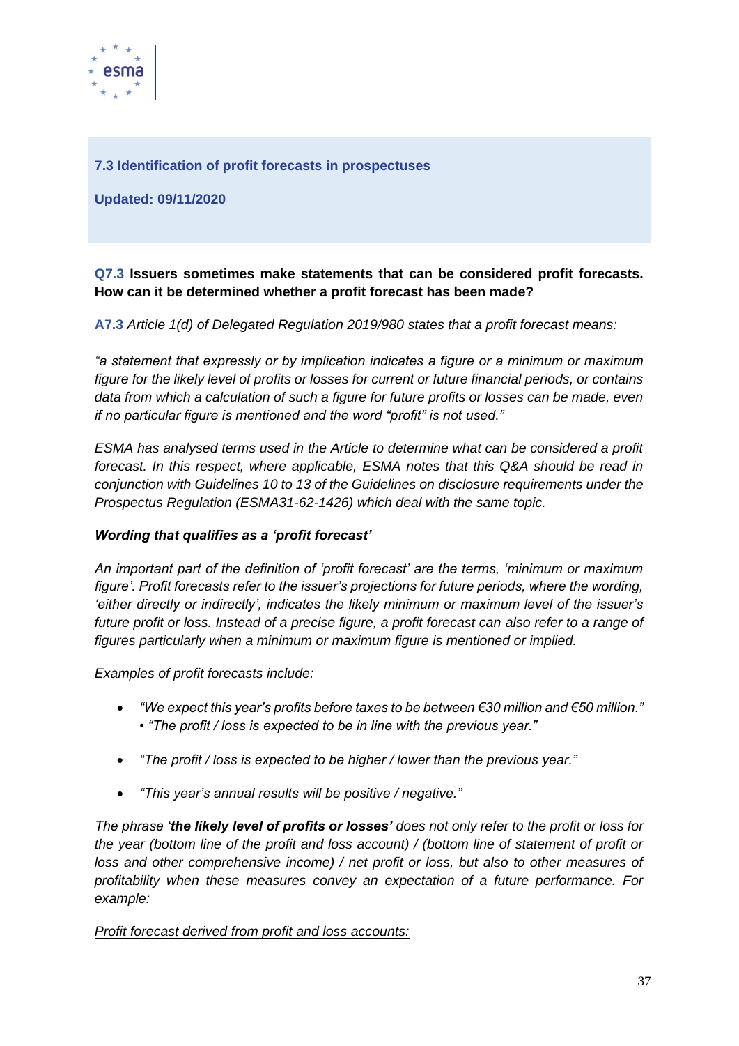## 7.3 Identification of profit forecasts in prospectuses

**Updated: 09/11/2020**

**Q7.3 Issuers sometimes make statements that can be considered profit forecasts. How can it be determined whether a profit forecast has been made?**

**A7.3** *Article 1(d) of Delegated Regulation 2019/980 states that a profit forecast means:*

*"a statement that expressly or by implication indicates a figure or a minimum or maximum figure for the likely level of profits or losses for current or future financial periods, or contains data from which a calculation of such a figure for future profits or losses can be made, even if no particular figure is mentioned and the word "profit" is not used."*

*ESMA has analysed terms used in the Article to determine what can be considered a profit forecast. In this respect, where applicable, ESMA notes that this Q&A should be read in conjunction with Guidelines 10 to 13 of the Guidelines on disclosure requirements under the Prospectus Regulation (ESMA31-62-1426) which deal with the same topic.*

***Wording that qualifies as a 'profit forecast'***

*An important part of the definition of 'profit forecast' are the terms, 'minimum or maximum figure'. Profit forecasts refer to the issuer's projections for future periods, where the wording, 'either directly or indirectly', indicates the likely minimum or maximum level of the issuer's future profit or loss. Instead of a precise figure, a profit forecast can also refer to a range of figures particularly when a minimum or maximum figure is mentioned or implied.*

*Examples of profit forecasts include:*

- *"We expect this year's profits before taxes to be between €30 million and €50 million."* • *"The profit / loss is expected to be in line with the previous year."*
- *"The profit / loss is expected to be higher / lower than the previous year."*
- *"This year's annual results will be positive / negative."*

*The phrase '**the likely level of profits or losses'** does not only refer to the profit or loss for the year (bottom line of the profit and loss account) / (bottom line of statement of profit or loss and other comprehensive income) / net profit or loss, but also to other measures of profitability when these measures convey an expectation of a future performance. For example:*

*<u>Profit forecast derived from profit and loss accounts:</u>*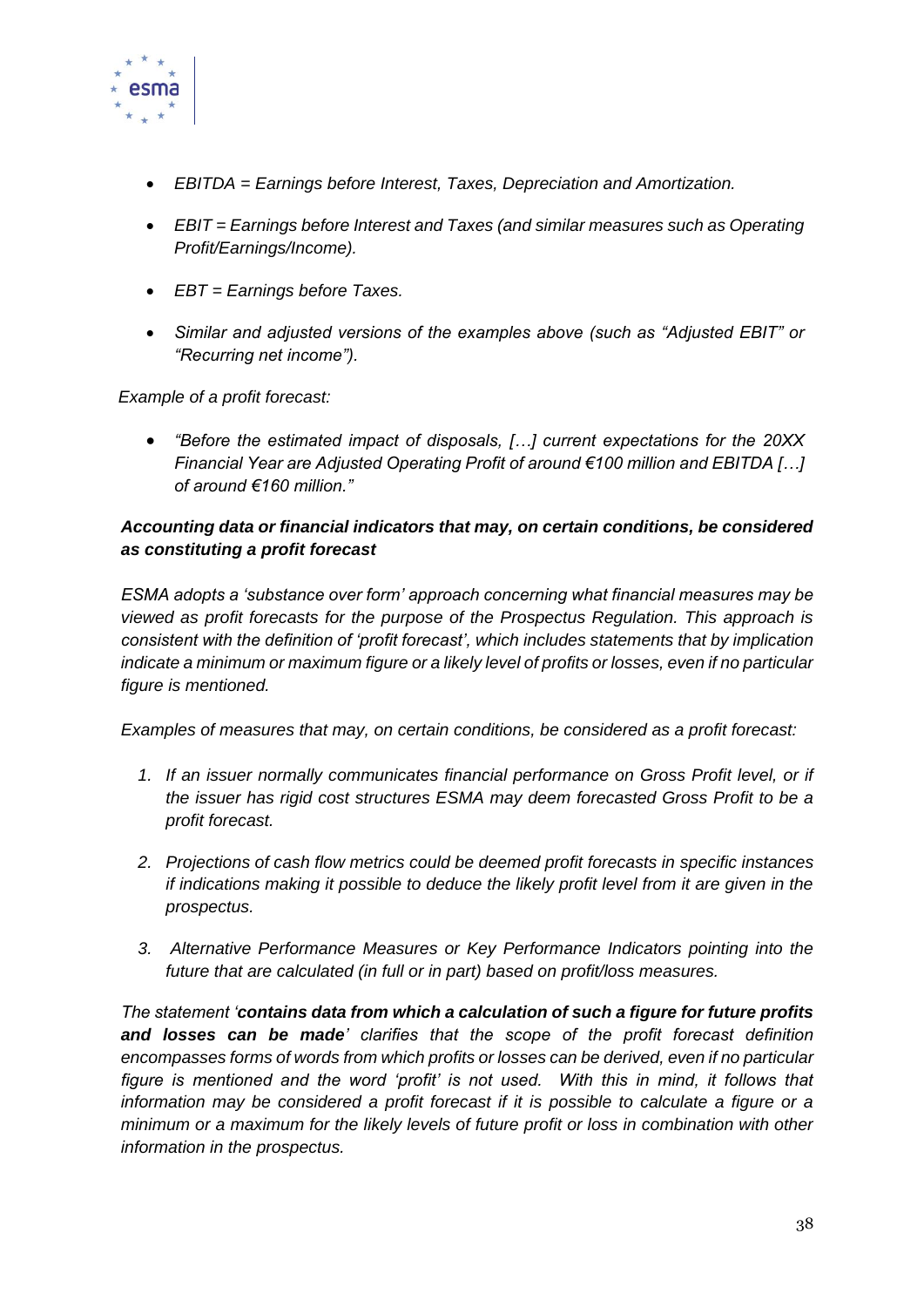- *EBITDA = Earnings before Interest, Taxes, Depreciation and Amortization.*
- *EBIT = Earnings before Interest and Taxes (and similar measures such as Operating Profit/Earnings/Income).*
- *EBT = Earnings before Taxes.*
- *Similar and adjusted versions of the examples above (such as "Adjusted EBIT" or "Recurring net income").*

*Example of a profit forecast:*

- *"Before the estimated impact of disposals, […] current expectations for the 20XX Financial Year are Adjusted Operating Profit of around €100 million and EBITDA […] of around €160 million."*

***Accounting data or financial indicators that may, on certain conditions, be considered as constituting a profit forecast***

*ESMA adopts a 'substance over form' approach concerning what financial measures may be viewed as profit forecasts for the purpose of the Prospectus Regulation. This approach is consistent with the definition of 'profit forecast', which includes statements that by implication indicate a minimum or maximum figure or a likely level of profits or losses, even if no particular figure is mentioned.*

*Examples of measures that may, on certain conditions, be considered as a profit forecast:*

1. *If an issuer normally communicates financial performance on Gross Profit level, or if the issuer has rigid cost structures ESMA may deem forecasted Gross Profit to be a profit forecast.*
2. *Projections of cash flow metrics could be deemed profit forecasts in specific instances if indications making it possible to deduce the likely profit level from it are given in the prospectus.*
3. *Alternative Performance Measures or Key Performance Indicators pointing into the future that are calculated (in full or in part) based on profit/loss measures.*

*The statement '**contains data from which a calculation of such a figure for future profits and losses can be made**' clarifies that the scope of the profit forecast definition encompasses forms of words from which profits or losses can be derived, even if no particular figure is mentioned and the word 'profit' is not used. With this in mind, it follows that information may be considered a profit forecast if it is possible to calculate a figure or a minimum or a maximum for the likely levels of future profit or loss in combination with other information in the prospectus.*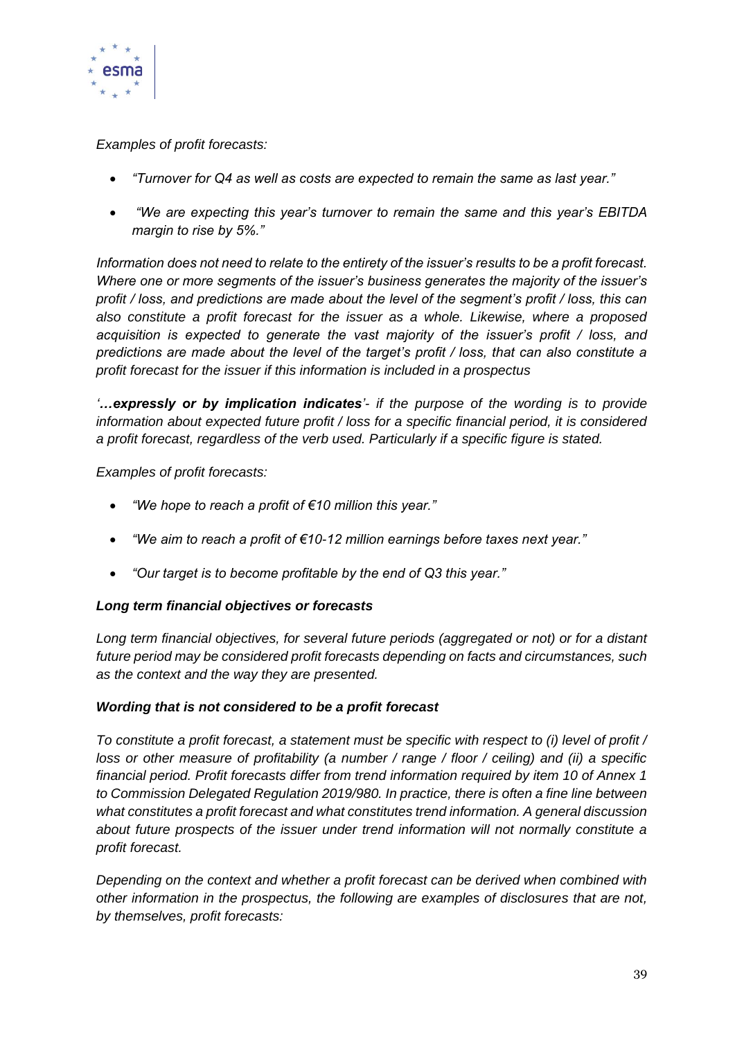*Examples of profit forecasts:*

- *"Turnover for Q4 as well as costs are expected to remain the same as last year."*
- *"We are expecting this year's turnover to remain the same and this year's EBITDA margin to rise by 5%."*

*Information does not need to relate to the entirety of the issuer's results to be a profit forecast. Where one or more segments of the issuer's business generates the majority of the issuer's profit / loss, and predictions are made about the level of the segment's profit / loss, this can also constitute a profit forecast for the issuer as a whole. Likewise, where a proposed acquisition is expected to generate the vast majority of the issuer's profit / loss, and predictions are made about the level of the target's profit / loss, that can also constitute a profit forecast for the issuer if this information is included in a prospectus*

***'…expressly or by implication indicates'**- if the purpose of the wording is to provide information about expected future profit / loss for a specific financial period, it is considered a profit forecast, regardless of the verb used. Particularly if a specific figure is stated.*

*Examples of profit forecasts:*

- *"We hope to reach a profit of €10 million this year."*
- *"We aim to reach a profit of €10-12 million earnings before taxes next year."*
- *"Our target is to become profitable by the end of Q3 this year."*

***Long term financial objectives or forecasts***

*Long term financial objectives, for several future periods (aggregated or not) or for a distant future period may be considered profit forecasts depending on facts and circumstances, such as the context and the way they are presented.*

***Wording that is not considered to be a profit forecast***

*To constitute a profit forecast, a statement must be specific with respect to (i) level of profit / loss or other measure of profitability (a number / range / floor / ceiling) and (ii) a specific financial period. Profit forecasts differ from trend information required by item 10 of Annex 1 to Commission Delegated Regulation 2019/980. In practice, there is often a fine line between what constitutes a profit forecast and what constitutes trend information. A general discussion about future prospects of the issuer under trend information will not normally constitute a profit forecast.*

*Depending on the context and whether a profit forecast can be derived when combined with other information in the prospectus, the following are examples of disclosures that are not, by themselves, profit forecasts:*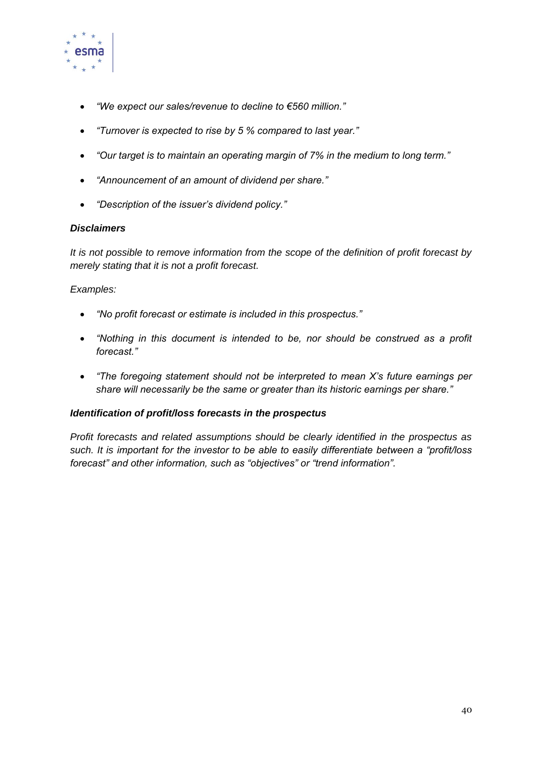- *“We expect our sales/revenue to decline to €560 million.”*
- *“Turnover is expected to rise by 5 % compared to last year.”*
- *“Our target is to maintain an operating margin of 7% in the medium to long term.”*
- *“Announcement of an amount of dividend per share.”*
- *“Description of the issuer’s dividend policy.”*

***Disclaimers***

*It is not possible to remove information from the scope of the definition of profit forecast by merely stating that it is not a profit forecast.*

*Examples:*

- *“No profit forecast or estimate is included in this prospectus.”*
- *“Nothing in this document is intended to be, nor should be construed as a profit forecast.”*
- *“The foregoing statement should not be interpreted to mean X’s future earnings per share will necessarily be the same or greater than its historic earnings per share.”*

***Identification of profit/loss forecasts in the prospectus***

*Profit forecasts and related assumptions should be clearly identified in the prospectus as such. It is important for the investor to be able to easily differentiate between a “profit/loss forecast” and other information, such as “objectives” or “trend information”.*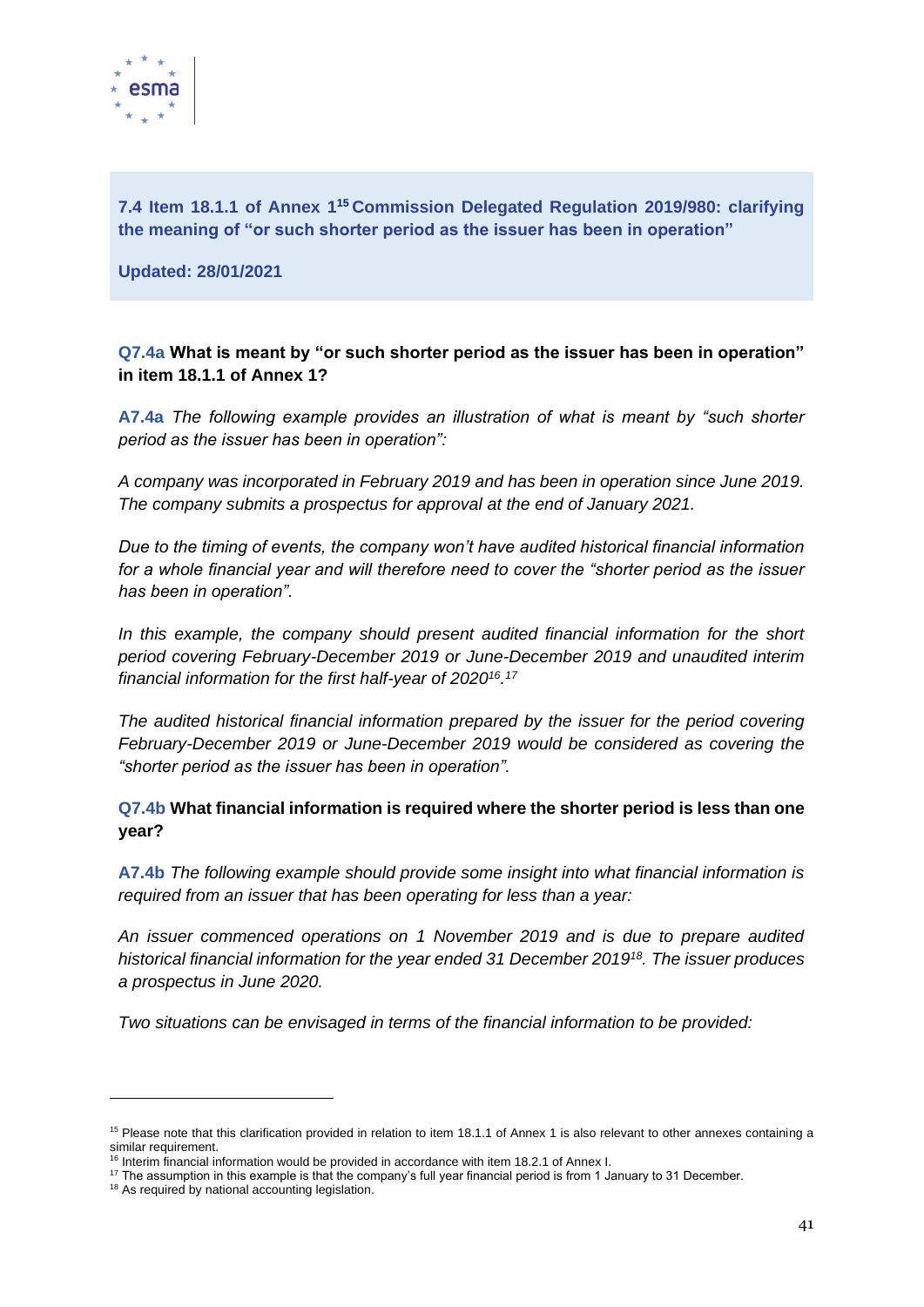## 7.4 Item 18.1.1 of Annex 1[15] Commission Delegated Regulation 2019/980: clarifying the meaning of "or such shorter period as the issuer has been in operation"

**Updated: 28/01/2021**

**Q7.4a What is meant by "or such shorter period as the issuer has been in operation" in item 18.1.1 of Annex 1?**

**A7.4a** *The following example provides an illustration of what is meant by "such shorter period as the issuer has been in operation":*

*A company was incorporated in February 2019 and has been in operation since June 2019. The company submits a prospectus for approval at the end of January 2021.*

*Due to the timing of events, the company won't have audited historical financial information for a whole financial year and will therefore need to cover the "shorter period as the issuer has been in operation".*

*In this example, the company should present audited financial information for the short period covering February-December 2019 or June-December 2019 and unaudited interim financial information for the first half-year of 2020*[16].[17]

*The audited historical financial information prepared by the issuer for the period covering February-December 2019 or June-December 2019 would be considered as covering the "shorter period as the issuer has been in operation".*

**Q7.4b What financial information is required where the shorter period is less than one year?**

**A7.4b** *The following example should provide some insight into what financial information is required from an issuer that has been operating for less than a year:*

*An issuer commenced operations on 1 November 2019 and is due to prepare audited historical financial information for the year ended 31 December 2019*[18]*. The issuer produces a prospectus in June 2020.*

*Two situations can be envisaged in terms of the financial information to be provided:*

---

[15] Please note that this clarification provided in relation to item 18.1.1 of Annex 1 is also relevant to other annexes containing a similar requirement.

[16] Interim financial information would be provided in accordance with item 18.2.1 of Annex I.

[17] The assumption in this example is that the company's full year financial period is from 1 January to 31 December.

[18] As required by national accounting legislation.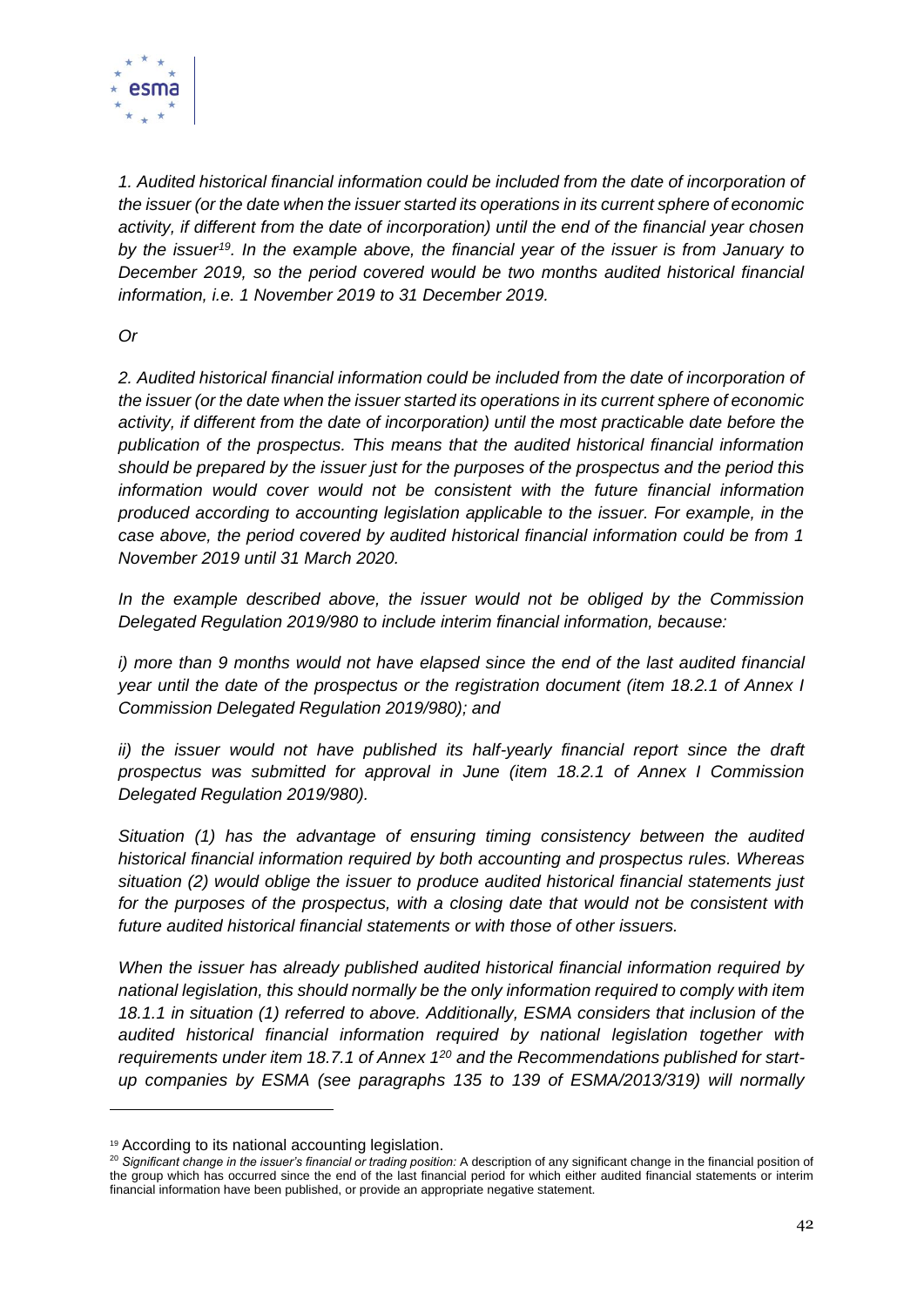*1. Audited historical financial information could be included from the date of incorporation of the issuer (or the date when the issuer started its operations in its current sphere of economic activity, if different from the date of incorporation) until the end of the financial year chosen by the issuer*[19]*. In the example above, the financial year of the issuer is from January to December 2019, so the period covered would be two months audited historical financial information, i.e. 1 November 2019 to 31 December 2019.*

*Or*

*2. Audited historical financial information could be included from the date of incorporation of the issuer (or the date when the issuer started its operations in its current sphere of economic activity, if different from the date of incorporation) until the most practicable date before the publication of the prospectus. This means that the audited historical financial information should be prepared by the issuer just for the purposes of the prospectus and the period this information would cover would not be consistent with the future financial information produced according to accounting legislation applicable to the issuer. For example, in the case above, the period covered by audited historical financial information could be from 1 November 2019 until 31 March 2020.*

*In the example described above, the issuer would not be obliged by the Commission Delegated Regulation 2019/980 to include interim financial information, because:*

*i) more than 9 months would not have elapsed since the end of the last audited financial year until the date of the prospectus or the registration document (item 18.2.1 of Annex I Commission Delegated Regulation 2019/980); and*

*ii) the issuer would not have published its half-yearly financial report since the draft prospectus was submitted for approval in June (item 18.2.1 of Annex I Commission Delegated Regulation 2019/980).*

*Situation (1) has the advantage of ensuring timing consistency between the audited historical financial information required by both accounting and prospectus rules. Whereas situation (2) would oblige the issuer to produce audited historical financial statements just for the purposes of the prospectus, with a closing date that would not be consistent with future audited historical financial statements or with those of other issuers.*

*When the issuer has already published audited historical financial information required by national legislation, this should normally be the only information required to comply with item 18.1.1 in situation (1) referred to above. Additionally, ESMA considers that inclusion of the audited historical financial information required by national legislation together with requirements under item 18.7.1 of Annex 1*[20] *and the Recommendations published for start-up companies by ESMA (see paragraphs 135 to 139 of ESMA/2013/319) will normally*

---

[19] According to its national accounting legislation.

[20] *Significant change in the issuer's financial or trading position:* A description of any significant change in the financial position of the group which has occurred since the end of the last financial period for which either audited financial statements or interim financial information have been published, or provide an appropriate negative statement.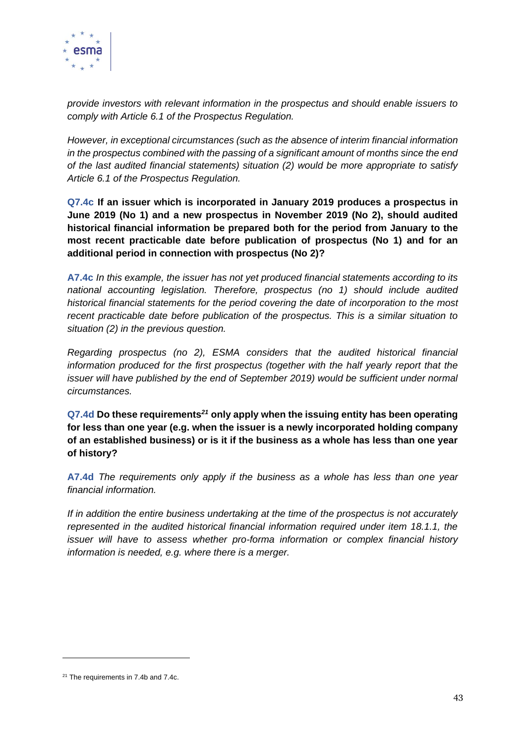*provide investors with relevant information in the prospectus and should enable issuers to comply with Article 6.1 of the Prospectus Regulation.*

*However, in exceptional circumstances (such as the absence of interim financial information in the prospectus combined with the passing of a significant amount of months since the end of the last audited financial statements) situation (2) would be more appropriate to satisfy Article 6.1 of the Prospectus Regulation.*

**Q7.4c If an issuer which is incorporated in January 2019 produces a prospectus in June 2019 (No 1) and a new prospectus in November 2019 (No 2), should audited historical financial information be prepared both for the period from January to the most recent practicable date before publication of prospectus (No 1) and for an additional period in connection with prospectus (No 2)?**

**A7.4c** *In this example, the issuer has not yet produced financial statements according to its national accounting legislation. Therefore, prospectus (no 1) should include audited historical financial statements for the period covering the date of incorporation to the most recent practicable date before publication of the prospectus. This is a similar situation to situation (2) in the previous question.*

*Regarding prospectus (no 2), ESMA considers that the audited historical financial information produced for the first prospectus (together with the half yearly report that the issuer will have published by the end of September 2019) would be sufficient under normal circumstances.*

**Q7.4d Do these requirements[21] only apply when the issuing entity has been operating for less than one year (e.g. when the issuer is a newly incorporated holding company of an established business) or is it if the business as a whole has less than one year of history?**

**A7.4d** *The requirements only apply if the business as a whole has less than one year financial information.*

*If in addition the entire business undertaking at the time of the prospectus is not accurately represented in the audited historical financial information required under item 18.1.1, the issuer will have to assess whether pro-forma information or complex financial history information is needed, e.g. where there is a merger.*

[21] The requirements in 7.4b and 7.4c.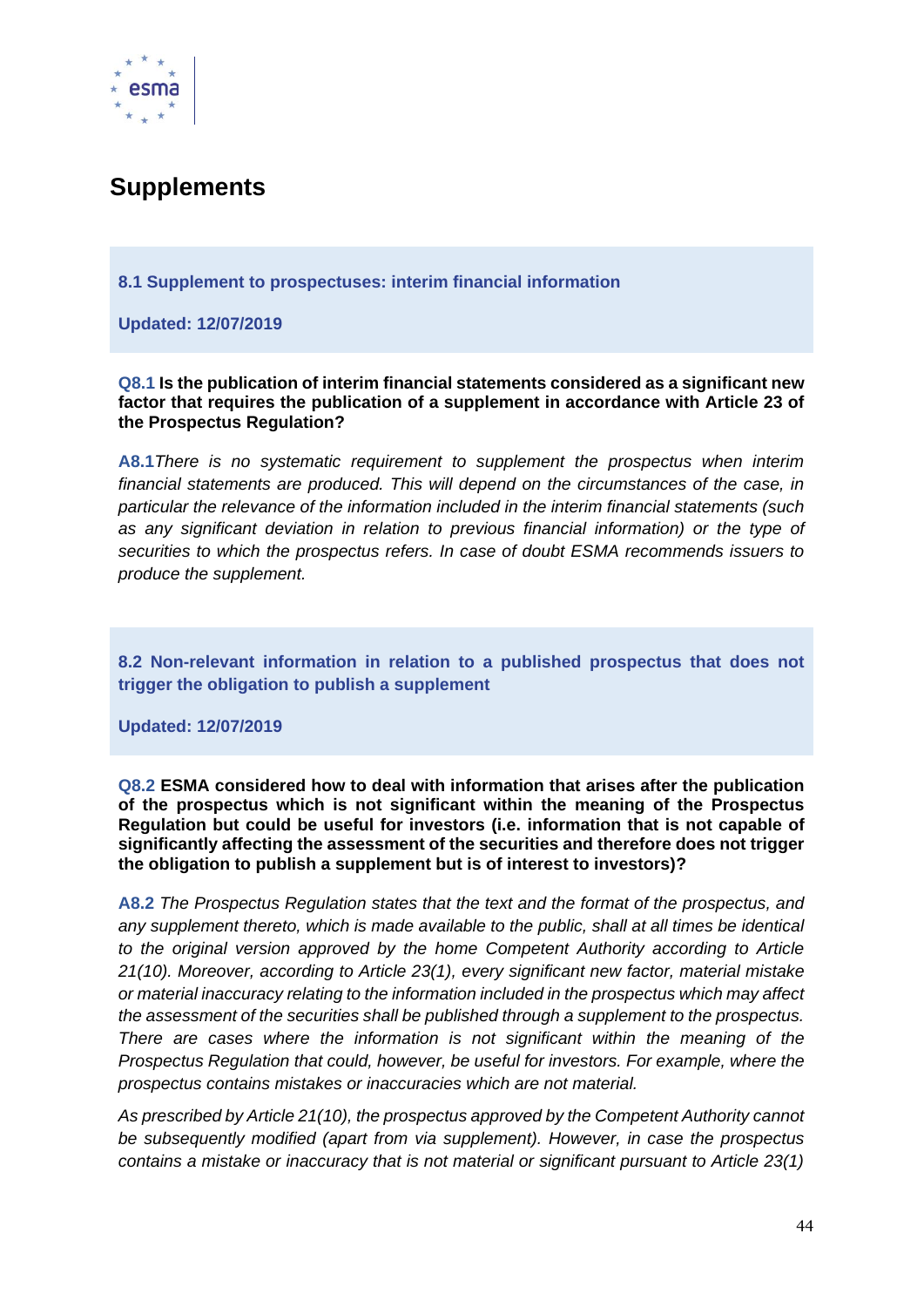# Supplements

**8.1 Supplement to prospectuses: interim financial information**

**Updated: 12/07/2019**

**Q8.1 Is the publication of interim financial statements considered as a significant new factor that requires the publication of a supplement in accordance with Article 23 of the Prospectus Regulation?**

**A8.1** *There is no systematic requirement to supplement the prospectus when interim financial statements are produced. This will depend on the circumstances of the case, in particular the relevance of the information included in the interim financial statements (such as any significant deviation in relation to previous financial information) or the type of securities to which the prospectus refers. In case of doubt ESMA recommends issuers to produce the supplement.*

**8.2 Non-relevant information in relation to a published prospectus that does not trigger the obligation to publish a supplement**

**Updated: 12/07/2019**

**Q8.2 ESMA considered how to deal with information that arises after the publication of the prospectus which is not significant within the meaning of the Prospectus Regulation but could be useful for investors (i.e. information that is not capable of significantly affecting the assessment of the securities and therefore does not trigger the obligation to publish a supplement but is of interest to investors)?**

**A8.2** *The Prospectus Regulation states that the text and the format of the prospectus, and any supplement thereto, which is made available to the public, shall at all times be identical to the original version approved by the home Competent Authority according to Article 21(10). Moreover, according to Article 23(1), every significant new factor, material mistake or material inaccuracy relating to the information included in the prospectus which may affect the assessment of the securities shall be published through a supplement to the prospectus. There are cases where the information is not significant within the meaning of the Prospectus Regulation that could, however, be useful for investors. For example, where the prospectus contains mistakes or inaccuracies which are not material.*

*As prescribed by Article 21(10), the prospectus approved by the Competent Authority cannot be subsequently modified (apart from via supplement). However, in case the prospectus contains a mistake or inaccuracy that is not material or significant pursuant to Article 23(1)*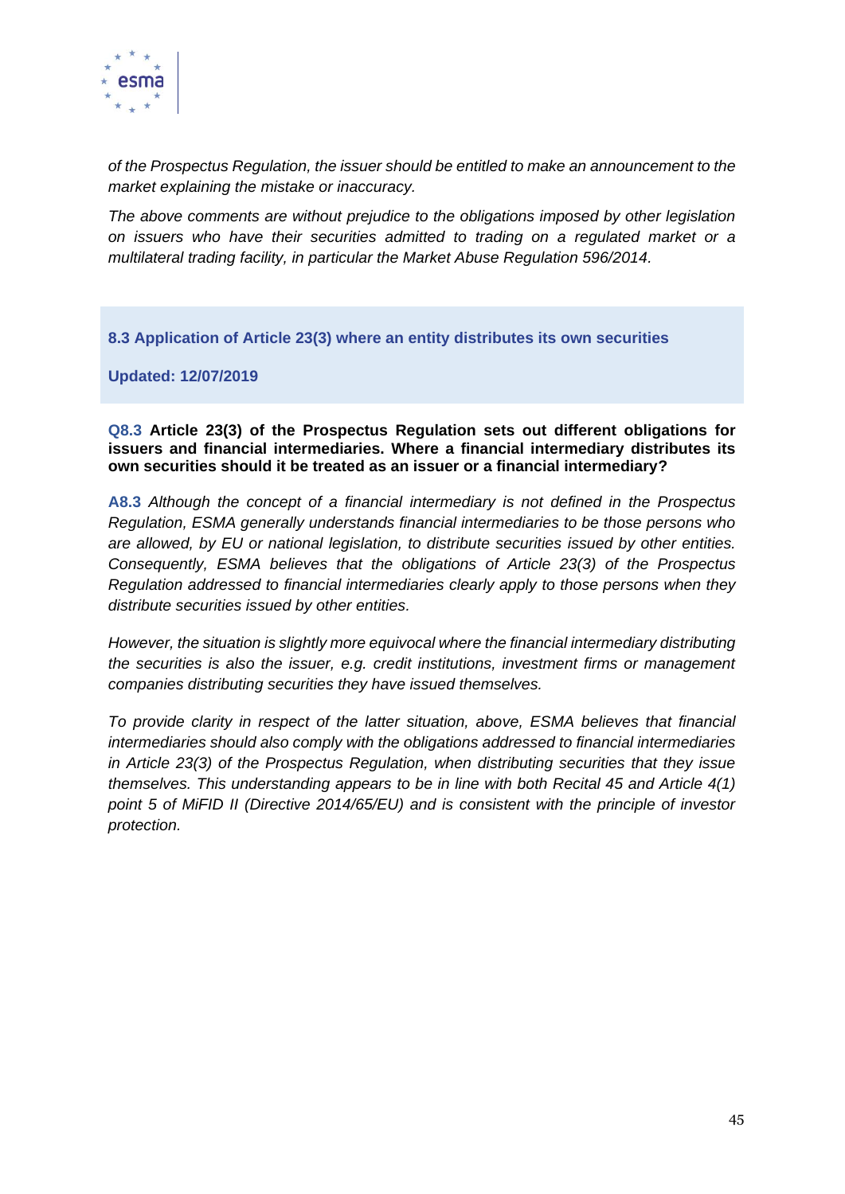*of the Prospectus Regulation, the issuer should be entitled to make an announcement to the market explaining the mistake or inaccuracy.*

*The above comments are without prejudice to the obligations imposed by other legislation on issuers who have their securities admitted to trading on a regulated market or a multilateral trading facility, in particular the Market Abuse Regulation 596/2014.*

## 8.3 Application of Article 23(3) where an entity distributes its own securities

**Updated: 12/07/2019**

**Q8.3 Article 23(3) of the Prospectus Regulation sets out different obligations for issuers and financial intermediaries. Where a financial intermediary distributes its own securities should it be treated as an issuer or a financial intermediary?**

**A8.3** *Although the concept of a financial intermediary is not defined in the Prospectus Regulation, ESMA generally understands financial intermediaries to be those persons who are allowed, by EU or national legislation, to distribute securities issued by other entities. Consequently, ESMA believes that the obligations of Article 23(3) of the Prospectus Regulation addressed to financial intermediaries clearly apply to those persons when they distribute securities issued by other entities.*

*However, the situation is slightly more equivocal where the financial intermediary distributing the securities is also the issuer, e.g. credit institutions, investment firms or management companies distributing securities they have issued themselves.*

*To provide clarity in respect of the latter situation, above, ESMA believes that financial intermediaries should also comply with the obligations addressed to financial intermediaries in Article 23(3) of the Prospectus Regulation, when distributing securities that they issue themselves. This understanding appears to be in line with both Recital 45 and Article 4(1) point 5 of MiFID II (Directive 2014/65/EU) and is consistent with the principle of investor protection.*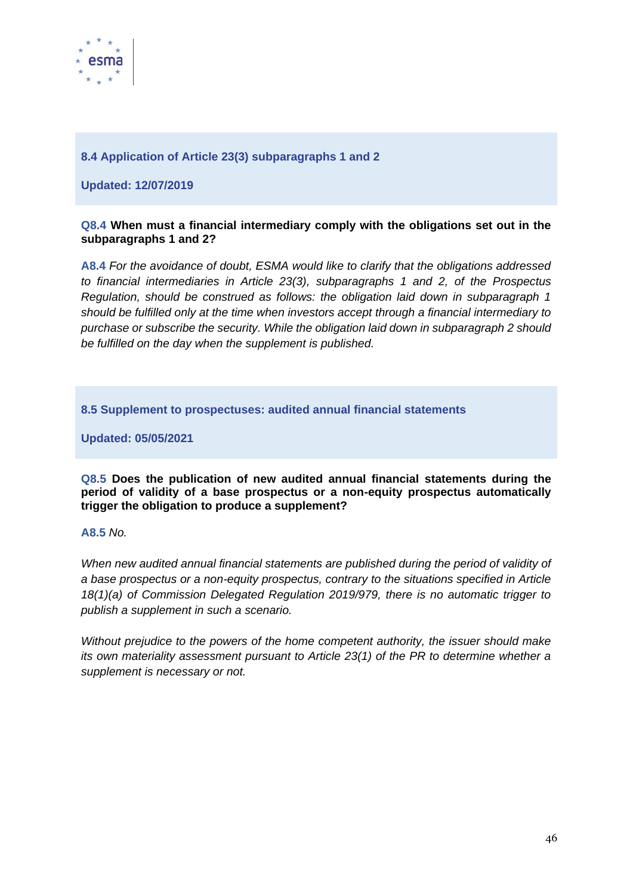### 8.4 Application of Article 23(3) subparagraphs 1 and 2

**Updated: 12/07/2019**

**Q8.4 When must a financial intermediary comply with the obligations set out in the subparagraphs 1 and 2?**

**A8.4** *For the avoidance of doubt, ESMA would like to clarify that the obligations addressed to financial intermediaries in Article 23(3), subparagraphs 1 and 2, of the Prospectus Regulation, should be construed as follows: the obligation laid down in subparagraph 1 should be fulfilled only at the time when investors accept through a financial intermediary to purchase or subscribe the security. While the obligation laid down in subparagraph 2 should be fulfilled on the day when the supplement is published.*

### 8.5 Supplement to prospectuses: audited annual financial statements

**Updated: 05/05/2021**

**Q8.5 Does the publication of new audited annual financial statements during the period of validity of a base prospectus or a non-equity prospectus automatically trigger the obligation to produce a supplement?**

**A8.5** *No.*

*When new audited annual financial statements are published during the period of validity of a base prospectus or a non-equity prospectus, contrary to the situations specified in Article 18(1)(a) of Commission Delegated Regulation 2019/979, there is no automatic trigger to publish a supplement in such a scenario.*

*Without prejudice to the powers of the home competent authority, the issuer should make its own materiality assessment pursuant to Article 23(1) of the PR to determine whether a supplement is necessary or not.*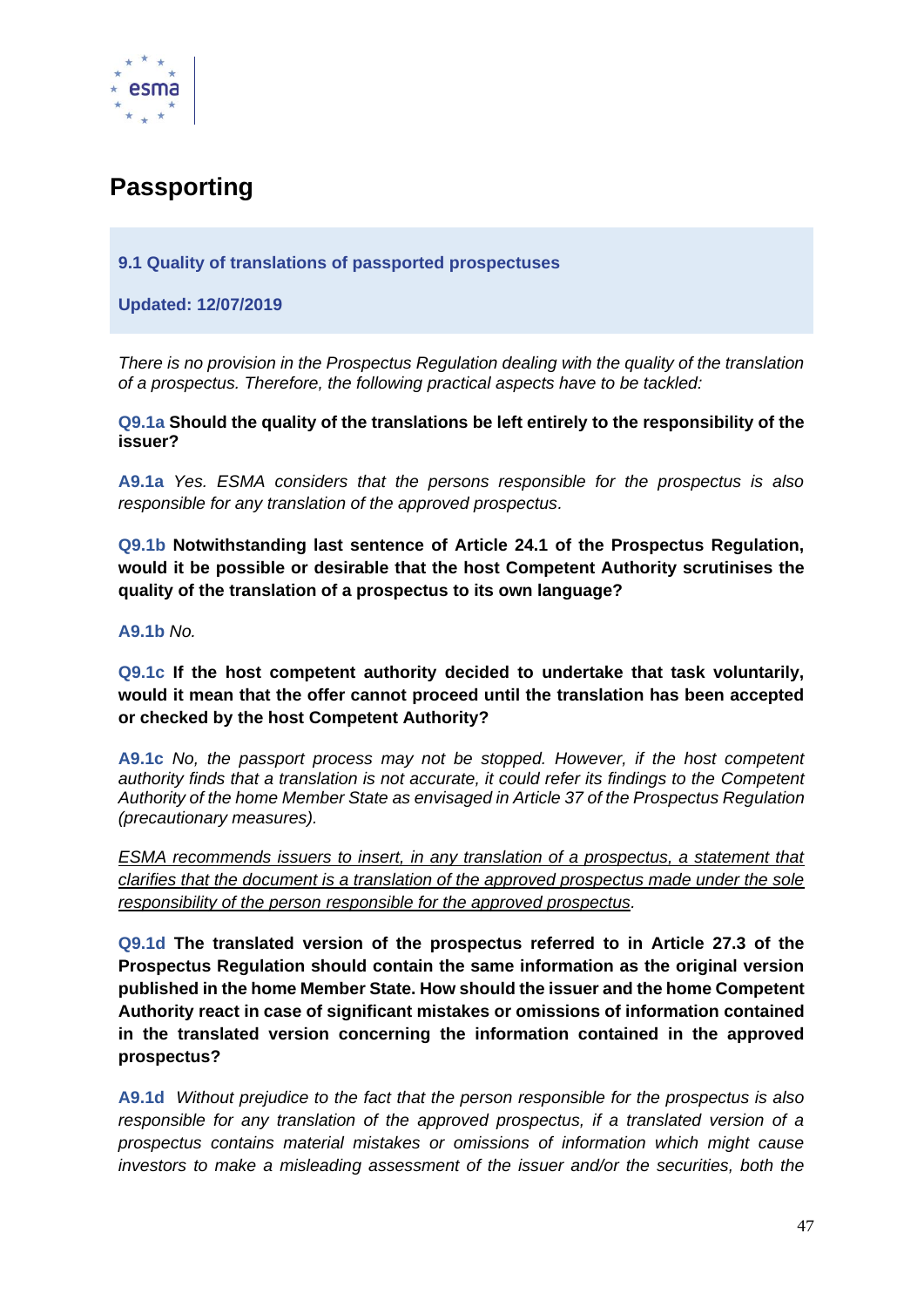# Passporting

**9.1 Quality of translations of passported prospectuses**

**Updated: 12/07/2019**

*There is no provision in the Prospectus Regulation dealing with the quality of the translation of a prospectus. Therefore, the following practical aspects have to be tackled:*

**Q9.1a Should the quality of the translations be left entirely to the responsibility of the issuer?**

**A9.1a** *Yes. ESMA considers that the persons responsible for the prospectus is also responsible for any translation of the approved prospectus.*

**Q9.1b Notwithstanding last sentence of Article 24.1 of the Prospectus Regulation, would it be possible or desirable that the host Competent Authority scrutinises the quality of the translation of a prospectus to its own language?**

**A9.1b** *No.*

**Q9.1c If the host competent authority decided to undertake that task voluntarily, would it mean that the offer cannot proceed until the translation has been accepted or checked by the host Competent Authority?**

**A9.1c** *No, the passport process may not be stopped. However, if the host competent authority finds that a translation is not accurate, it could refer its findings to the Competent Authority of the home Member State as envisaged in Article 37 of the Prospectus Regulation (precautionary measures).*

*ESMA recommends issuers to insert, in any translation of a prospectus, a statement that clarifies that the document is a translation of the approved prospectus made under the sole responsibility of the person responsible for the approved prospectus.*

**Q9.1d The translated version of the prospectus referred to in Article 27.3 of the Prospectus Regulation should contain the same information as the original version published in the home Member State. How should the issuer and the home Competent Authority react in case of significant mistakes or omissions of information contained in the translated version concerning the information contained in the approved prospectus?**

**A9.1d** *Without prejudice to the fact that the person responsible for the prospectus is also responsible for any translation of the approved prospectus, if a translated version of a prospectus contains material mistakes or omissions of information which might cause investors to make a misleading assessment of the issuer and/or the securities, both the*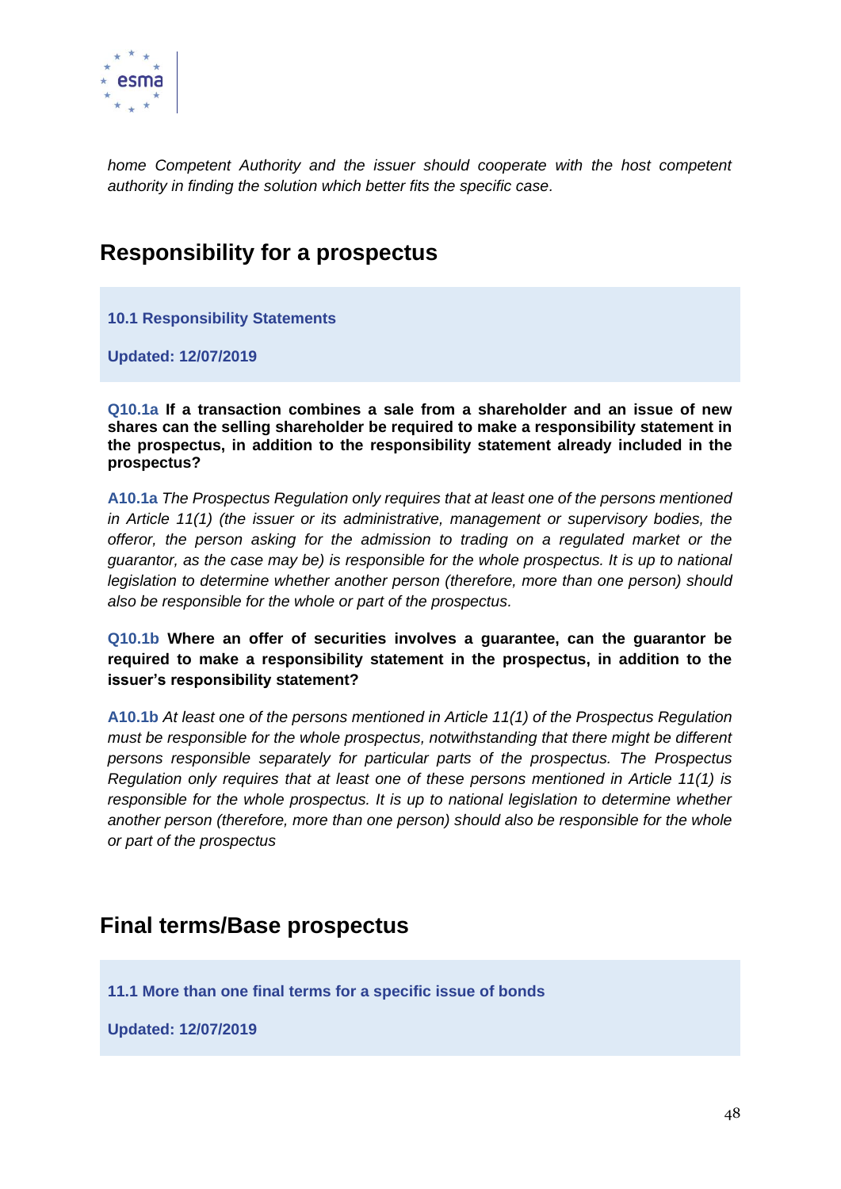*home Competent Authority and the issuer should cooperate with the host competent authority in finding the solution which better fits the specific case.*

## Responsibility for a prospectus

**10.1 Responsibility Statements**

**Updated: 12/07/2019**

**Q10.1a If a transaction combines a sale from a shareholder and an issue of new shares can the selling shareholder be required to make a responsibility statement in the prospectus, in addition to the responsibility statement already included in the prospectus?**

**A10.1a** *The Prospectus Regulation only requires that at least one of the persons mentioned in Article 11(1) (the issuer or its administrative, management or supervisory bodies, the offeror, the person asking for the admission to trading on a regulated market or the guarantor, as the case may be) is responsible for the whole prospectus. It is up to national legislation to determine whether another person (therefore, more than one person) should also be responsible for the whole or part of the prospectus.*

**Q10.1b Where an offer of securities involves a guarantee, can the guarantor be required to make a responsibility statement in the prospectus, in addition to the issuer's responsibility statement?**

**A10.1b** *At least one of the persons mentioned in Article 11(1) of the Prospectus Regulation must be responsible for the whole prospectus, notwithstanding that there might be different persons responsible separately for particular parts of the prospectus. The Prospectus Regulation only requires that at least one of these persons mentioned in Article 11(1) is responsible for the whole prospectus. It is up to national legislation to determine whether another person (therefore, more than one person) should also be responsible for the whole or part of the prospectus*

## Final terms/Base prospectus

**11.1 More than one final terms for a specific issue of bonds**

**Updated: 12/07/2019**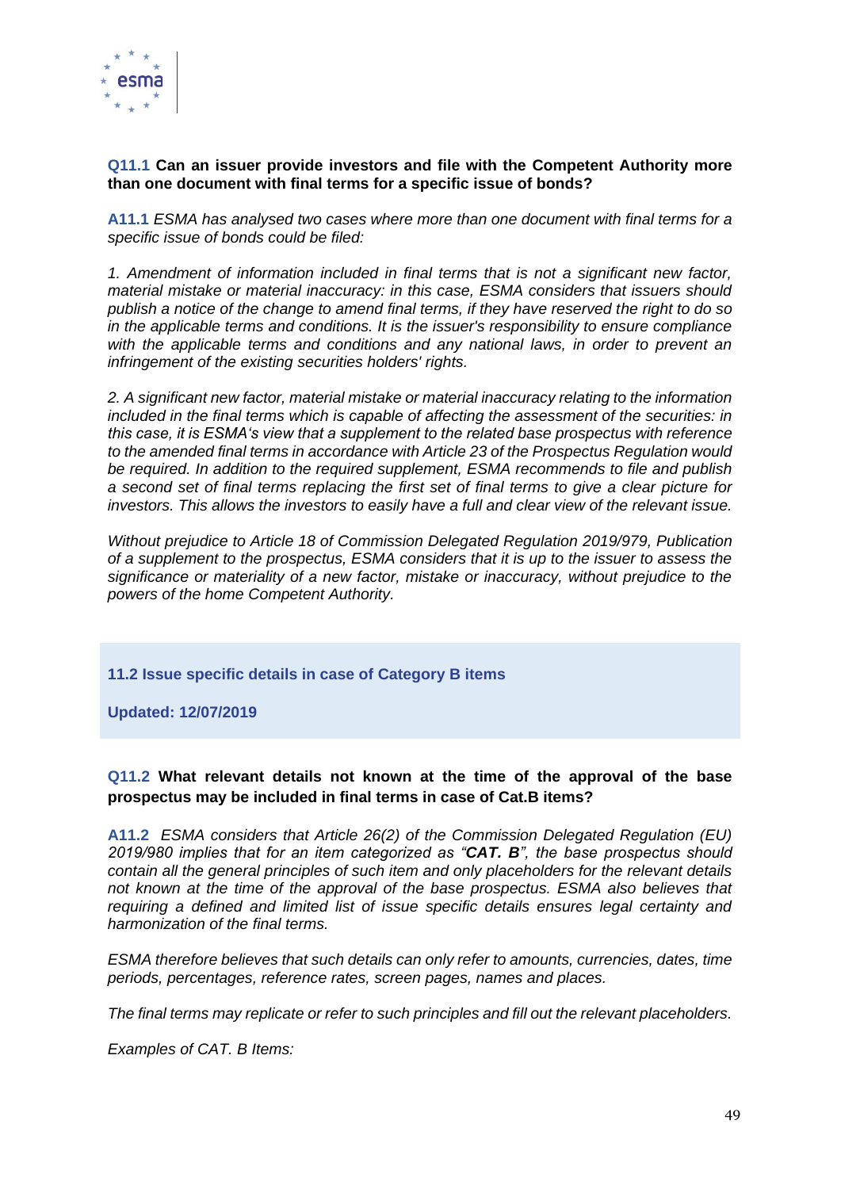**Q11.1 Can an issuer provide investors and file with the Competent Authority more than one document with final terms for a specific issue of bonds?**

**A11.1** *ESMA has analysed two cases where more than one document with final terms for a specific issue of bonds could be filed:*

*1. Amendment of information included in final terms that is not a significant new factor, material mistake or material inaccuracy: in this case, ESMA considers that issuers should publish a notice of the change to amend final terms, if they have reserved the right to do so in the applicable terms and conditions. It is the issuer's responsibility to ensure compliance with the applicable terms and conditions and any national laws, in order to prevent an infringement of the existing securities holders' rights.*

*2. A significant new factor, material mistake or material inaccuracy relating to the information included in the final terms which is capable of affecting the assessment of the securities: in this case, it is ESMA's view that a supplement to the related base prospectus with reference to the amended final terms in accordance with Article 23 of the Prospectus Regulation would be required. In addition to the required supplement, ESMA recommends to file and publish a second set of final terms replacing the first set of final terms to give a clear picture for investors. This allows the investors to easily have a full and clear view of the relevant issue.*

*Without prejudice to Article 18 of Commission Delegated Regulation 2019/979, Publication of a supplement to the prospectus, ESMA considers that it is up to the issuer to assess the significance or materiality of a new factor, mistake or inaccuracy, without prejudice to the powers of the home Competent Authority.*

## 11.2 Issue specific details in case of Category B items

**Updated: 12/07/2019**

**Q11.2 What relevant details not known at the time of the approval of the base prospectus may be included in final terms in case of Cat.B items?**

**A11.2** *ESMA considers that Article 26(2) of the Commission Delegated Regulation (EU) 2019/980 implies that for an item categorized as "**CAT. B**", the base prospectus should contain all the general principles of such item and only placeholders for the relevant details not known at the time of the approval of the base prospectus. ESMA also believes that requiring a defined and limited list of issue specific details ensures legal certainty and harmonization of the final terms.*

*ESMA therefore believes that such details can only refer to amounts, currencies, dates, time periods, percentages, reference rates, screen pages, names and places.*

*The final terms may replicate or refer to such principles and fill out the relevant placeholders.*

*Examples of CAT. B Items:*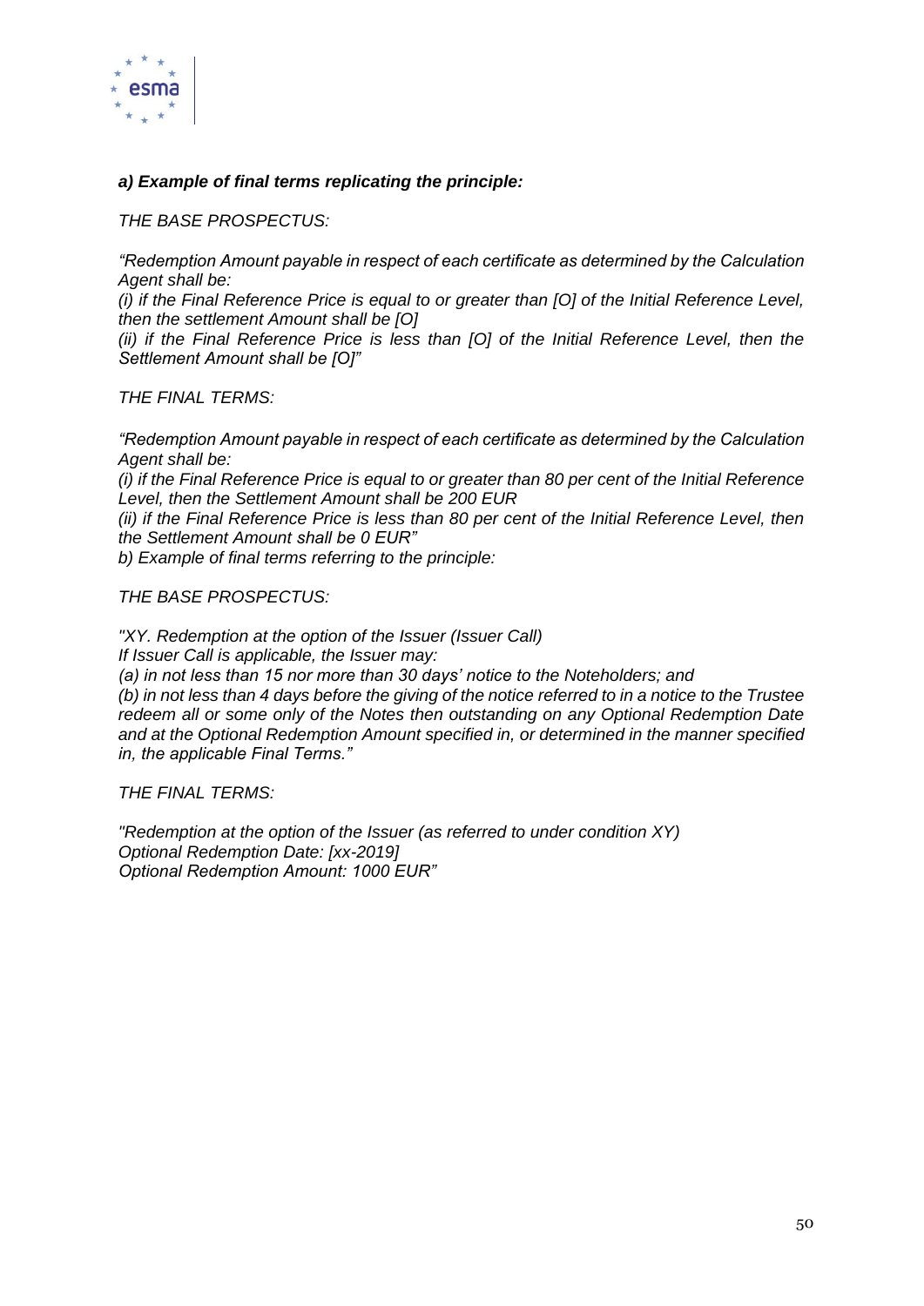***a) Example of final terms replicating the principle:***

*THE BASE PROSPECTUS:*

*"Redemption Amount payable in respect of each certificate as determined by the Calculation Agent shall be:*

*(i) if the Final Reference Price is equal to or greater than [O] of the Initial Reference Level, then the settlement Amount shall be [O]*

*(ii) if the Final Reference Price is less than [O] of the Initial Reference Level, then the Settlement Amount shall be [O]"*

*THE FINAL TERMS:*

*"Redemption Amount payable in respect of each certificate as determined by the Calculation Agent shall be:*

*(i) if the Final Reference Price is equal to or greater than 80 per cent of the Initial Reference Level, then the Settlement Amount shall be 200 EUR*

*(ii) if the Final Reference Price is less than 80 per cent of the Initial Reference Level, then the Settlement Amount shall be 0 EUR"*

*b) Example of final terms referring to the principle:*

*THE BASE PROSPECTUS:*

*"XY. Redemption at the option of the Issuer (Issuer Call)*

*If Issuer Call is applicable, the Issuer may:*

*(a) in not less than 15 nor more than 30 days' notice to the Noteholders; and*

*(b) in not less than 4 days before the giving of the notice referred to in a notice to the Trustee redeem all or some only of the Notes then outstanding on any Optional Redemption Date and at the Optional Redemption Amount specified in, or determined in the manner specified in, the applicable Final Terms."*

*THE FINAL TERMS:*

*"Redemption at the option of the Issuer (as referred to under condition XY)*

*Optional Redemption Date: [xx-2019]*

*Optional Redemption Amount: 1000 EUR"*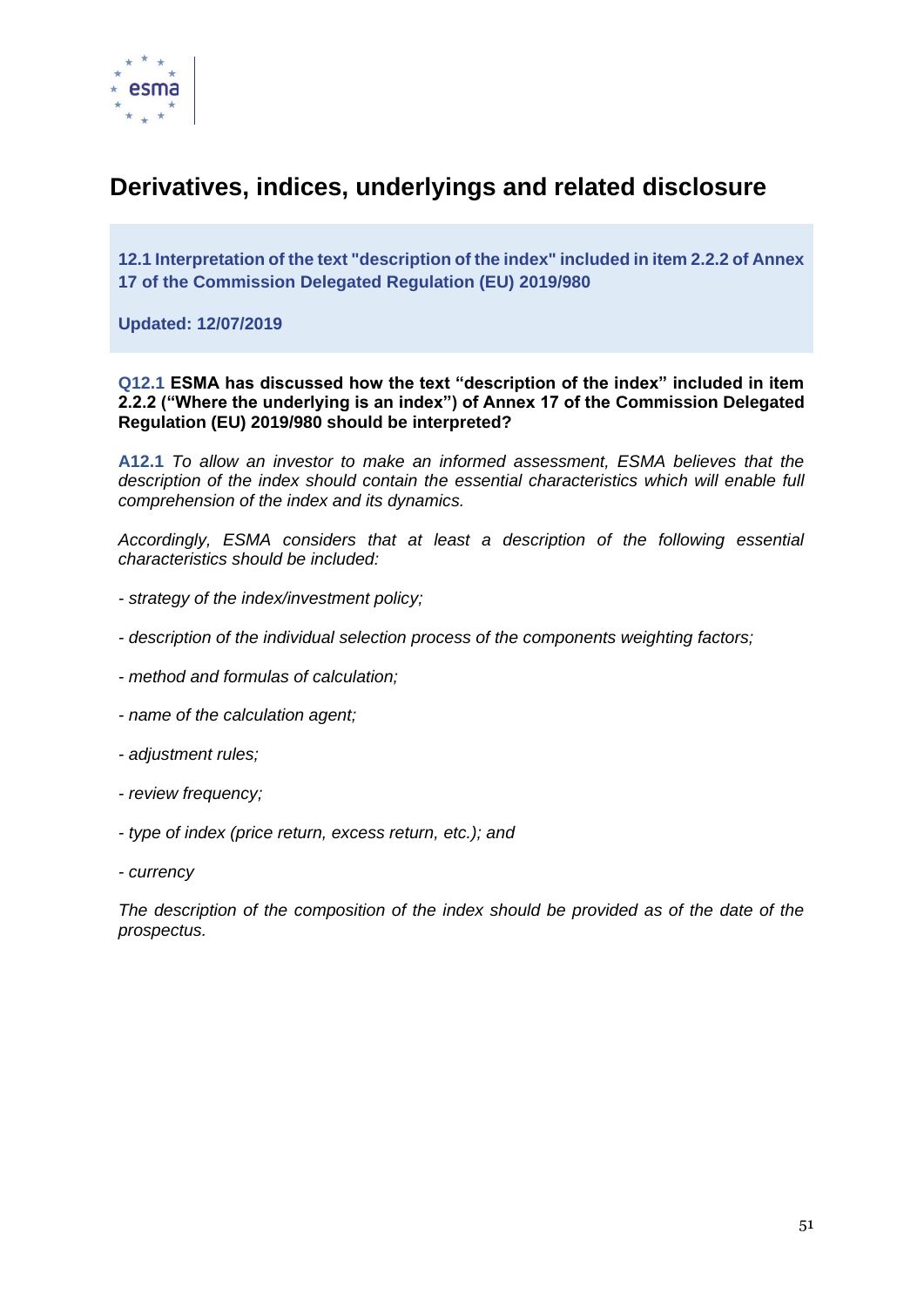# Derivatives, indices, underlyings and related disclosure

**12.1 Interpretation of the text "description of the index" included in item 2.2.2 of Annex 17 of the Commission Delegated Regulation (EU) 2019/980**

**Updated: 12/07/2019**

**Q12.1 ESMA has discussed how the text "description of the index" included in item 2.2.2 ("Where the underlying is an index") of Annex 17 of the Commission Delegated Regulation (EU) 2019/980 should be interpreted?**

**A12.1** *To allow an investor to make an informed assessment, ESMA believes that the description of the index should contain the essential characteristics which will enable full comprehension of the index and its dynamics.*

*Accordingly, ESMA considers that at least a description of the following essential characteristics should be included:*

- *strategy of the index/investment policy;*
- *description of the individual selection process of the components weighting factors;*
- *method and formulas of calculation;*
- *name of the calculation agent;*
- *adjustment rules;*
- *review frequency;*
- *type of index (price return, excess return, etc.); and*
- *currency*

*The description of the composition of the index should be provided as of the date of the prospectus.*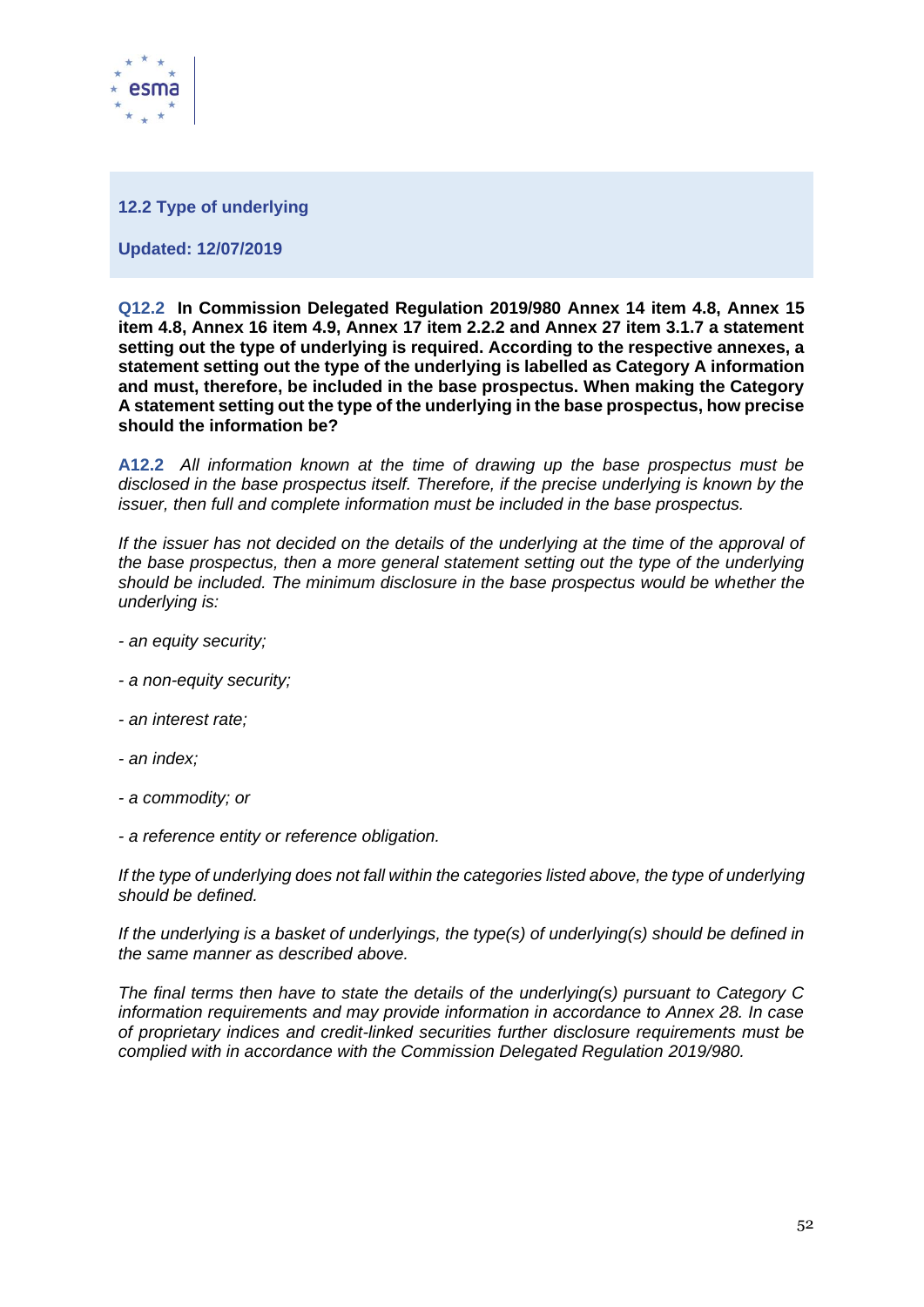## 12.2 Type of underlying

**Updated: 12/07/2019**

**Q12.2 In Commission Delegated Regulation 2019/980 Annex 14 item 4.8, Annex 15 item 4.8, Annex 16 item 4.9, Annex 17 item 2.2.2 and Annex 27 item 3.1.7 a statement setting out the type of underlying is required. According to the respective annexes, a statement setting out the type of the underlying is labelled as Category A information and must, therefore, be included in the base prospectus. When making the Category A statement setting out the type of the underlying in the base prospectus, how precise should the information be?**

**A12.2** *All information known at the time of drawing up the base prospectus must be disclosed in the base prospectus itself. Therefore, if the precise underlying is known by the issuer, then full and complete information must be included in the base prospectus.*

*If the issuer has not decided on the details of the underlying at the time of the approval of the base prospectus, then a more general statement setting out the type of the underlying should be included. The minimum disclosure in the base prospectus would be whether the underlying is:*

- *an equity security;*
- *a non-equity security;*
- *an interest rate;*
- *an index;*
- *a commodity; or*
- *a reference entity or reference obligation.*

*If the type of underlying does not fall within the categories listed above, the type of underlying should be defined.*

*If the underlying is a basket of underlyings, the type(s) of underlying(s) should be defined in the same manner as described above.*

*The final terms then have to state the details of the underlying(s) pursuant to Category C information requirements and may provide information in accordance to Annex 28. In case of proprietary indices and credit-linked securities further disclosure requirements must be complied with in accordance with the Commission Delegated Regulation 2019/980.*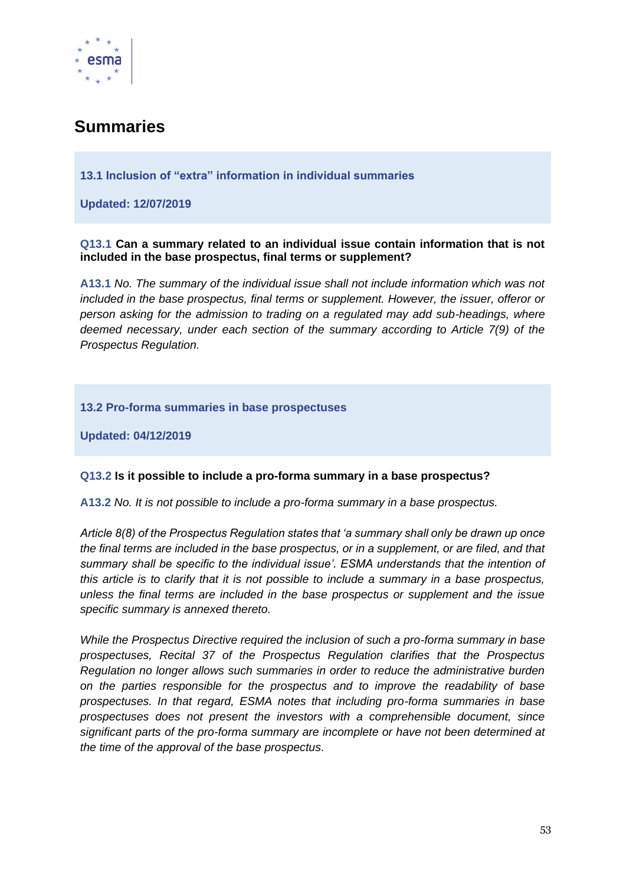# Summaries

**13.1 Inclusion of “extra” information in individual summaries**

**Updated: 12/07/2019**

**Q13.1 Can a summary related to an individual issue contain information that is not included in the base prospectus, final terms or supplement?**

**A13.1** *No. The summary of the individual issue shall not include information which was not included in the base prospectus, final terms or supplement. However, the issuer, offeror or person asking for the admission to trading on a regulated may add sub-headings, where deemed necessary, under each section of the summary according to Article 7(9) of the Prospectus Regulation.*

**13.2 Pro-forma summaries in base prospectuses**

**Updated: 04/12/2019**

**Q13.2 Is it possible to include a pro-forma summary in a base prospectus?**

**A13.2** *No. It is not possible to include a pro-forma summary in a base prospectus.*

*Article 8(8) of the Prospectus Regulation states that ‘a summary shall only be drawn up once the final terms are included in the base prospectus, or in a supplement, or are filed, and that summary shall be specific to the individual issue’. ESMA understands that the intention of this article is to clarify that it is not possible to include a summary in a base prospectus, unless the final terms are included in the base prospectus or supplement and the issue specific summary is annexed thereto.*

*While the Prospectus Directive required the inclusion of such a pro-forma summary in base prospectuses, Recital 37 of the Prospectus Regulation clarifies that the Prospectus Regulation no longer allows such summaries in order to reduce the administrative burden on the parties responsible for the prospectus and to improve the readability of base prospectuses. In that regard, ESMA notes that including pro-forma summaries in base prospectuses does not present the investors with a comprehensible document, since significant parts of the pro-forma summary are incomplete or have not been determined at the time of the approval of the base prospectus.*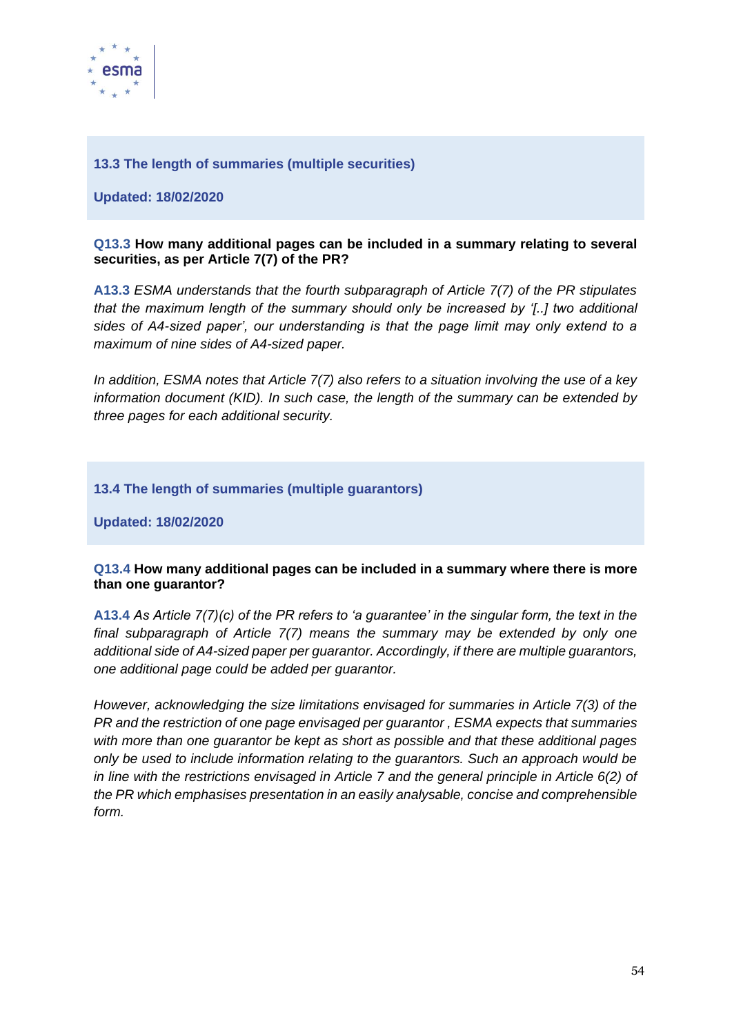### 13.3 The length of summaries (multiple securities)

**Updated: 18/02/2020**

**Q13.3 How many additional pages can be included in a summary relating to several securities, as per Article 7(7) of the PR?**

**A13.3** *ESMA understands that the fourth subparagraph of Article 7(7) of the PR stipulates that the maximum length of the summary should only be increased by '[..] two additional sides of A4-sized paper', our understanding is that the page limit may only extend to a maximum of nine sides of A4-sized paper.*

*In addition, ESMA notes that Article 7(7) also refers to a situation involving the use of a key information document (KID). In such case, the length of the summary can be extended by three pages for each additional security.*

### 13.4 The length of summaries (multiple guarantors)

**Updated: 18/02/2020**

**Q13.4 How many additional pages can be included in a summary where there is more than one guarantor?**

**A13.4** *As Article 7(7)(c) of the PR refers to 'a guarantee' in the singular form, the text in the final subparagraph of Article 7(7) means the summary may be extended by only one additional side of A4-sized paper per guarantor. Accordingly, if there are multiple guarantors, one additional page could be added per guarantor.*

*However, acknowledging the size limitations envisaged for summaries in Article 7(3) of the PR and the restriction of one page envisaged per guarantor , ESMA expects that summaries with more than one guarantor be kept as short as possible and that these additional pages only be used to include information relating to the guarantors. Such an approach would be in line with the restrictions envisaged in Article 7 and the general principle in Article 6(2) of the PR which emphasises presentation in an easily analysable, concise and comprehensible form.*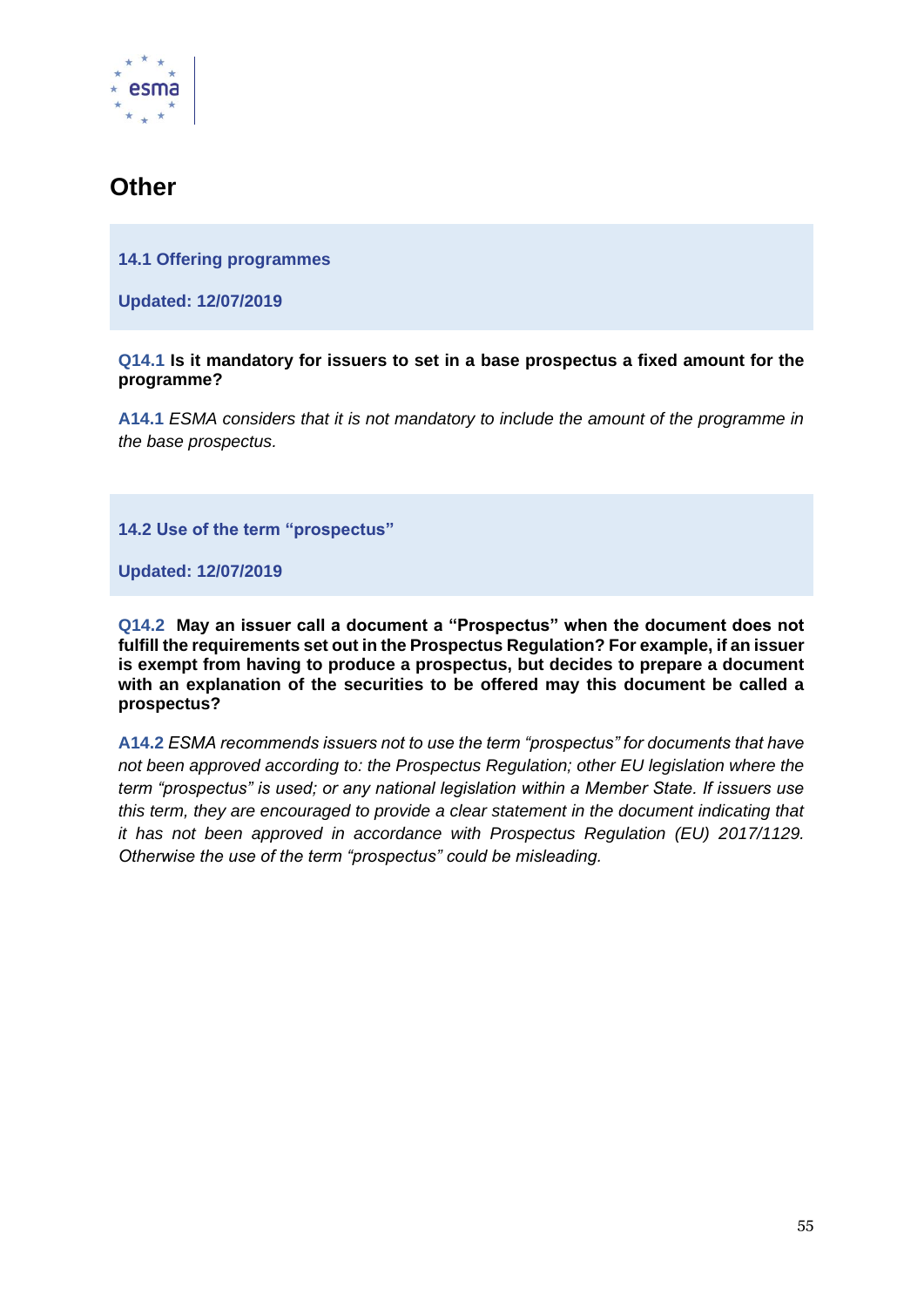# Other

## 14.1 Offering programmes

**Updated: 12/07/2019**

**Q14.1 Is it mandatory for issuers to set in a base prospectus a fixed amount for the programme?**

**A14.1** *ESMA considers that it is not mandatory to include the amount of the programme in the base prospectus.*

## 14.2 Use of the term "prospectus"

**Updated: 12/07/2019**

**Q14.2 May an issuer call a document a "Prospectus" when the document does not fulfill the requirements set out in the Prospectus Regulation? For example, if an issuer is exempt from having to produce a prospectus, but decides to prepare a document with an explanation of the securities to be offered may this document be called a prospectus?**

**A14.2** *ESMA recommends issuers not to use the term "prospectus" for documents that have not been approved according to: the Prospectus Regulation; other EU legislation where the term "prospectus" is used; or any national legislation within a Member State. If issuers use this term, they are encouraged to provide a clear statement in the document indicating that it has not been approved in accordance with Prospectus Regulation (EU) 2017/1129. Otherwise the use of the term "prospectus" could be misleading.*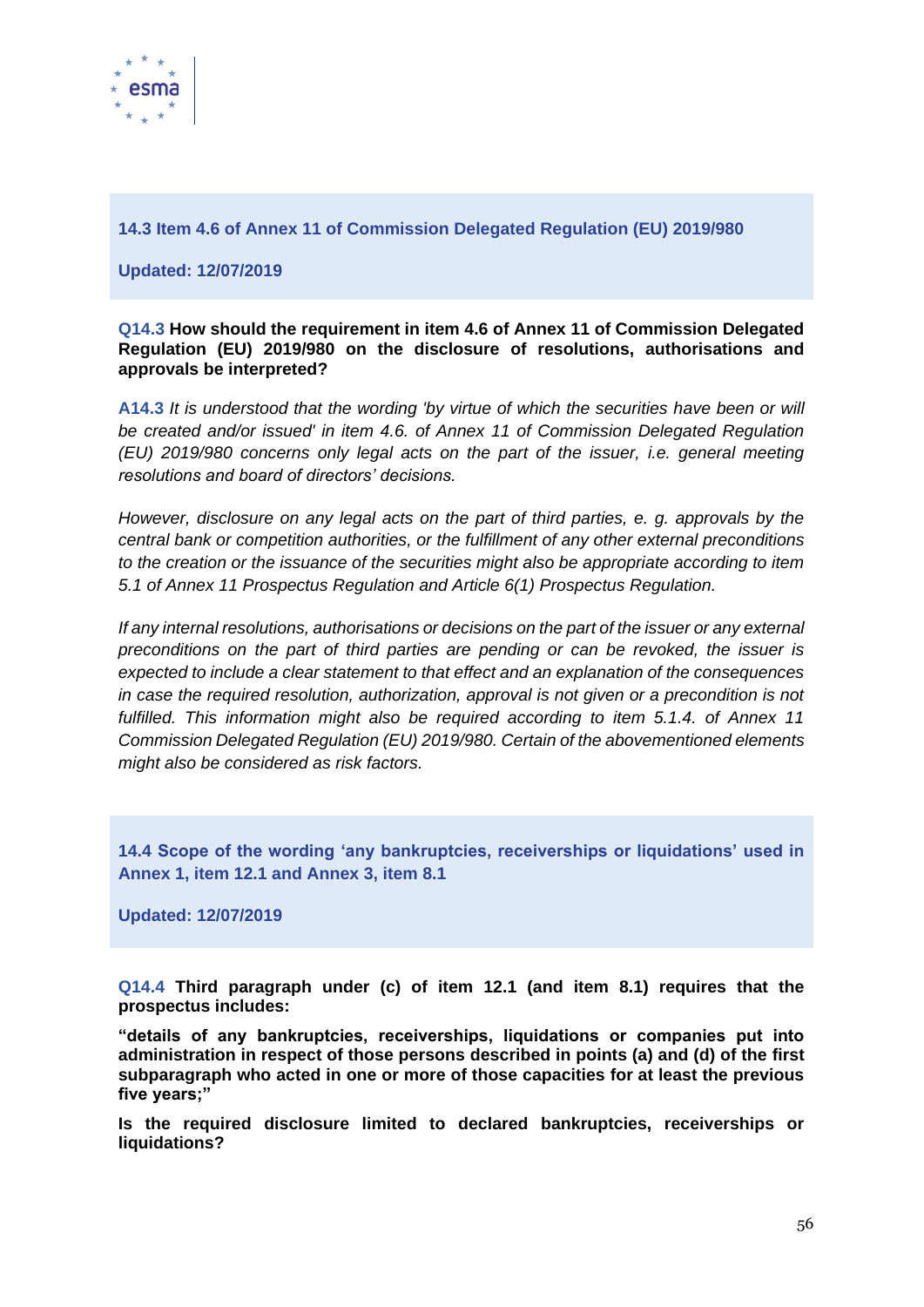### 14.3 Item 4.6 of Annex 11 of Commission Delegated Regulation (EU) 2019/980

**Updated: 12/07/2019**

**Q14.3 How should the requirement in item 4.6 of Annex 11 of Commission Delegated Regulation (EU) 2019/980 on the disclosure of resolutions, authorisations and approvals be interpreted?**

**A14.3** *It is understood that the wording 'by virtue of which the securities have been or will be created and/or issued' in item 4.6. of Annex 11 of Commission Delegated Regulation (EU) 2019/980 concerns only legal acts on the part of the issuer, i.e. general meeting resolutions and board of directors' decisions.*

*However, disclosure on any legal acts on the part of third parties, e. g. approvals by the central bank or competition authorities, or the fulfillment of any other external preconditions to the creation or the issuance of the securities might also be appropriate according to item 5.1 of Annex 11 Prospectus Regulation and Article 6(1) Prospectus Regulation.*

*If any internal resolutions, authorisations or decisions on the part of the issuer or any external preconditions on the part of third parties are pending or can be revoked, the issuer is expected to include a clear statement to that effect and an explanation of the consequences in case the required resolution, authorization, approval is not given or a precondition is not fulfilled. This information might also be required according to item 5.1.4. of Annex 11 Commission Delegated Regulation (EU) 2019/980. Certain of the abovementioned elements might also be considered as risk factors.*

### 14.4 Scope of the wording 'any bankruptcies, receiverships or liquidations' used in Annex 1, item 12.1 and Annex 3, item 8.1

**Updated: 12/07/2019**

**Q14.4 Third paragraph under (c) of item 12.1 (and item 8.1) requires that the prospectus includes:**

**"details of any bankruptcies, receiverships, liquidations or companies put into administration in respect of those persons described in points (a) and (d) of the first subparagraph who acted in one or more of those capacities for at least the previous five years;"**

**Is the required disclosure limited to declared bankruptcies, receiverships or liquidations?**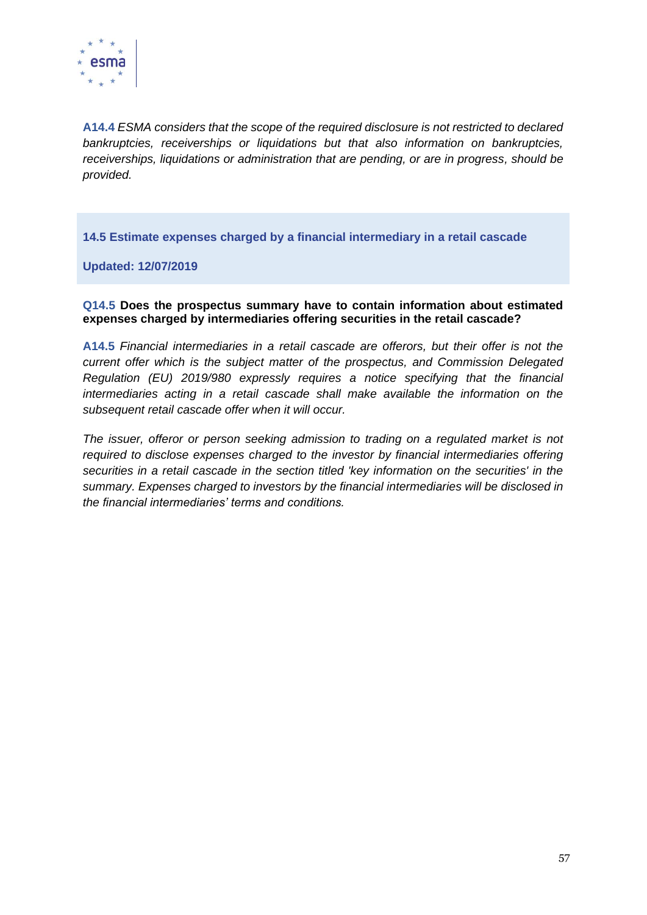**A14.4** *ESMA considers that the scope of the required disclosure is not restricted to declared bankruptcies, receiverships or liquidations but that also information on bankruptcies, receiverships, liquidations or administration that are pending, or are in progress, should be provided.*

### 14.5 Estimate expenses charged by a financial intermediary in a retail cascade

**Updated: 12/07/2019**

**Q14.5 Does the prospectus summary have to contain information about estimated expenses charged by intermediaries offering securities in the retail cascade?**

**A14.5** *Financial intermediaries in a retail cascade are offerors, but their offer is not the current offer which is the subject matter of the prospectus, and Commission Delegated Regulation (EU) 2019/980 expressly requires a notice specifying that the financial intermediaries acting in a retail cascade shall make available the information on the subsequent retail cascade offer when it will occur.*

*The issuer, offeror or person seeking admission to trading on a regulated market is not required to disclose expenses charged to the investor by financial intermediaries offering securities in a retail cascade in the section titled 'key information on the securities' in the summary. Expenses charged to investors by the financial intermediaries will be disclosed in the financial intermediaries' terms and conditions.*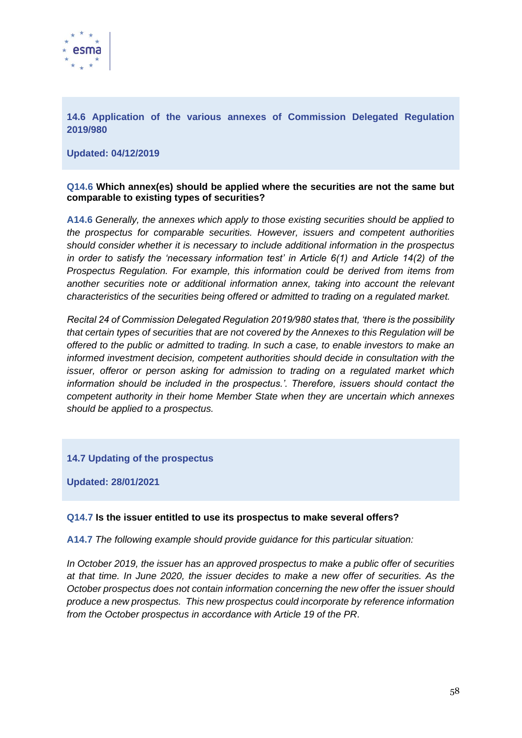## 14.6 Application of the various annexes of Commission Delegated Regulation 2019/980

**Updated: 04/12/2019**

**Q14.6 Which annex(es) should be applied where the securities are not the same but comparable to existing types of securities?**

**A14.6** *Generally, the annexes which apply to those existing securities should be applied to the prospectus for comparable securities. However, issuers and competent authorities should consider whether it is necessary to include additional information in the prospectus in order to satisfy the 'necessary information test' in Article 6(1) and Article 14(2) of the Prospectus Regulation. For example, this information could be derived from items from another securities note or additional information annex, taking into account the relevant characteristics of the securities being offered or admitted to trading on a regulated market.*

*Recital 24 of Commission Delegated Regulation 2019/980 states that, 'there is the possibility that certain types of securities that are not covered by the Annexes to this Regulation will be offered to the public or admitted to trading. In such a case, to enable investors to make an informed investment decision, competent authorities should decide in consultation with the issuer, offeror or person asking for admission to trading on a regulated market which information should be included in the prospectus.'. Therefore, issuers should contact the competent authority in their home Member State when they are uncertain which annexes should be applied to a prospectus.*

## 14.7 Updating of the prospectus

**Updated: 28/01/2021**

**Q14.7 Is the issuer entitled to use its prospectus to make several offers?**

**A14.7** *The following example should provide guidance for this particular situation:*

*In October 2019, the issuer has an approved prospectus to make a public offer of securities at that time. In June 2020, the issuer decides to make a new offer of securities. As the October prospectus does not contain information concerning the new offer the issuer should produce a new prospectus. This new prospectus could incorporate by reference information from the October prospectus in accordance with Article 19 of the PR.*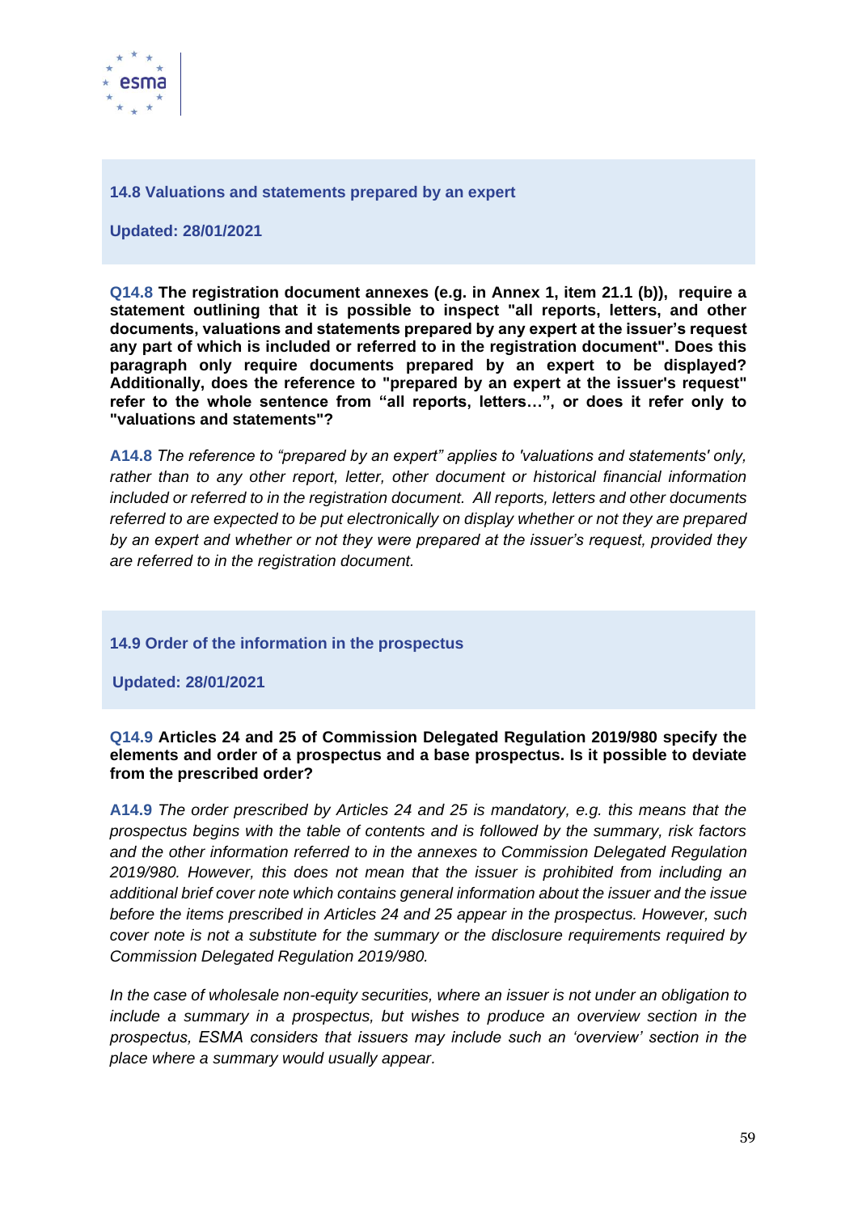## 14.8 Valuations and statements prepared by an expert

**Updated: 28/01/2021**

**Q14.8 The registration document annexes (e.g. in Annex 1, item 21.1 (b)), require a statement outlining that it is possible to inspect "all reports, letters, and other documents, valuations and statements prepared by any expert at the issuer's request any part of which is included or referred to in the registration document". Does this paragraph only require documents prepared by an expert to be displayed? Additionally, does the reference to "prepared by an expert at the issuer's request" refer to the whole sentence from "all reports, letters…", or does it refer only to "valuations and statements"?**

**A14.8** *The reference to "prepared by an expert" applies to 'valuations and statements' only, rather than to any other report, letter, other document or historical financial information included or referred to in the registration document. All reports, letters and other documents referred to are expected to be put electronically on display whether or not they are prepared by an expert and whether or not they were prepared at the issuer's request, provided they are referred to in the registration document.*

## 14.9 Order of the information in the prospectus

**Updated: 28/01/2021**

**Q14.9 Articles 24 and 25 of Commission Delegated Regulation 2019/980 specify the elements and order of a prospectus and a base prospectus. Is it possible to deviate from the prescribed order?**

**A14.9** *The order prescribed by Articles 24 and 25 is mandatory, e.g. this means that the prospectus begins with the table of contents and is followed by the summary, risk factors and the other information referred to in the annexes to Commission Delegated Regulation 2019/980. However, this does not mean that the issuer is prohibited from including an additional brief cover note which contains general information about the issuer and the issue before the items prescribed in Articles 24 and 25 appear in the prospectus. However, such cover note is not a substitute for the summary or the disclosure requirements required by Commission Delegated Regulation 2019/980.*

*In the case of wholesale non-equity securities, where an issuer is not under an obligation to include a summary in a prospectus, but wishes to produce an overview section in the prospectus, ESMA considers that issuers may include such an 'overview' section in the place where a summary would usually appear.*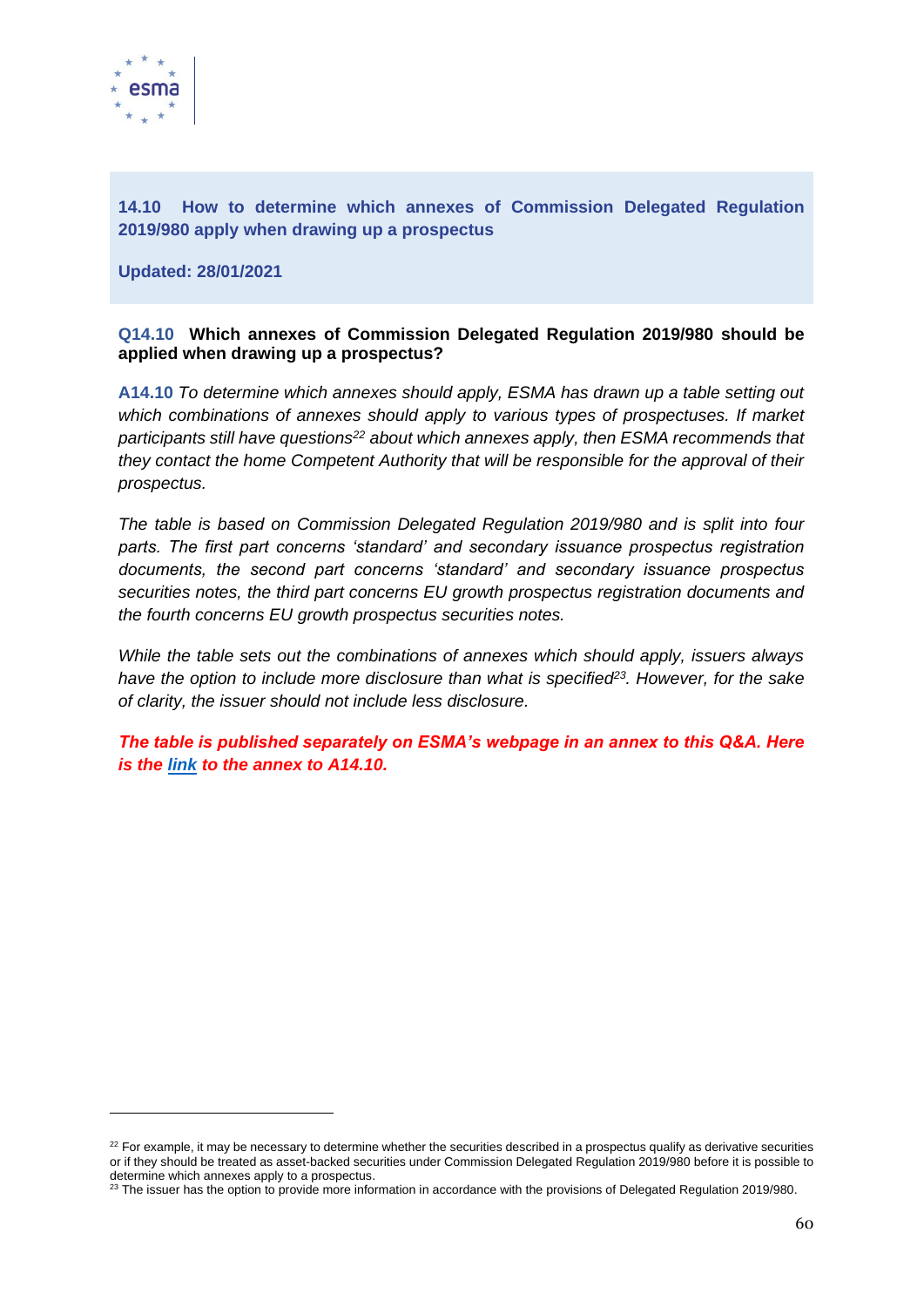## 14.10 How to determine which annexes of Commission Delegated Regulation 2019/980 apply when drawing up a prospectus

**Updated: 28/01/2021**

**Q14.10 Which annexes of Commission Delegated Regulation 2019/980 should be applied when drawing up a prospectus?**

**A14.10** *To determine which annexes should apply, ESMA has drawn up a table setting out which combinations of annexes should apply to various types of prospectuses. If market participants still have questions*[22] *about which annexes apply, then ESMA recommends that they contact the home Competent Authority that will be responsible for the approval of their prospectus.*

*The table is based on Commission Delegated Regulation 2019/980 and is split into four parts. The first part concerns 'standard' and secondary issuance prospectus registration documents, the second part concerns 'standard' and secondary issuance prospectus securities notes, the third part concerns EU growth prospectus registration documents and the fourth concerns EU growth prospectus securities notes.*

*While the table sets out the combinations of annexes which should apply, issuers always have the option to include more disclosure than what is specified*[23]*. However, for the sake of clarity, the issuer should not include less disclosure.*

***The table is published separately on ESMA's webpage in an annex to this Q&A. Here is the link to the annex to A14.10.***

---

[22] For example, it may be necessary to determine whether the securities described in a prospectus qualify as derivative securities or if they should be treated as asset-backed securities under Commission Delegated Regulation 2019/980 before it is possible to determine which annexes apply to a prospectus.

[23] The issuer has the option to provide more information in accordance with the provisions of Delegated Regulation 2019/980.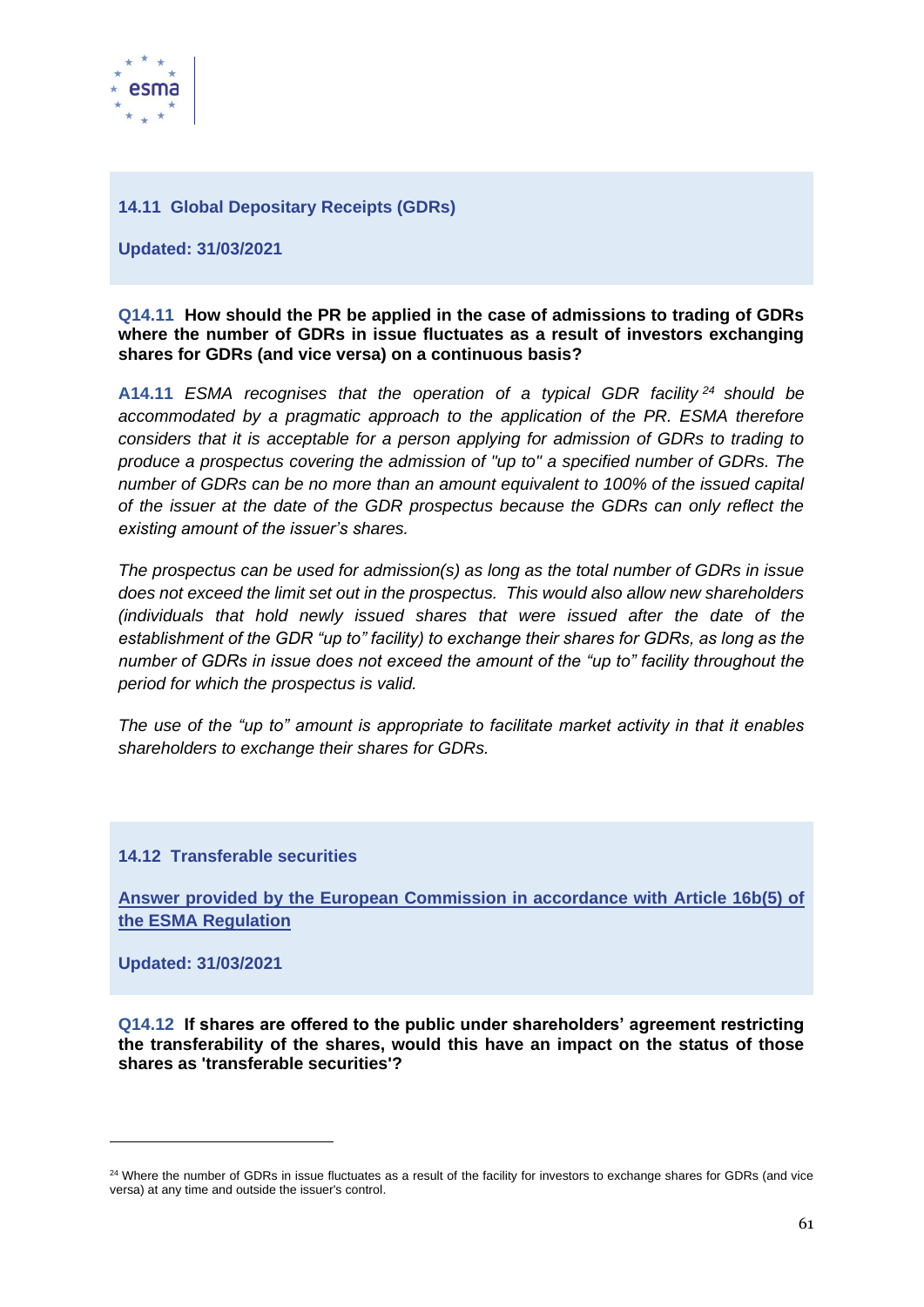### 14.11 Global Depositary Receipts (GDRs)

**Updated: 31/03/2021**

**Q14.11 How should the PR be applied in the case of admissions to trading of GDRs where the number of GDRs in issue fluctuates as a result of investors exchanging shares for GDRs (and vice versa) on a continuous basis?**

**A14.11** *ESMA recognises that the operation of a typical GDR facility*[24] *should be accommodated by a pragmatic approach to the application of the PR. ESMA therefore considers that it is acceptable for a person applying for admission of GDRs to trading to produce a prospectus covering the admission of "up to" a specified number of GDRs. The number of GDRs can be no more than an amount equivalent to 100% of the issued capital of the issuer at the date of the GDR prospectus because the GDRs can only reflect the existing amount of the issuer's shares.*

*The prospectus can be used for admission(s) as long as the total number of GDRs in issue does not exceed the limit set out in the prospectus. This would also allow new shareholders (individuals that hold newly issued shares that were issued after the date of the establishment of the GDR "up to" facility) to exchange their shares for GDRs, as long as the number of GDRs in issue does not exceed the amount of the "up to" facility throughout the period for which the prospectus is valid.*

*The use of the "up to" amount is appropriate to facilitate market activity in that it enables shareholders to exchange their shares for GDRs.*

### 14.12 Transferable securities

**Answer provided by the European Commission in accordance with Article 16b(5) of the ESMA Regulation**

**Updated: 31/03/2021**

**Q14.12 If shares are offered to the public under shareholders' agreement restricting the transferability of the shares, would this have an impact on the status of those shares as 'transferable securities'?**

---

[24] Where the number of GDRs in issue fluctuates as a result of the facility for investors to exchange shares for GDRs (and vice versa) at any time and outside the issuer's control.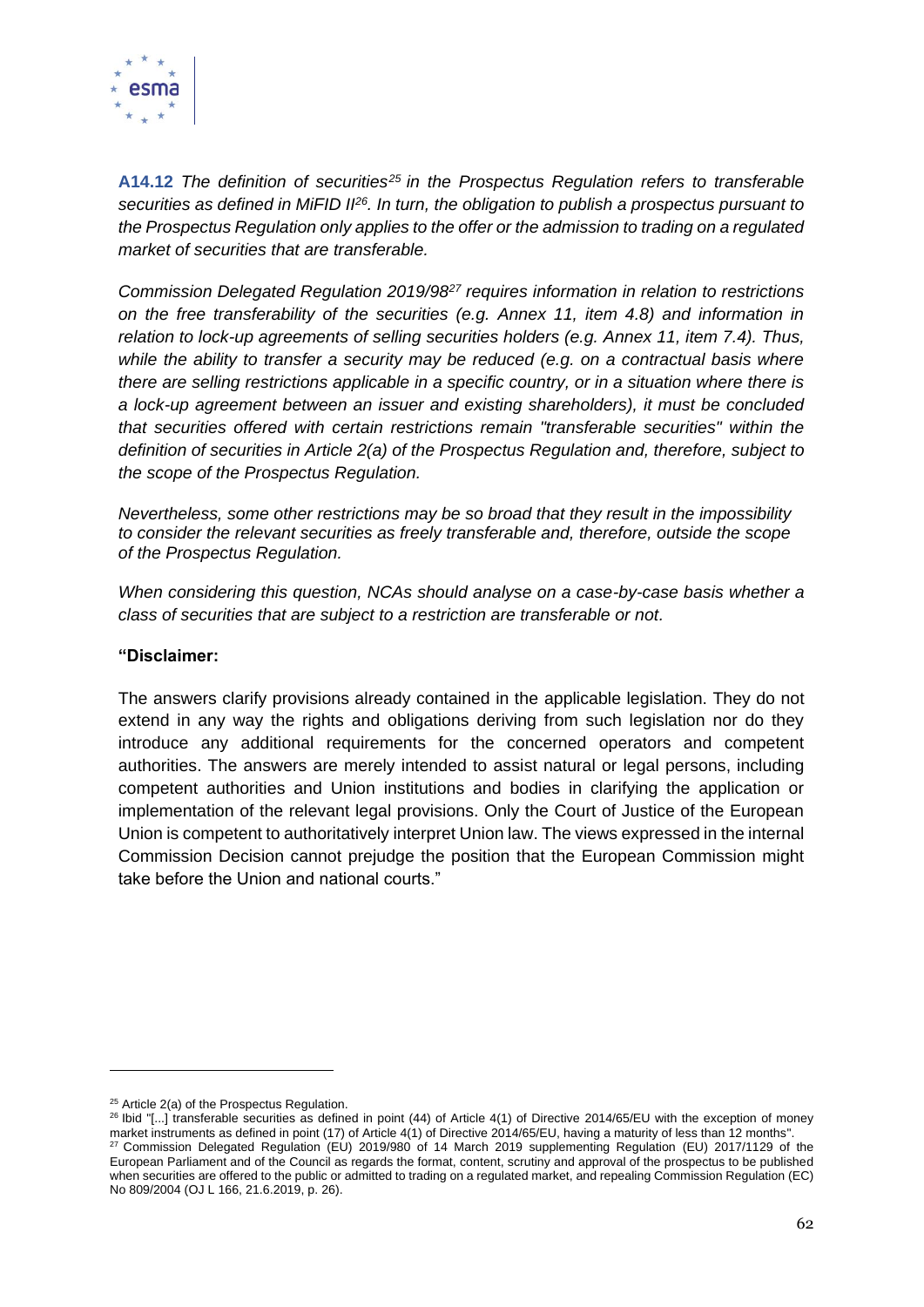**A14.12** *The definition of securities[25] in the Prospectus Regulation refers to transferable securities as defined in MiFID II[26]. In turn, the obligation to publish a prospectus pursuant to the Prospectus Regulation only applies to the offer or the admission to trading on a regulated market of securities that are transferable.*

*Commission Delegated Regulation 2019/98[27] requires information in relation to restrictions on the free transferability of the securities (e.g. Annex 11, item 4.8) and information in relation to lock-up agreements of selling securities holders (e.g. Annex 11, item 7.4). Thus, while the ability to transfer a security may be reduced (e.g. on a contractual basis where there are selling restrictions applicable in a specific country, or in a situation where there is a lock-up agreement between an issuer and existing shareholders), it must be concluded that securities offered with certain restrictions remain "transferable securities" within the definition of securities in Article 2(a) of the Prospectus Regulation and, therefore, subject to the scope of the Prospectus Regulation.*

*Nevertheless, some other restrictions may be so broad that they result in the impossibility to consider the relevant securities as freely transferable and, therefore, outside the scope of the Prospectus Regulation.*

*When considering this question, NCAs should analyse on a case-by-case basis whether a class of securities that are subject to a restriction are transferable or not.*

**"Disclaimer:**

The answers clarify provisions already contained in the applicable legislation. They do not extend in any way the rights and obligations deriving from such legislation nor do they introduce any additional requirements for the concerned operators and competent authorities. The answers are merely intended to assist natural or legal persons, including competent authorities and Union institutions and bodies in clarifying the application or implementation of the relevant legal provisions. Only the Court of Justice of the European Union is competent to authoritatively interpret Union law. The views expressed in the internal Commission Decision cannot prejudge the position that the European Commission might take before the Union and national courts."

---

[25] Article 2(a) of the Prospectus Regulation.

[26] Ibid "[...] transferable securities as defined in point (44) of Article 4(1) of Directive 2014/65/EU with the exception of money market instruments as defined in point (17) of Article 4(1) of Directive 2014/65/EU, having a maturity of less than 12 months".

[27] Commission Delegated Regulation (EU) 2019/980 of 14 March 2019 supplementing Regulation (EU) 2017/1129 of the European Parliament and of the Council as regards the format, content, scrutiny and approval of the prospectus to be published when securities are offered to the public or admitted to trading on a regulated market, and repealing Commission Regulation (EC) No 809/2004 (OJ L 166, 21.6.2019, p. 26).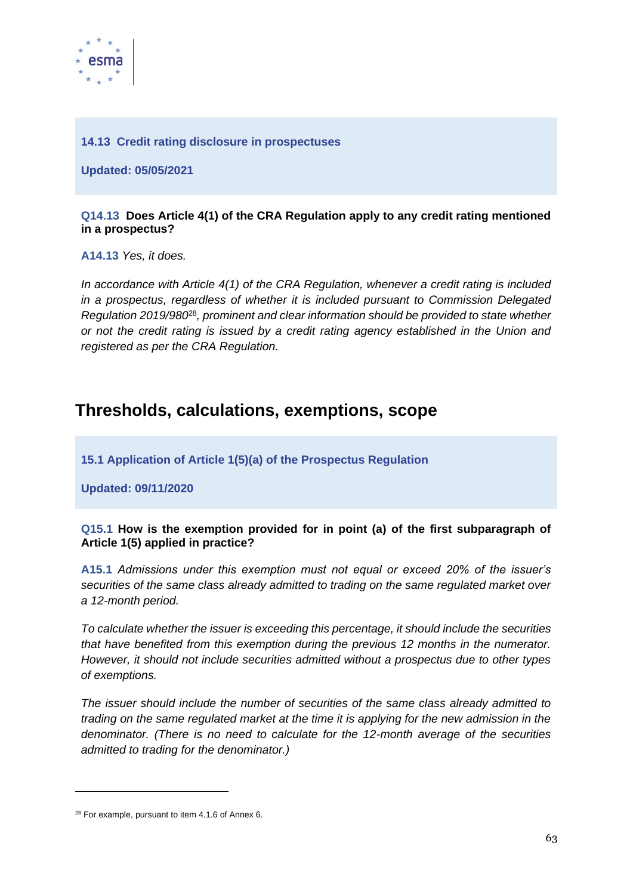### 14.13 Credit rating disclosure in prospectuses

**Updated: 05/05/2021**

**Q14.13 Does Article 4(1) of the CRA Regulation apply to any credit rating mentioned in a prospectus?**

**A14.13** *Yes, it does.*

*In accordance with Article 4(1) of the CRA Regulation, whenever a credit rating is included in a prospectus, regardless of whether it is included pursuant to Commission Delegated Regulation 2019/980*[28]*, prominent and clear information should be provided to state whether or not the credit rating is issued by a credit rating agency established in the Union and registered as per the CRA Regulation.*

## Thresholds, calculations, exemptions, scope

### 15.1 Application of Article 1(5)(a) of the Prospectus Regulation

**Updated: 09/11/2020**

**Q15.1 How is the exemption provided for in point (a) of the first subparagraph of Article 1(5) applied in practice?**

**A15.1** *Admissions under this exemption must not equal or exceed 20% of the issuer's securities of the same class already admitted to trading on the same regulated market over a 12-month period.*

*To calculate whether the issuer is exceeding this percentage, it should include the securities that have benefited from this exemption during the previous 12 months in the numerator. However, it should not include securities admitted without a prospectus due to other types of exemptions.*

*The issuer should include the number of securities of the same class already admitted to trading on the same regulated market at the time it is applying for the new admission in the denominator. (There is no need to calculate for the 12-month average of the securities admitted to trading for the denominator.)*

---

[28] For example, pursuant to item 4.1.6 of Annex 6.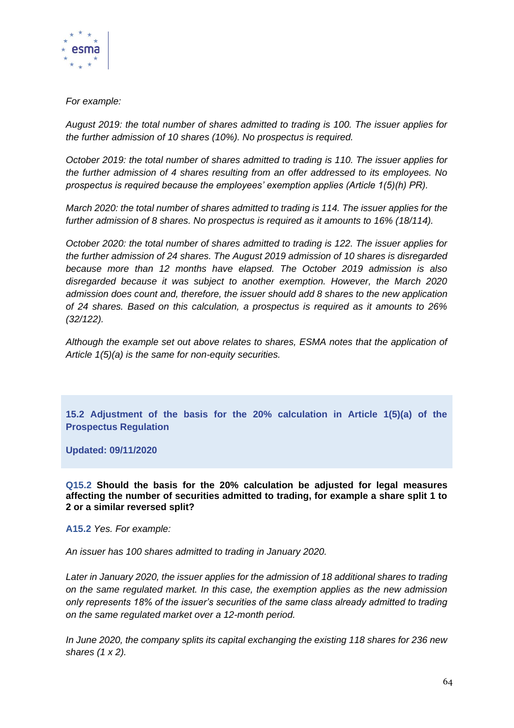*For example:*

*August 2019: the total number of shares admitted to trading is 100. The issuer applies for the further admission of 10 shares (10%). No prospectus is required.*

*October 2019: the total number of shares admitted to trading is 110. The issuer applies for the further admission of 4 shares resulting from an offer addressed to its employees. No prospectus is required because the employees' exemption applies (Article 1(5)(h) PR).*

*March 2020: the total number of shares admitted to trading is 114. The issuer applies for the further admission of 8 shares. No prospectus is required as it amounts to 16% (18/114).*

*October 2020: the total number of shares admitted to trading is 122. The issuer applies for the further admission of 24 shares. The August 2019 admission of 10 shares is disregarded because more than 12 months have elapsed. The October 2019 admission is also disregarded because it was subject to another exemption. However, the March 2020 admission does count and, therefore, the issuer should add 8 shares to the new application of 24 shares. Based on this calculation, a prospectus is required as it amounts to 26% (32/122).*

*Although the example set out above relates to shares, ESMA notes that the application of Article 1(5)(a) is the same for non-equity securities.*

## 15.2 Adjustment of the basis for the 20% calculation in Article 1(5)(a) of the Prospectus Regulation

**Updated: 09/11/2020**

**Q15.2 Should the basis for the 20% calculation be adjusted for legal measures affecting the number of securities admitted to trading, for example a share split 1 to 2 or a similar reversed split?**

**A15.2** *Yes. For example:*

*An issuer has 100 shares admitted to trading in January 2020.*

*Later in January 2020, the issuer applies for the admission of 18 additional shares to trading on the same regulated market. In this case, the exemption applies as the new admission only represents 18% of the issuer's securities of the same class already admitted to trading on the same regulated market over a 12-month period.*

*In June 2020, the company splits its capital exchanging the existing 118 shares for 236 new shares (1 x 2).*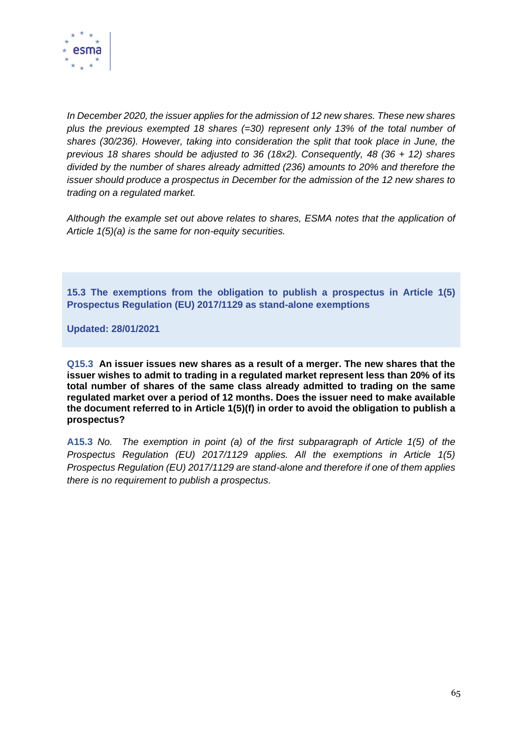*In December 2020, the issuer applies for the admission of 12 new shares. These new shares plus the previous exempted 18 shares (=30) represent only 13% of the total number of shares (30/236). However, taking into consideration the split that took place in June, the previous 18 shares should be adjusted to 36 (18x2). Consequently, 48 (36 + 12) shares divided by the number of shares already admitted (236) amounts to 20% and therefore the issuer should produce a prospectus in December for the admission of the 12 new shares to trading on a regulated market.*

*Although the example set out above relates to shares, ESMA notes that the application of Article 1(5)(a) is the same for non-equity securities.*

## 15.3 The exemptions from the obligation to publish a prospectus in Article 1(5) Prospectus Regulation (EU) 2017/1129 as stand-alone exemptions

**Updated: 28/01/2021**

**Q15.3 An issuer issues new shares as a result of a merger. The new shares that the issuer wishes to admit to trading in a regulated market represent less than 20% of its total number of shares of the same class already admitted to trading on the same regulated market over a period of 12 months. Does the issuer need to make available the document referred to in Article 1(5)(f) in order to avoid the obligation to publish a prospectus?**

**A15.3** *No. The exemption in point (a) of the first subparagraph of Article 1(5) of the Prospectus Regulation (EU) 2017/1129 applies. All the exemptions in Article 1(5) Prospectus Regulation (EU) 2017/1129 are stand-alone and therefore if one of them applies there is no requirement to publish a prospectus.*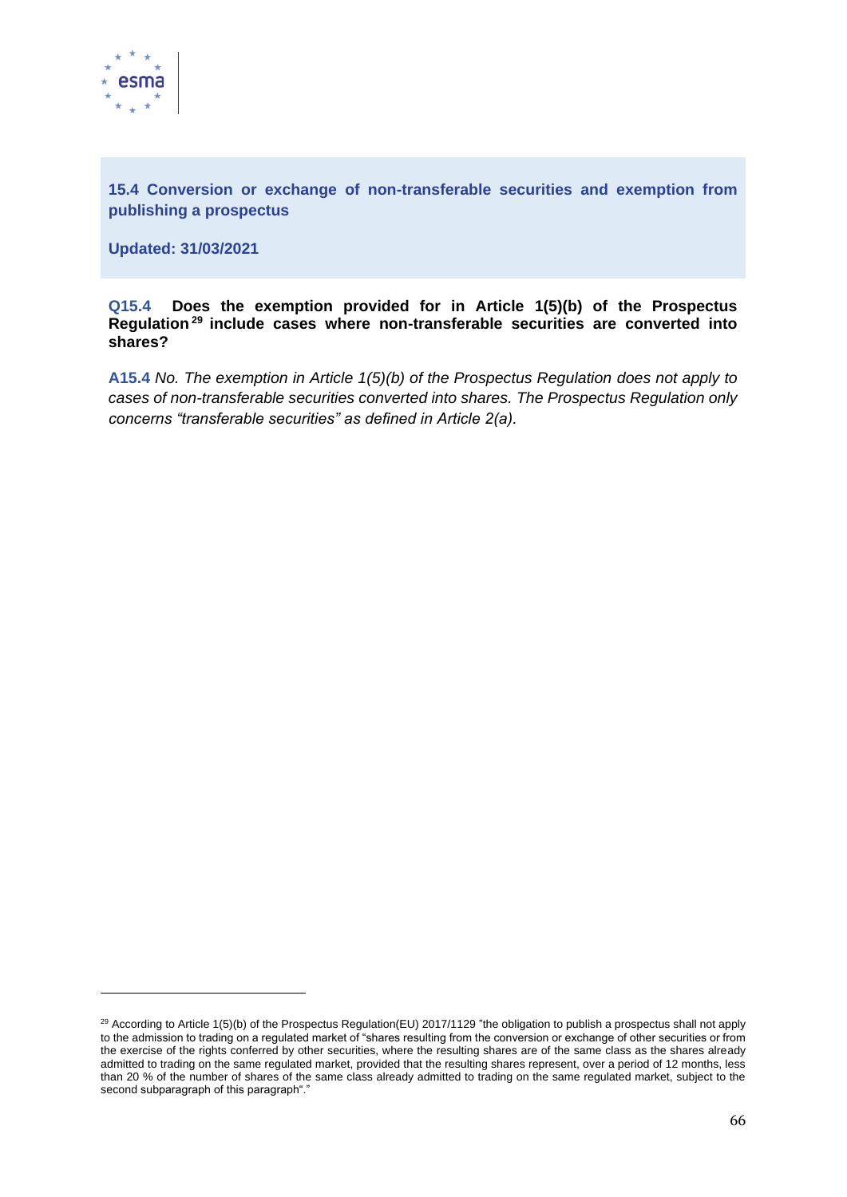## 15.4 Conversion or exchange of non-transferable securities and exemption from publishing a prospectus

**Updated: 31/03/2021**

**Q15.4 Does the exemption provided for in Article 1(5)(b) of the Prospectus Regulation[29] include cases where non-transferable securities are converted into shares?**

**A15.4** *No. The exemption in Article 1(5)(b) of the Prospectus Regulation does not apply to cases of non-transferable securities converted into shares. The Prospectus Regulation only concerns "transferable securities" as defined in Article 2(a).*

---

[29] According to Article 1(5)(b) of the Prospectus Regulation(EU) 2017/1129 "the obligation to publish a prospectus shall not apply to the admission to trading on a regulated market of "shares resulting from the conversion or exchange of other securities or from the exercise of the rights conferred by other securities, where the resulting shares are of the same class as the shares already admitted to trading on the same regulated market, provided that the resulting shares represent, over a period of 12 months, less than 20 % of the number of shares of the same class already admitted to trading on the same regulated market, subject to the second subparagraph of this paragraph"."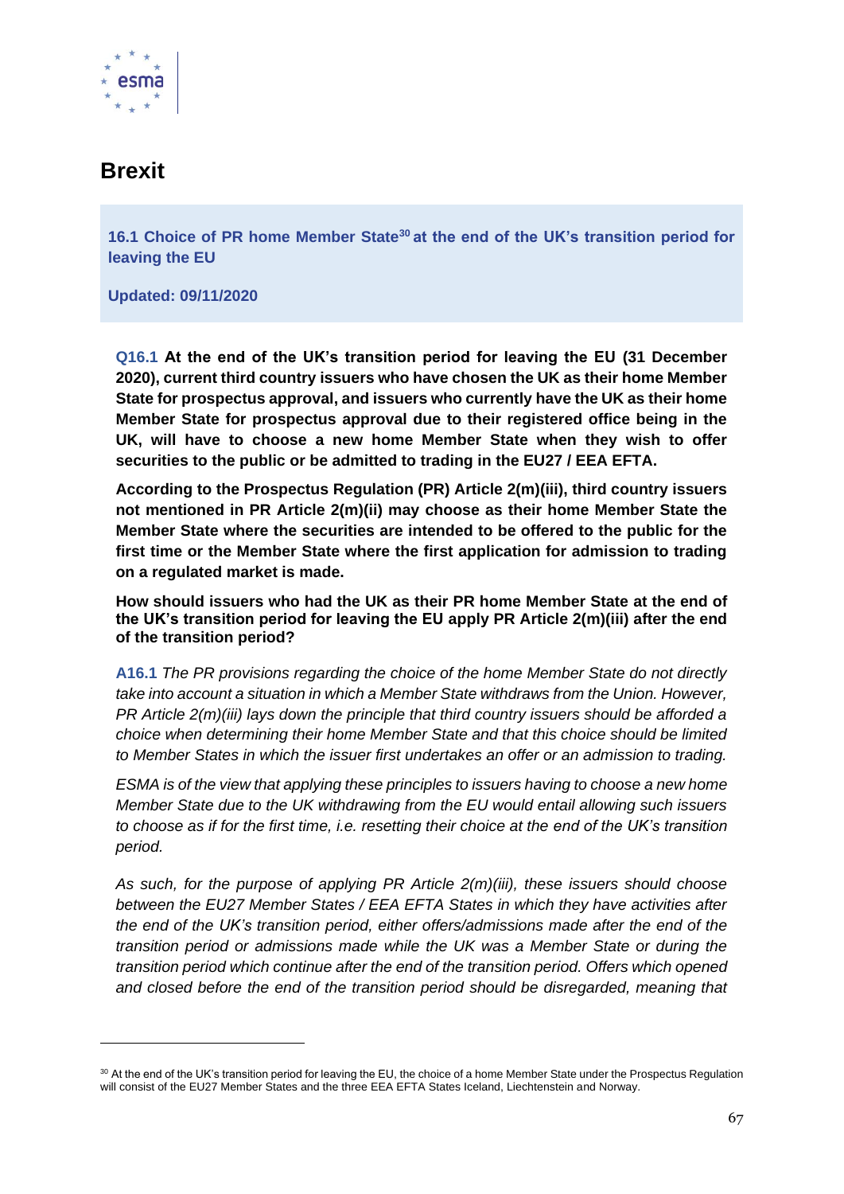# Brexit

**16.1 Choice of PR home Member State[30] at the end of the UK's transition period for leaving the EU**

**Updated: 09/11/2020**

**Q16.1 At the end of the UK's transition period for leaving the EU (31 December 2020), current third country issuers who have chosen the UK as their home Member State for prospectus approval, and issuers who currently have the UK as their home Member State for prospectus approval due to their registered office being in the UK, will have to choose a new home Member State when they wish to offer securities to the public or be admitted to trading in the EU27 / EEA EFTA.**

**According to the Prospectus Regulation (PR) Article 2(m)(iii), third country issuers not mentioned in PR Article 2(m)(ii) may choose as their home Member State the Member State where the securities are intended to be offered to the public for the first time or the Member State where the first application for admission to trading on a regulated market is made.**

**How should issuers who had the UK as their PR home Member State at the end of the UK's transition period for leaving the EU apply PR Article 2(m)(iii) after the end of the transition period?**

**A16.1** *The PR provisions regarding the choice of the home Member State do not directly take into account a situation in which a Member State withdraws from the Union. However, PR Article 2(m)(iii) lays down the principle that third country issuers should be afforded a choice when determining their home Member State and that this choice should be limited to Member States in which the issuer first undertakes an offer or an admission to trading.*

*ESMA is of the view that applying these principles to issuers having to choose a new home Member State due to the UK withdrawing from the EU would entail allowing such issuers to choose as if for the first time, i.e. resetting their choice at the end of the UK's transition period.*

*As such, for the purpose of applying PR Article 2(m)(iii), these issuers should choose between the EU27 Member States / EEA EFTA States in which they have activities after the end of the UK's transition period, either offers/admissions made after the end of the transition period or admissions made while the UK was a Member State or during the transition period which continue after the end of the transition period. Offers which opened and closed before the end of the transition period should be disregarded, meaning that*

[30] At the end of the UK's transition period for leaving the EU, the choice of a home Member State under the Prospectus Regulation will consist of the EU27 Member States and the three EEA EFTA States Iceland, Liechtenstein and Norway.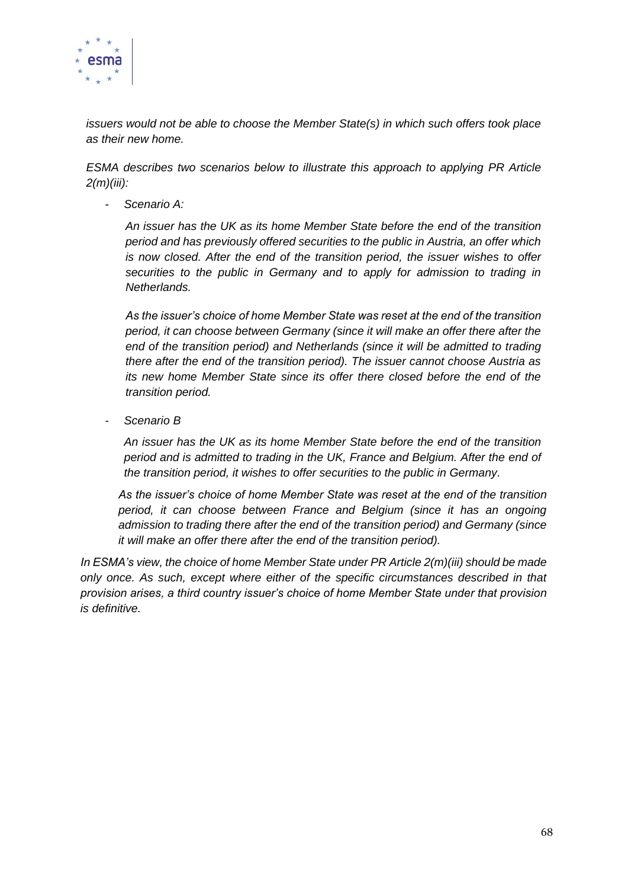*issuers would not be able to choose the Member State(s) in which such offers took place as their new home.*

*ESMA describes two scenarios below to illustrate this approach to applying PR Article 2(m)(iii):*

- *Scenario A:*

  *An issuer has the UK as its home Member State before the end of the transition period and has previously offered securities to the public in Austria, an offer which is now closed. After the end of the transition period, the issuer wishes to offer securities to the public in Germany and to apply for admission to trading in Netherlands.*

  *As the issuer's choice of home Member State was reset at the end of the transition period, it can choose between Germany (since it will make an offer there after the end of the transition period) and Netherlands (since it will be admitted to trading there after the end of the transition period). The issuer cannot choose Austria as its new home Member State since its offer there closed before the end of the transition period.*

- *Scenario B*

  *An issuer has the UK as its home Member State before the end of the transition period and is admitted to trading in the UK, France and Belgium. After the end of the transition period, it wishes to offer securities to the public in Germany.*

  *As the issuer's choice of home Member State was reset at the end of the transition period, it can choose between France and Belgium (since it has an ongoing admission to trading there after the end of the transition period) and Germany (since it will make an offer there after the end of the transition period).*

*In ESMA's view, the choice of home Member State under PR Article 2(m)(iii) should be made only once. As such, except where either of the specific circumstances described in that provision arises, a third country issuer's choice of home Member State under that provision is definitive.*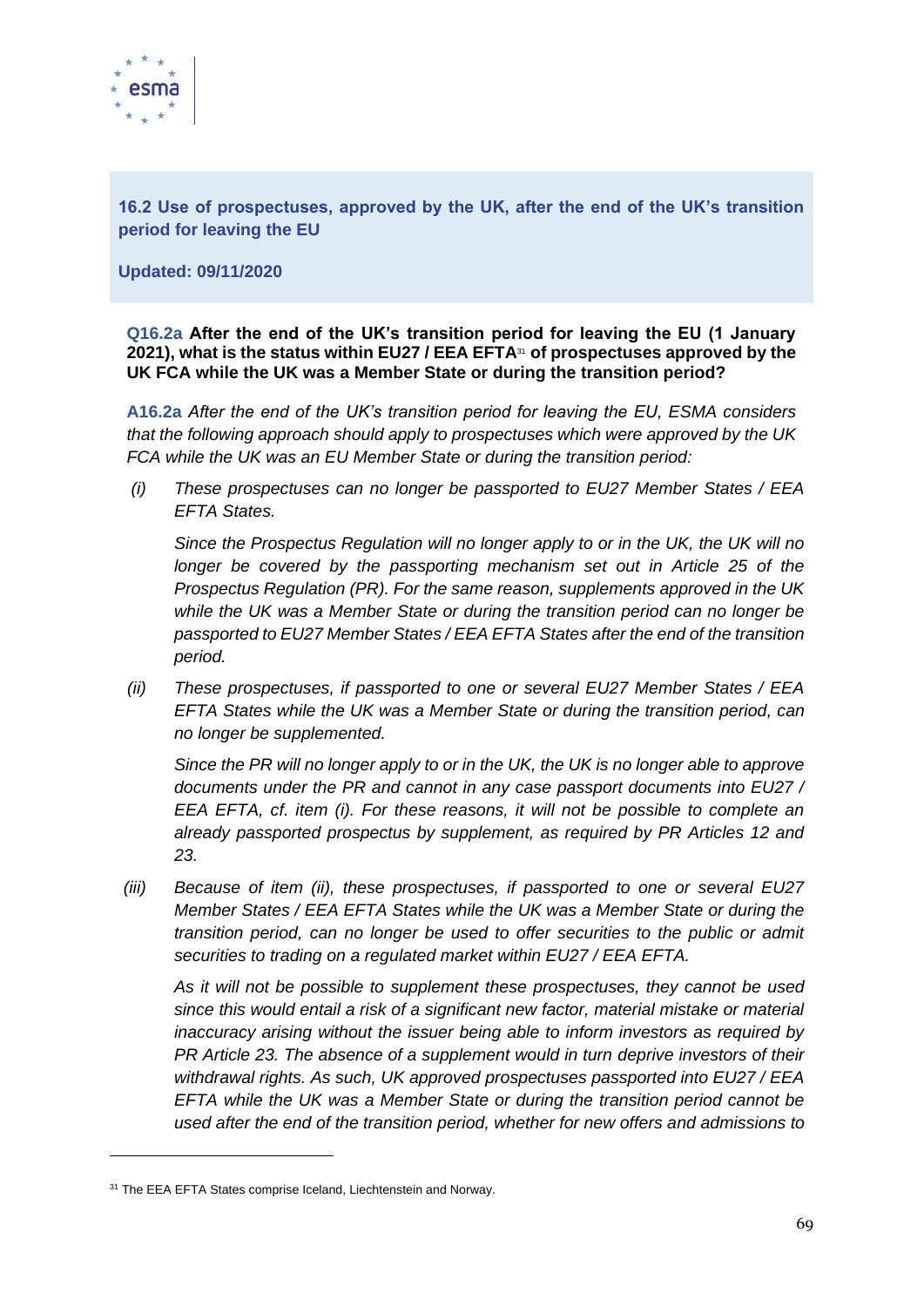## 16.2 Use of prospectuses, approved by the UK, after the end of the UK's transition period for leaving the EU

**Updated: 09/11/2020**

**Q16.2a After the end of the UK's transition period for leaving the EU (1 January 2021), what is the status within EU27 / EEA EFTA[31] of prospectuses approved by the UK FCA while the UK was a Member State or during the transition period?**

**A16.2a** *After the end of the UK's transition period for leaving the EU, ESMA considers that the following approach should apply to prospectuses which were approved by the UK FCA while the UK was an EU Member State or during the transition period:*

*(i) These prospectuses can no longer be passported to EU27 Member States / EEA EFTA States.*

*Since the Prospectus Regulation will no longer apply to or in the UK, the UK will no longer be covered by the passporting mechanism set out in Article 25 of the Prospectus Regulation (PR). For the same reason, supplements approved in the UK while the UK was a Member State or during the transition period can no longer be passported to EU27 Member States / EEA EFTA States after the end of the transition period.*

*(ii) These prospectuses, if passported to one or several EU27 Member States / EEA EFTA States while the UK was a Member State or during the transition period, can no longer be supplemented.*

*Since the PR will no longer apply to or in the UK, the UK is no longer able to approve documents under the PR and cannot in any case passport documents into EU27 / EEA EFTA, cf. item (i). For these reasons, it will not be possible to complete an already passported prospectus by supplement, as required by PR Articles 12 and 23.*

*(iii) Because of item (ii), these prospectuses, if passported to one or several EU27 Member States / EEA EFTA States while the UK was a Member State or during the transition period, can no longer be used to offer securities to the public or admit securities to trading on a regulated market within EU27 / EEA EFTA.*

*As it will not be possible to supplement these prospectuses, they cannot be used since this would entail a risk of a significant new factor, material mistake or material inaccuracy arising without the issuer being able to inform investors as required by PR Article 23. The absence of a supplement would in turn deprive investors of their withdrawal rights. As such, UK approved prospectuses passported into EU27 / EEA EFTA while the UK was a Member State or during the transition period cannot be used after the end of the transition period, whether for new offers and admissions to*

[31] The EEA EFTA States comprise Iceland, Liechtenstein and Norway.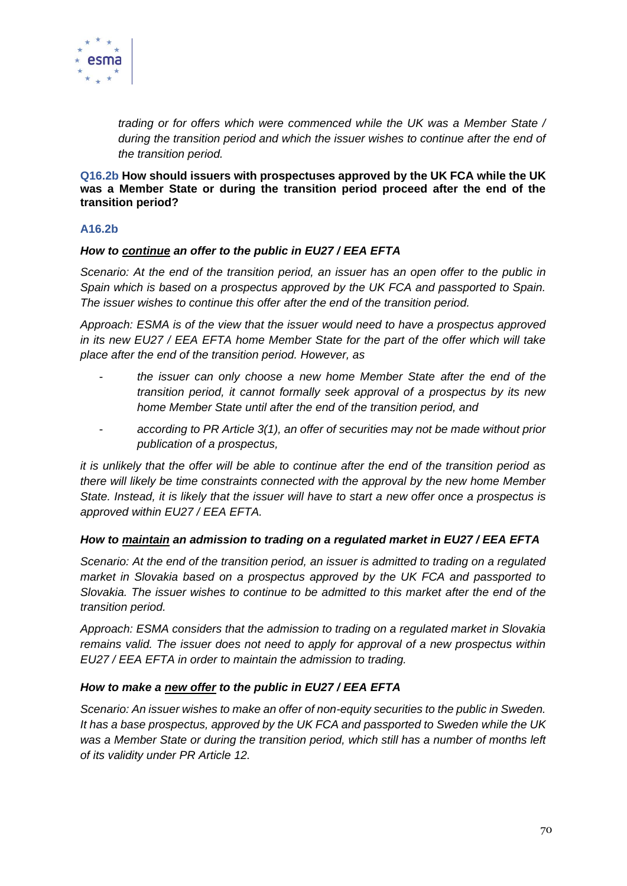*trading or for offers which were commenced while the UK was a Member State / during the transition period and which the issuer wishes to continue after the end of the transition period.*

**Q16.2b How should issuers with prospectuses approved by the UK FCA while the UK was a Member State or during the transition period proceed after the end of the transition period?**

**A16.2b**

***How to <u>continue</u> an offer to the public in EU27 / EEA EFTA***

*Scenario: At the end of the transition period, an issuer has an open offer to the public in Spain which is based on a prospectus approved by the UK FCA and passported to Spain. The issuer wishes to continue this offer after the end of the transition period.*

*Approach: ESMA is of the view that the issuer would need to have a prospectus approved in its new EU27 / EEA EFTA home Member State for the part of the offer which will take place after the end of the transition period. However, as*

- *the issuer can only choose a new home Member State after the end of the transition period, it cannot formally seek approval of a prospectus by its new home Member State until after the end of the transition period, and*
- *according to PR Article 3(1), an offer of securities may not be made without prior publication of a prospectus,*

*it is unlikely that the offer will be able to continue after the end of the transition period as there will likely be time constraints connected with the approval by the new home Member State. Instead, it is likely that the issuer will have to start a new offer once a prospectus is approved within EU27 / EEA EFTA.*

***How to <u>maintain</u> an admission to trading on a regulated market in EU27 / EEA EFTA***

*Scenario: At the end of the transition period, an issuer is admitted to trading on a regulated market in Slovakia based on a prospectus approved by the UK FCA and passported to Slovakia. The issuer wishes to continue to be admitted to this market after the end of the transition period.*

*Approach: ESMA considers that the admission to trading on a regulated market in Slovakia remains valid. The issuer does not need to apply for approval of a new prospectus within EU27 / EEA EFTA in order to maintain the admission to trading.*

***How to make a <u>new offer</u> to the public in EU27 / EEA EFTA***

*Scenario: An issuer wishes to make an offer of non-equity securities to the public in Sweden. It has a base prospectus, approved by the UK FCA and passported to Sweden while the UK was a Member State or during the transition period, which still has a number of months left of its validity under PR Article 12.*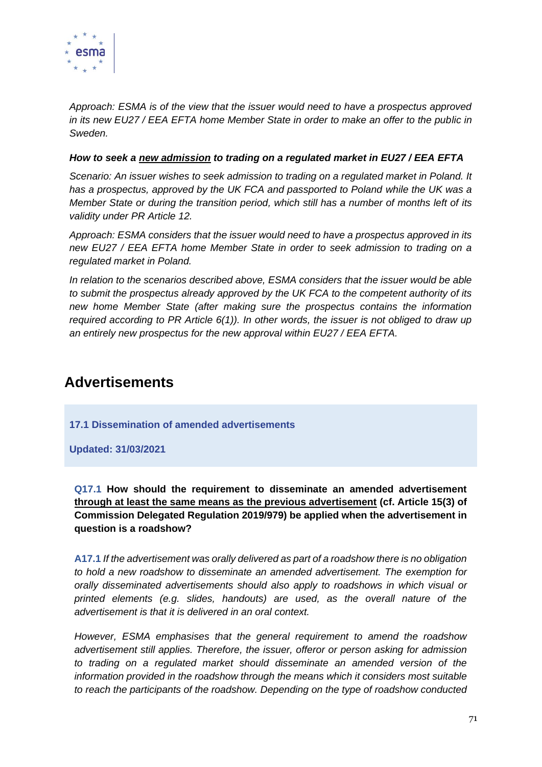*Approach: ESMA is of the view that the issuer would need to have a prospectus approved in its new EU27 / EEA EFTA home Member State in order to make an offer to the public in Sweden.*

***How to seek a new admission to trading on a regulated market in EU27 / EEA EFTA***

*Scenario: An issuer wishes to seek admission to trading on a regulated market in Poland. It has a prospectus, approved by the UK FCA and passported to Poland while the UK was a Member State or during the transition period, which still has a number of months left of its validity under PR Article 12.*

*Approach: ESMA considers that the issuer would need to have a prospectus approved in its new EU27 / EEA EFTA home Member State in order to seek admission to trading on a regulated market in Poland.*

*In relation to the scenarios described above, ESMA considers that the issuer would be able to submit the prospectus already approved by the UK FCA to the competent authority of its new home Member State (after making sure the prospectus contains the information required according to PR Article 6(1)). In other words, the issuer is not obliged to draw up an entirely new prospectus for the new approval within EU27 / EEA EFTA.*

# Advertisements

**17.1 Dissemination of amended advertisements**

**Updated: 31/03/2021**

**Q17.1 How should the requirement to disseminate an amended advertisement through at least the same means as the previous advertisement (cf. Article 15(3) of Commission Delegated Regulation 2019/979) be applied when the advertisement in question is a roadshow?**

**A17.1** *If the advertisement was orally delivered as part of a roadshow there is no obligation to hold a new roadshow to disseminate an amended advertisement. The exemption for orally disseminated advertisements should also apply to roadshows in which visual or printed elements (e.g. slides, handouts) are used, as the overall nature of the advertisement is that it is delivered in an oral context.*

*However, ESMA emphasises that the general requirement to amend the roadshow advertisement still applies. Therefore, the issuer, offeror or person asking for admission to trading on a regulated market should disseminate an amended version of the information provided in the roadshow through the means which it considers most suitable to reach the participants of the roadshow. Depending on the type of roadshow conducted*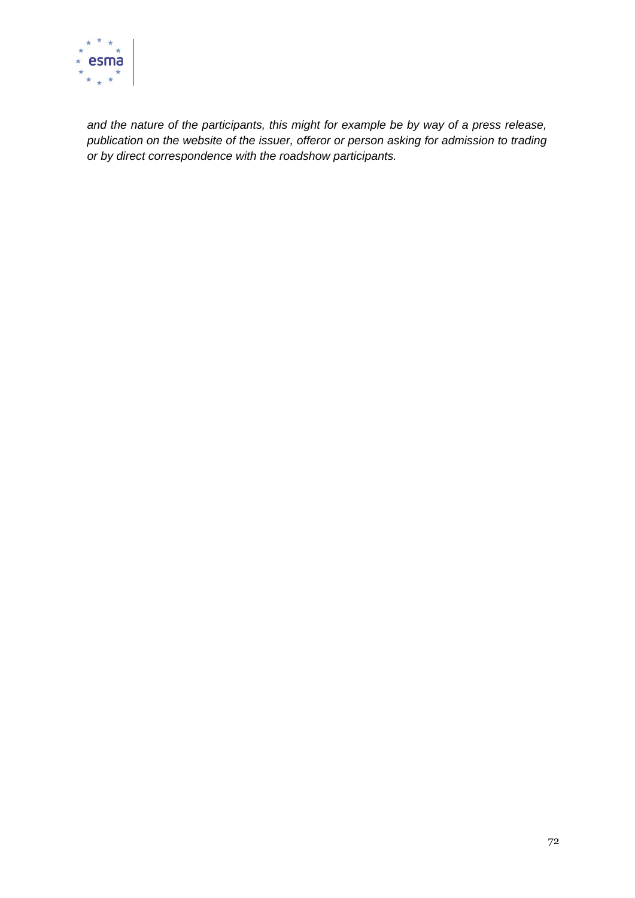*and the nature of the participants, this might for example be by way of a press release, publication on the website of the issuer, offeror or person asking for admission to trading or by direct correspondence with the roadshow participants.*